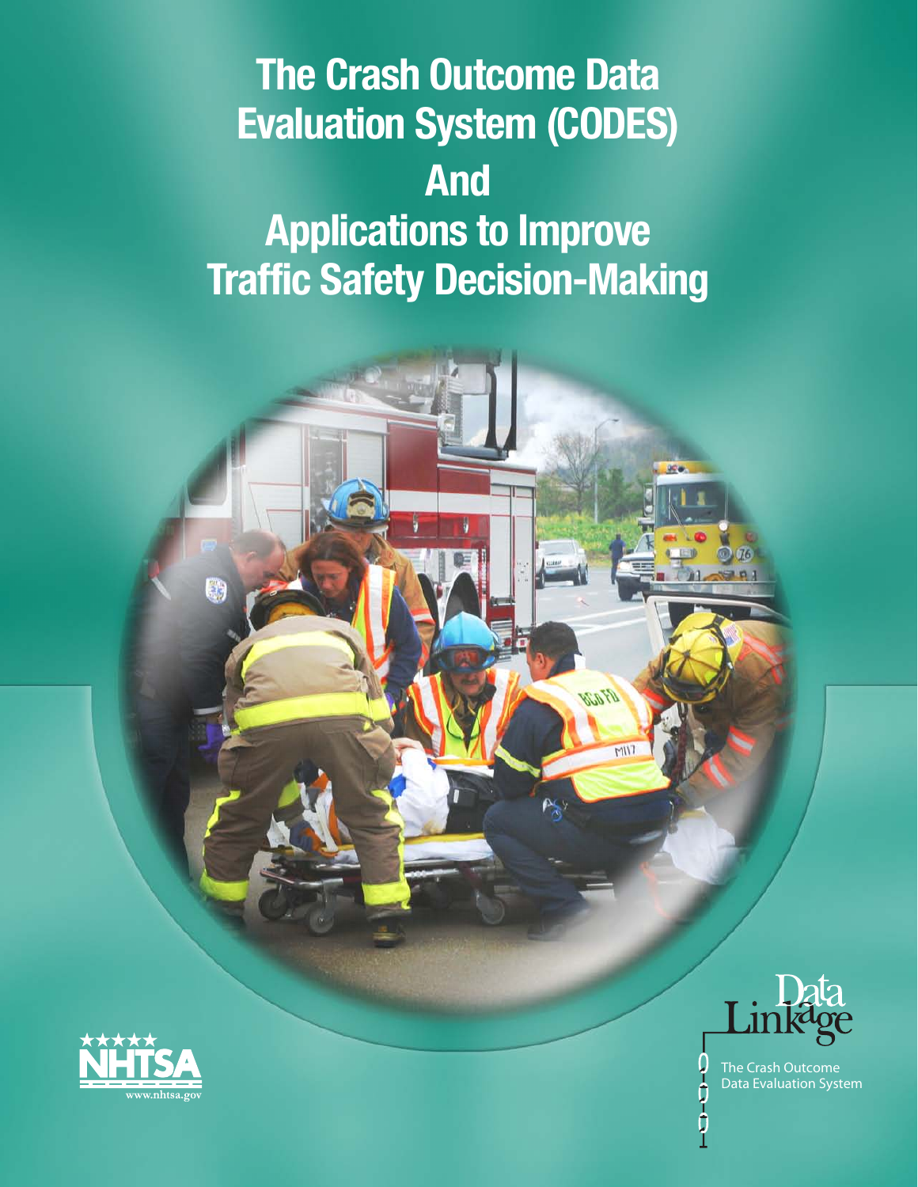# The Crash Outcome Data Evaluation System (CODES) And Applications to Improve Traffic Safety Decision-Making

NHTSA

www.nhtsa.gov

Data Linkage

The Crash Outcome Data Evaluation System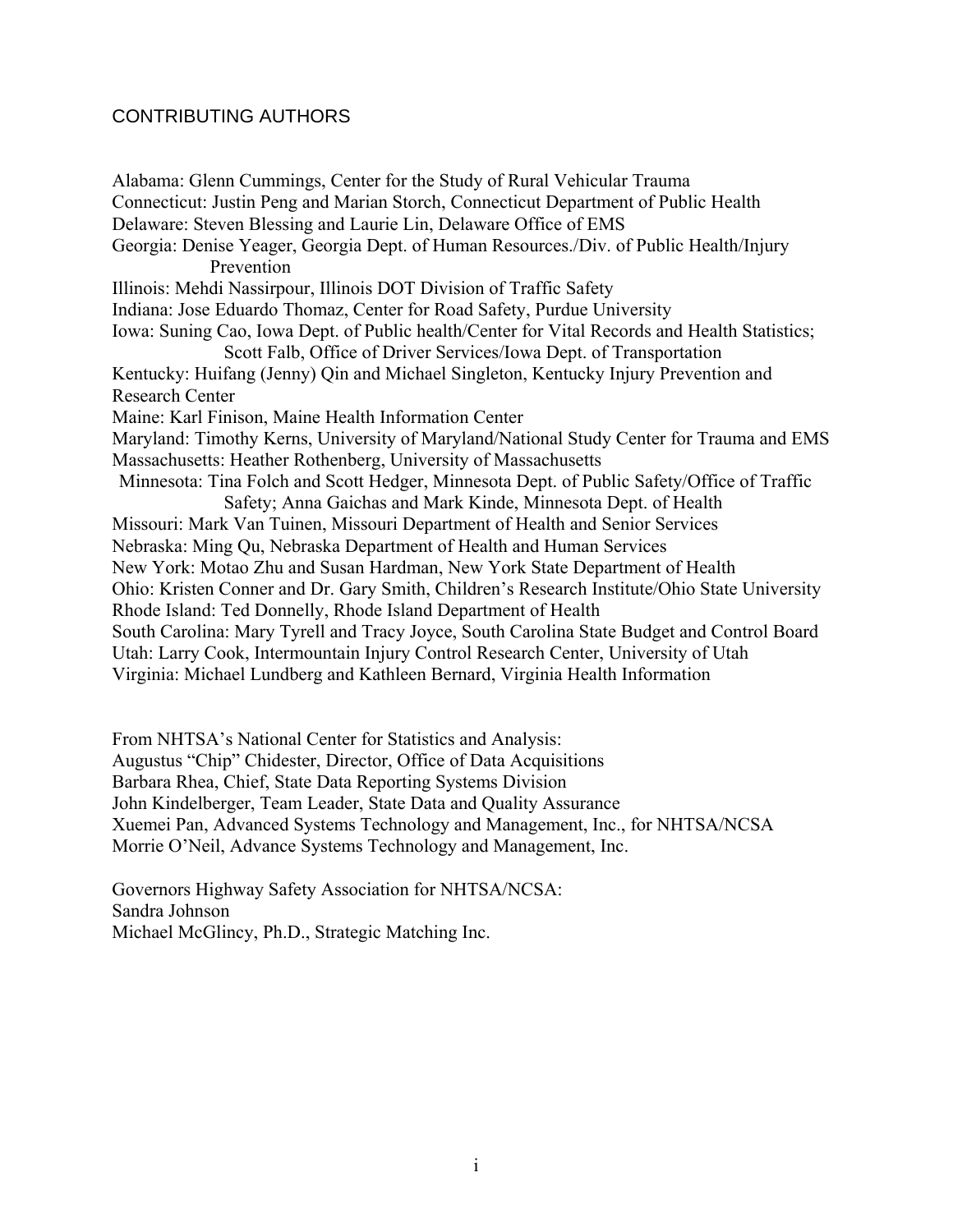## CONTRIBUTING AUTHORS

Alabama: Glenn Cummings, Center for the Study of Rural Vehicular Trauma
Connecticut: Justin Peng and Marian Storch, Connecticut Department of Public Health
Delaware: Steven Blessing and Laurie Lin, Delaware Office of EMS
Georgia: Denise Yeager, Georgia Dept. of Human Resources./Div. of Public Health/Injury Prevention
Illinois: Mehdi Nassirpour, Illinois DOT Division of Traffic Safety
Indiana: Jose Eduardo Thomaz, Center for Road Safety, Purdue University
Iowa: Suning Cao, Iowa Dept. of Public health/Center for Vital Records and Health Statistics; Scott Falb, Office of Driver Services/Iowa Dept. of Transportation
Kentucky: Huifang (Jenny) Qin and Michael Singleton, Kentucky Injury Prevention and Research Center
Maine: Karl Finison, Maine Health Information Center
Maryland: Timothy Kerns, University of Maryland/National Study Center for Trauma and EMS
Massachusetts: Heather Rothenberg, University of Massachusetts
Minnesota: Tina Folch and Scott Hedger, Minnesota Dept. of Public Safety/Office of Traffic Safety; Anna Gaichas and Mark Kinde, Minnesota Dept. of Health
Missouri: Mark Van Tuinen, Missouri Department of Health and Senior Services
Nebraska: Ming Qu, Nebraska Department of Health and Human Services
New York: Motao Zhu and Susan Hardman, New York State Department of Health
Ohio: Kristen Conner and Dr. Gary Smith, Children's Research Institute/Ohio State University
Rhode Island: Ted Donnelly, Rhode Island Department of Health
South Carolina: Mary Tyrell and Tracy Joyce, South Carolina State Budget and Control Board
Utah: Larry Cook, Intermountain Injury Control Research Center, University of Utah
Virginia: Michael Lundberg and Kathleen Bernard, Virginia Health Information

From NHTSA's National Center for Statistics and Analysis:
Augustus "Chip" Chidester, Director, Office of Data Acquisitions
Barbara Rhea, Chief, State Data Reporting Systems Division
John Kindelberger, Team Leader, State Data and Quality Assurance
Xuemei Pan, Advanced Systems Technology and Management, Inc., for NHTSA/NCSA
Morrie O'Neil, Advance Systems Technology and Management, Inc.

Governors Highway Safety Association for NHTSA/NCSA:
Sandra Johnson
Michael McGlincy, Ph.D., Strategic Matching Inc.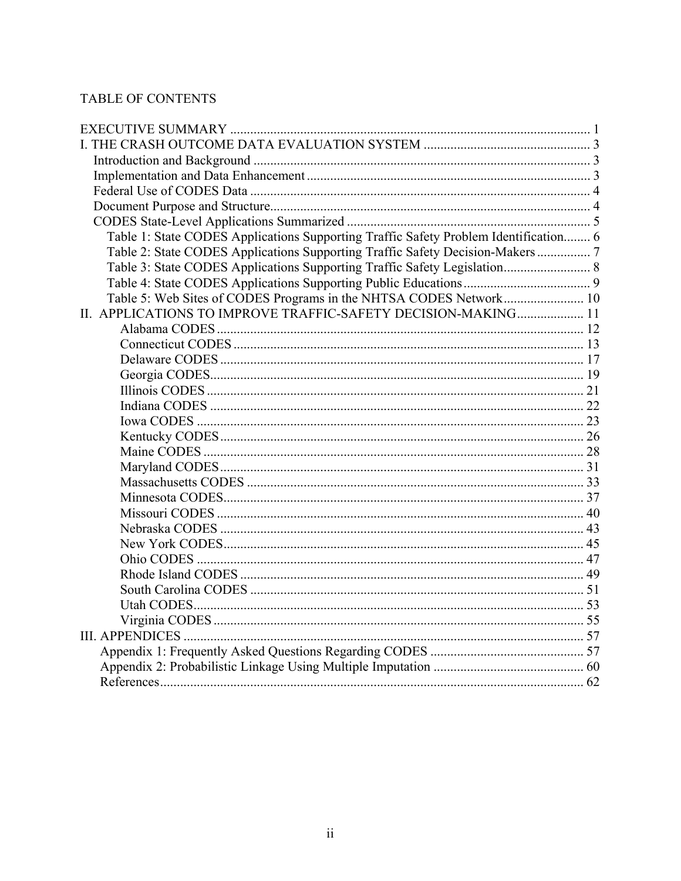# TABLE OF CONTENTS

- EXECUTIVE SUMMARY ............................................................ 1
- I. THE CRASH OUTCOME DATA EVALUATION SYSTEM ............................................................ 3
  - Introduction and Background ............................................................ 3
  - Implementation and Data Enhancement ............................................................ 3
  - Federal Use of CODES Data ............................................................ 4
  - Document Purpose and Structure ............................................................ 4
  - CODES State-Level Applications Summarized ............................................................ 5
    - Table 1: State CODES Applications Supporting Traffic Safety Problem Identification ........ 6
    - Table 2: State CODES Applications Supporting Traffic Safety Decision-Makers ................ 7
    - Table 3: State CODES Applications Supporting Traffic Safety Legislation ........................ 8
    - Table 4: State CODES Applications Supporting Public Educations ........................ 9
    - Table 5: Web Sites of CODES Programs in the NHTSA CODES Network ........................ 10
- II. APPLICATIONS TO IMPROVE TRAFFIC-SAFETY DECISION-MAKING .................... 11
    - Alabama CODES ............................................................ 12
    - Connecticut CODES ............................................................ 13
    - Delaware CODES ............................................................ 17
    - Georgia CODES ............................................................ 19
    - Illinois CODES ............................................................ 21
    - Indiana CODES ............................................................ 22
    - Iowa CODES ............................................................ 23
    - Kentucky CODES ............................................................ 26
    - Maine CODES ............................................................ 28
    - Maryland CODES ............................................................ 31
    - Massachusetts CODES ............................................................ 33
    - Minnesota CODES ............................................................ 37
    - Missouri CODES ............................................................ 40
    - Nebraska CODES ............................................................ 43
    - New York CODES ............................................................ 45
    - Ohio CODES ............................................................ 47
    - Rhode Island CODES ............................................................ 49
    - South Carolina CODES ............................................................ 51
    - Utah CODES ............................................................ 53
    - Virginia CODES ............................................................ 55
- III. APPENDICES ............................................................ 57
  - Appendix 1: Frequently Asked Questions Regarding CODES ............................................................ 57
  - Appendix 2: Probabilistic Linkage Using Multiple Imputation ............................................................ 60
  - References ............................................................ 62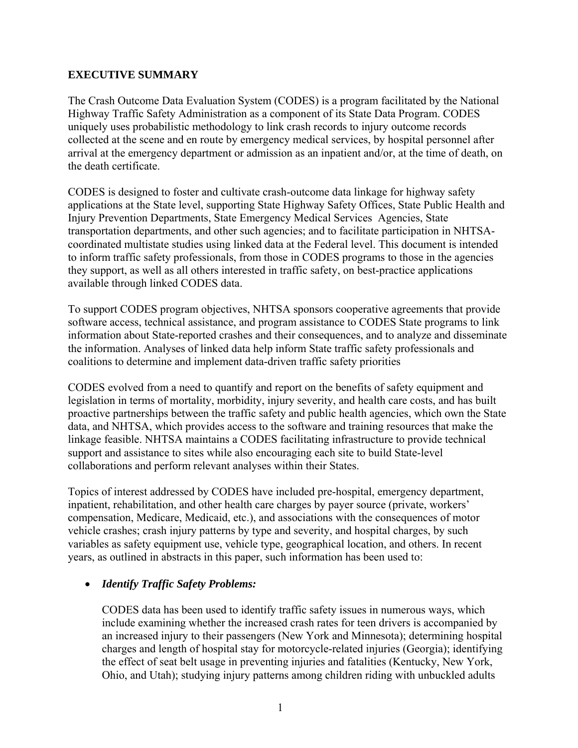## EXECUTIVE SUMMARY

The Crash Outcome Data Evaluation System (CODES) is a program facilitated by the National Highway Traffic Safety Administration as a component of its State Data Program. CODES uniquely uses probabilistic methodology to link crash records to injury outcome records collected at the scene and en route by emergency medical services, by hospital personnel after arrival at the emergency department or admission as an inpatient and/or, at the time of death, on the death certificate.

CODES is designed to foster and cultivate crash-outcome data linkage for highway safety applications at the State level, supporting State Highway Safety Offices, State Public Health and Injury Prevention Departments, State Emergency Medical Services Agencies, State transportation departments, and other such agencies; and to facilitate participation in NHTSA-coordinated multistate studies using linked data at the Federal level. This document is intended to inform traffic safety professionals, from those in CODES programs to those in the agencies they support, as well as all others interested in traffic safety, on best-practice applications available through linked CODES data.

To support CODES program objectives, NHTSA sponsors cooperative agreements that provide software access, technical assistance, and program assistance to CODES State programs to link information about State-reported crashes and their consequences, and to analyze and disseminate the information. Analyses of linked data help inform State traffic safety professionals and coalitions to determine and implement data-driven traffic safety priorities

CODES evolved from a need to quantify and report on the benefits of safety equipment and legislation in terms of mortality, morbidity, injury severity, and health care costs, and has built proactive partnerships between the traffic safety and public health agencies, which own the State data, and NHTSA, which provides access to the software and training resources that make the linkage feasible. NHTSA maintains a CODES facilitating infrastructure to provide technical support and assistance to sites while also encouraging each site to build State-level collaborations and perform relevant analyses within their States.

Topics of interest addressed by CODES have included pre-hospital, emergency department, inpatient, rehabilitation, and other health care charges by payer source (private, workers' compensation, Medicare, Medicaid, etc.), and associations with the consequences of motor vehicle crashes; crash injury patterns by type and severity, and hospital charges, by such variables as safety equipment use, vehicle type, geographical location, and others. In recent years, as outlined in abstracts in this paper, such information has been used to:

- ***Identify Traffic Safety Problems:***

  CODES data has been used to identify traffic safety issues in numerous ways, which include examining whether the increased crash rates for teen drivers is accompanied by an increased injury to their passengers (New York and Minnesota); determining hospital charges and length of hospital stay for motorcycle-related injuries (Georgia); identifying the effect of seat belt usage in preventing injuries and fatalities (Kentucky, New York, Ohio, and Utah); studying injury patterns among children riding with unbuckled adults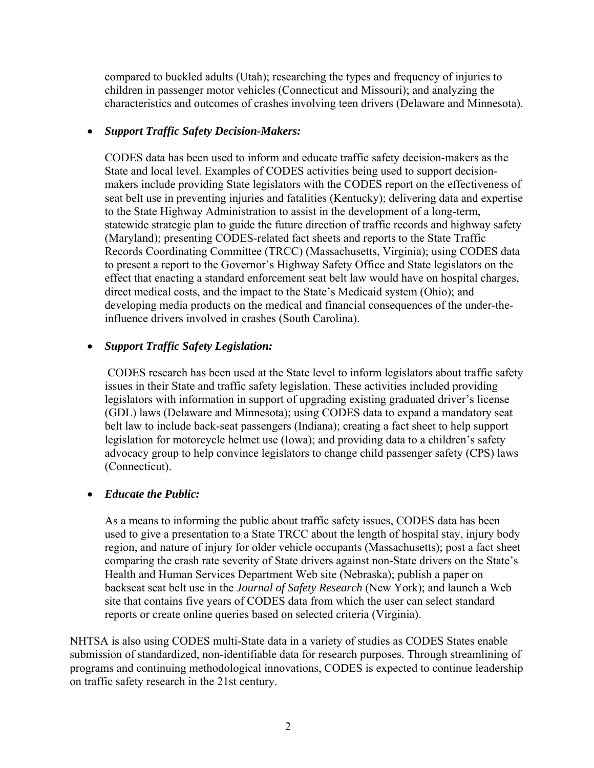compared to buckled adults (Utah); researching the types and frequency of injuries to children in passenger motor vehicles (Connecticut and Missouri); and analyzing the characteristics and outcomes of crashes involving teen drivers (Delaware and Minnesota).

- ***Support Traffic Safety Decision-Makers:***

  CODES data has been used to inform and educate traffic safety decision-makers as the State and local level. Examples of CODES activities being used to support decision-makers include providing State legislators with the CODES report on the effectiveness of seat belt use in preventing injuries and fatalities (Kentucky); delivering data and expertise to the State Highway Administration to assist in the development of a long-term, statewide strategic plan to guide the future direction of traffic records and highway safety (Maryland); presenting CODES-related fact sheets and reports to the State Traffic Records Coordinating Committee (TRCC) (Massachusetts, Virginia); using CODES data to present a report to the Governor's Highway Safety Office and State legislators on the effect that enacting a standard enforcement seat belt law would have on hospital charges, direct medical costs, and the impact to the State's Medicaid system (Ohio); and developing media products on the medical and financial consequences of the under-the-influence drivers involved in crashes (South Carolina).

- ***Support Traffic Safety Legislation:***

  CODES research has been used at the State level to inform legislators about traffic safety issues in their State and traffic safety legislation. These activities included providing legislators with information in support of upgrading existing graduated driver's license (GDL) laws (Delaware and Minnesota); using CODES data to expand a mandatory seat belt law to include back-seat passengers (Indiana); creating a fact sheet to help support legislation for motorcycle helmet use (Iowa); and providing data to a children's safety advocacy group to help convince legislators to change child passenger safety (CPS) laws (Connecticut).

- ***Educate the Public:***

  As a means to informing the public about traffic safety issues, CODES data has been used to give a presentation to a State TRCC about the length of hospital stay, injury body region, and nature of injury for older vehicle occupants (Massachusetts); post a fact sheet comparing the crash rate severity of State drivers against non-State drivers on the State's Health and Human Services Department Web site (Nebraska); publish a paper on backseat seat belt use in the *Journal of Safety Research* (New York); and launch a Web site that contains five years of CODES data from which the user can select standard reports or create online queries based on selected criteria (Virginia).

NHTSA is also using CODES multi-State data in a variety of studies as CODES States enable submission of standardized, non-identifiable data for research purposes. Through streamlining of programs and continuing methodological innovations, CODES is expected to continue leadership on traffic safety research in the 21st century.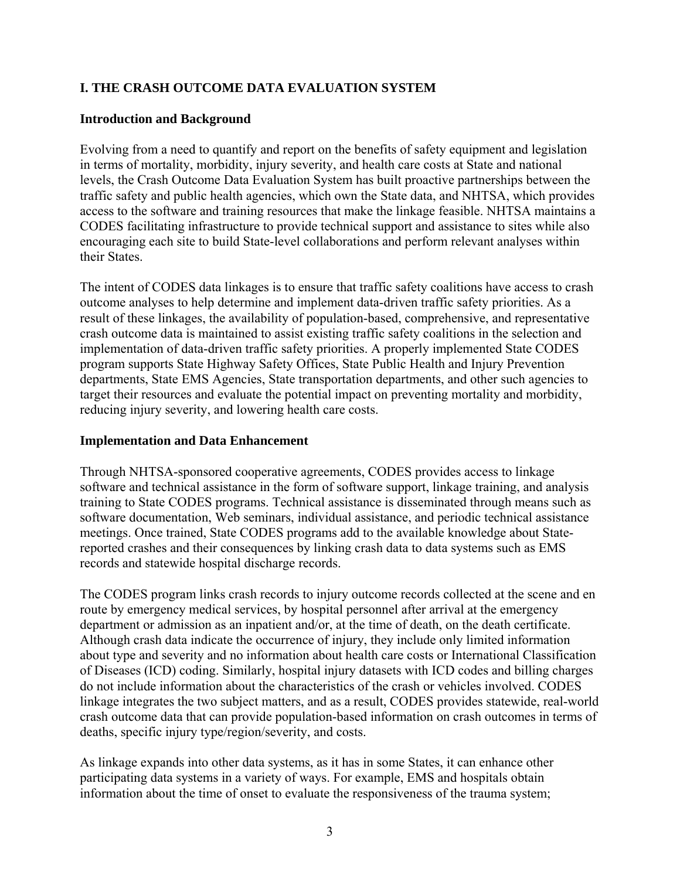## I. THE CRASH OUTCOME DATA EVALUATION SYSTEM

### Introduction and Background

Evolving from a need to quantify and report on the benefits of safety equipment and legislation in terms of mortality, morbidity, injury severity, and health care costs at State and national levels, the Crash Outcome Data Evaluation System has built proactive partnerships between the traffic safety and public health agencies, which own the State data, and NHTSA, which provides access to the software and training resources that make the linkage feasible. NHTSA maintains a CODES facilitating infrastructure to provide technical support and assistance to sites while also encouraging each site to build State-level collaborations and perform relevant analyses within their States.

The intent of CODES data linkages is to ensure that traffic safety coalitions have access to crash outcome analyses to help determine and implement data-driven traffic safety priorities. As a result of these linkages, the availability of population-based, comprehensive, and representative crash outcome data is maintained to assist existing traffic safety coalitions in the selection and implementation of data-driven traffic safety priorities. A properly implemented State CODES program supports State Highway Safety Offices, State Public Health and Injury Prevention departments, State EMS Agencies, State transportation departments, and other such agencies to target their resources and evaluate the potential impact on preventing mortality and morbidity, reducing injury severity, and lowering health care costs.

### Implementation and Data Enhancement

Through NHTSA-sponsored cooperative agreements, CODES provides access to linkage software and technical assistance in the form of software support, linkage training, and analysis training to State CODES programs. Technical assistance is disseminated through means such as software documentation, Web seminars, individual assistance, and periodic technical assistance meetings. Once trained, State CODES programs add to the available knowledge about State-reported crashes and their consequences by linking crash data to data systems such as EMS records and statewide hospital discharge records.

The CODES program links crash records to injury outcome records collected at the scene and en route by emergency medical services, by hospital personnel after arrival at the emergency department or admission as an inpatient and/or, at the time of death, on the death certificate. Although crash data indicate the occurrence of injury, they include only limited information about type and severity and no information about health care costs or International Classification of Diseases (ICD) coding. Similarly, hospital injury datasets with ICD codes and billing charges do not include information about the characteristics of the crash or vehicles involved. CODES linkage integrates the two subject matters, and as a result, CODES provides statewide, real-world crash outcome data that can provide population-based information on crash outcomes in terms of deaths, specific injury type/region/severity, and costs.

As linkage expands into other data systems, as it has in some States, it can enhance other participating data systems in a variety of ways. For example, EMS and hospitals obtain information about the time of onset to evaluate the responsiveness of the trauma system;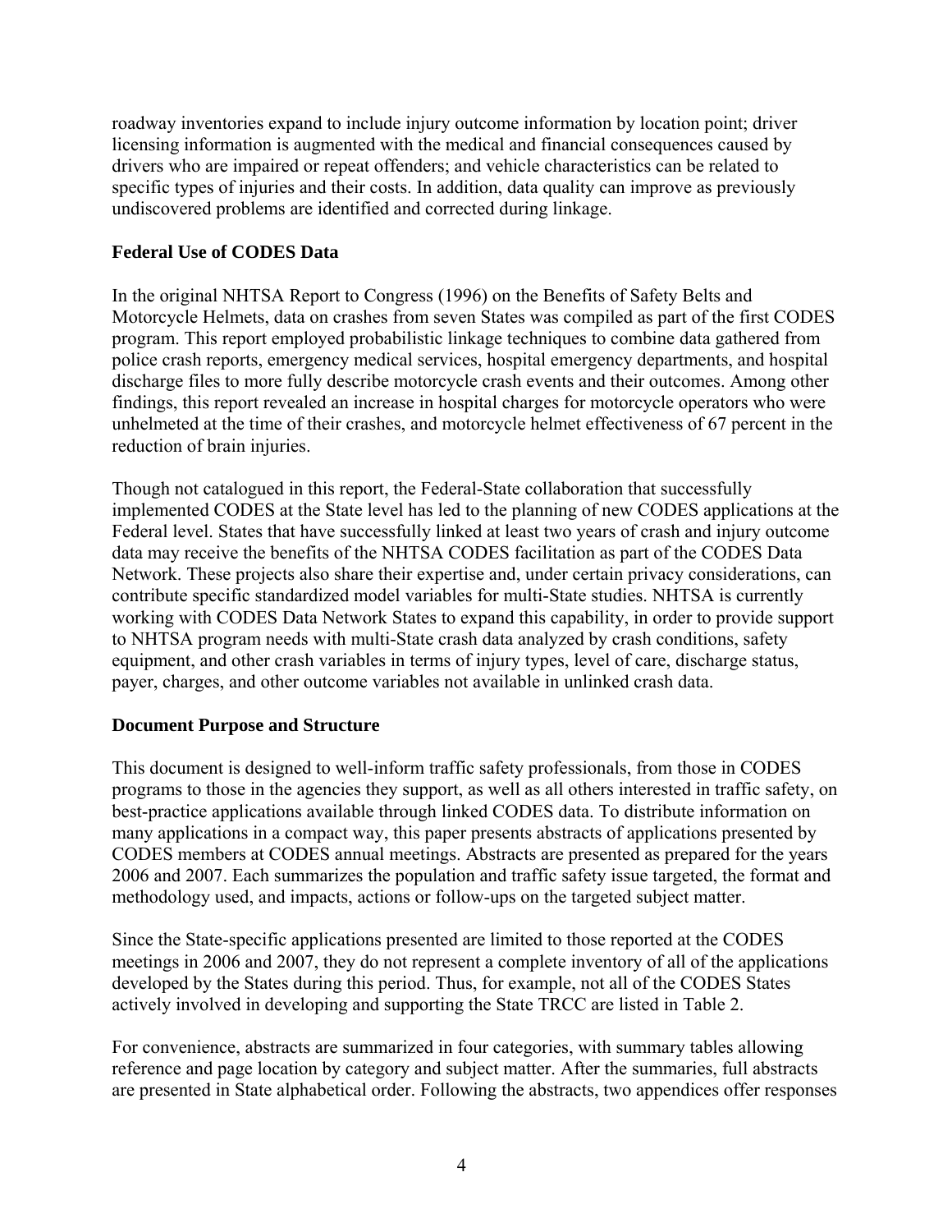roadway inventories expand to include injury outcome information by location point; driver licensing information is augmented with the medical and financial consequences caused by drivers who are impaired or repeat offenders; and vehicle characteristics can be related to specific types of injuries and their costs. In addition, data quality can improve as previously undiscovered problems are identified and corrected during linkage.

## Federal Use of CODES Data

In the original NHTSA Report to Congress (1996) on the Benefits of Safety Belts and Motorcycle Helmets, data on crashes from seven States was compiled as part of the first CODES program. This report employed probabilistic linkage techniques to combine data gathered from police crash reports, emergency medical services, hospital emergency departments, and hospital discharge files to more fully describe motorcycle crash events and their outcomes. Among other findings, this report revealed an increase in hospital charges for motorcycle operators who were unhelmeted at the time of their crashes, and motorcycle helmet effectiveness of 67 percent in the reduction of brain injuries.

Though not catalogued in this report, the Federal-State collaboration that successfully implemented CODES at the State level has led to the planning of new CODES applications at the Federal level. States that have successfully linked at least two years of crash and injury outcome data may receive the benefits of the NHTSA CODES facilitation as part of the CODES Data Network. These projects also share their expertise and, under certain privacy considerations, can contribute specific standardized model variables for multi-State studies. NHTSA is currently working with CODES Data Network States to expand this capability, in order to provide support to NHTSA program needs with multi-State crash data analyzed by crash conditions, safety equipment, and other crash variables in terms of injury types, level of care, discharge status, payer, charges, and other outcome variables not available in unlinked crash data.

## Document Purpose and Structure

This document is designed to well-inform traffic safety professionals, from those in CODES programs to those in the agencies they support, as well as all others interested in traffic safety, on best-practice applications available through linked CODES data. To distribute information on many applications in a compact way, this paper presents abstracts of applications presented by CODES members at CODES annual meetings. Abstracts are presented as prepared for the years 2006 and 2007. Each summarizes the population and traffic safety issue targeted, the format and methodology used, and impacts, actions or follow-ups on the targeted subject matter.

Since the State-specific applications presented are limited to those reported at the CODES meetings in 2006 and 2007, they do not represent a complete inventory of all of the applications developed by the States during this period. Thus, for example, not all of the CODES States actively involved in developing and supporting the State TRCC are listed in Table 2.

For convenience, abstracts are summarized in four categories, with summary tables allowing reference and page location by category and subject matter. After the summaries, full abstracts are presented in State alphabetical order. Following the abstracts, two appendices offer responses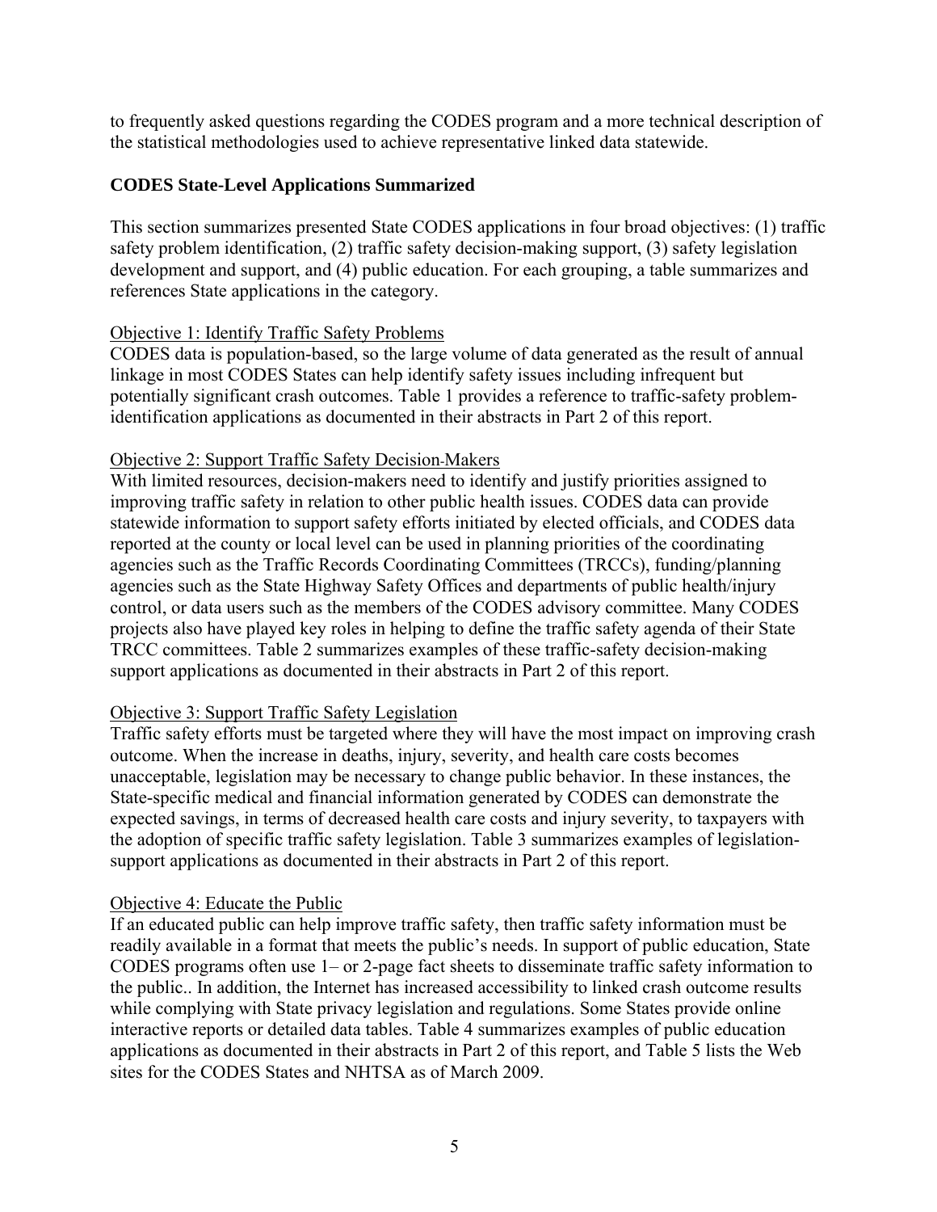to frequently asked questions regarding the CODES program and a more technical description of the statistical methodologies used to achieve representative linked data statewide.

## CODES State-Level Applications Summarized

This section summarizes presented State CODES applications in four broad objectives: (1) traffic safety problem identification, (2) traffic safety decision-making support, (3) safety legislation development and support, and (4) public education. For each grouping, a table summarizes and references State applications in the category.

### Objective 1: Identify Traffic Safety Problems

CODES data is population-based, so the large volume of data generated as the result of annual linkage in most CODES States can help identify safety issues including infrequent but potentially significant crash outcomes. Table 1 provides a reference to traffic-safety problem-identification applications as documented in their abstracts in Part 2 of this report.

### Objective 2: Support Traffic Safety Decision-Makers

With limited resources, decision-makers need to identify and justify priorities assigned to improving traffic safety in relation to other public health issues. CODES data can provide statewide information to support safety efforts initiated by elected officials, and CODES data reported at the county or local level can be used in planning priorities of the coordinating agencies such as the Traffic Records Coordinating Committees (TRCCs), funding/planning agencies such as the State Highway Safety Offices and departments of public health/injury control, or data users such as the members of the CODES advisory committee. Many CODES projects also have played key roles in helping to define the traffic safety agenda of their State TRCC committees. Table 2 summarizes examples of these traffic-safety decision-making support applications as documented in their abstracts in Part 2 of this report.

### Objective 3: Support Traffic Safety Legislation

Traffic safety efforts must be targeted where they will have the most impact on improving crash outcome. When the increase in deaths, injury, severity, and health care costs becomes unacceptable, legislation may be necessary to change public behavior. In these instances, the State-specific medical and financial information generated by CODES can demonstrate the expected savings, in terms of decreased health care costs and injury severity, to taxpayers with the adoption of specific traffic safety legislation. Table 3 summarizes examples of legislation-support applications as documented in their abstracts in Part 2 of this report.

### Objective 4: Educate the Public

If an educated public can help improve traffic safety, then traffic safety information must be readily available in a format that meets the public's needs. In support of public education, State CODES programs often use 1– or 2-page fact sheets to disseminate traffic safety information to the public.. In addition, the Internet has increased accessibility to linked crash outcome results while complying with State privacy legislation and regulations. Some States provide online interactive reports or detailed data tables. Table 4 summarizes examples of public education applications as documented in their abstracts in Part 2 of this report, and Table 5 lists the Web sites for the CODES States and NHTSA as of March 2009.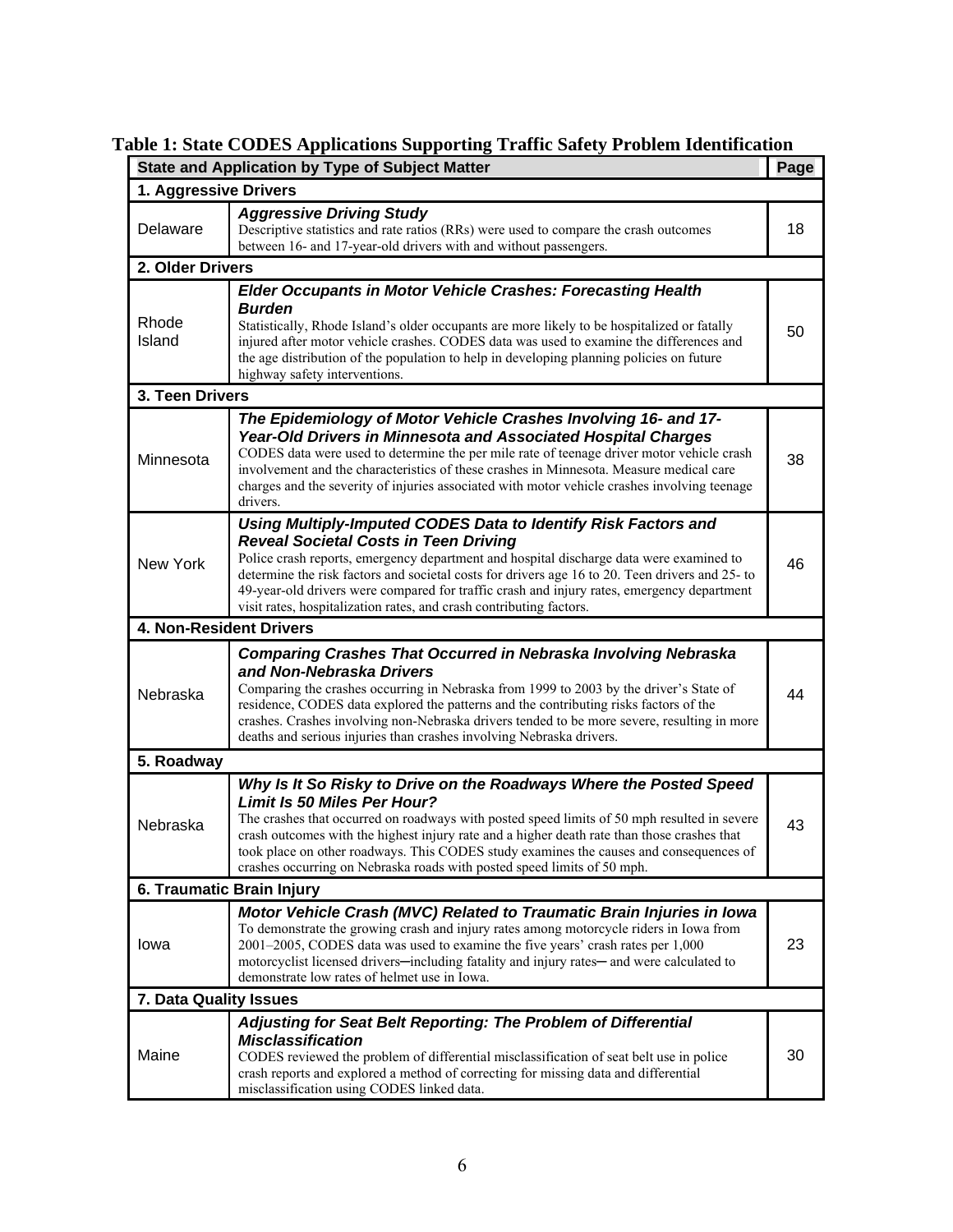**Table 1: State CODES Applications Supporting Traffic Safety Problem Identification**

| State and Application by Type of Subject Matter | | Page |
|---|---|---|
| **1. Aggressive Drivers** | | |
| Delaware | ***Aggressive Driving Study*** Descriptive statistics and rate ratios (RRs) were used to compare the crash outcomes between 16- and 17-year-old drivers with and without passengers. | 18 |
| **2. Older Drivers** | | |
| Rhode Island | ***Elder Occupants in Motor Vehicle Crashes: Forecasting Health Burden*** Statistically, Rhode Island's older occupants are more likely to be hospitalized or fatally injured after motor vehicle crashes. CODES data was used to examine the differences and the age distribution of the population to help in developing planning policies on future highway safety interventions. | 50 |
| **3. Teen Drivers** | | |
| Minnesota | ***The Epidemiology of Motor Vehicle Crashes Involving 16- and 17-Year-Old Drivers in Minnesota and Associated Hospital Charges*** CODES data were used to determine the per mile rate of teenage driver motor vehicle crash involvement and the characteristics of these crashes in Minnesota. Measure medical care charges and the severity of injuries associated with motor vehicle crashes involving teenage drivers. | 38 |
| New York | ***Using Multiply-Imputed CODES Data to Identify Risk Factors and Reveal Societal Costs in Teen Driving*** Police crash reports, emergency department and hospital discharge data were examined to determine the risk factors and societal costs for drivers age 16 to 20. Teen drivers and 25- to 49-year-old drivers were compared for traffic crash and injury rates, emergency department visit rates, hospitalization rates, and crash contributing factors. | 46 |
| **4. Non-Resident Drivers** | | |
| Nebraska | ***Comparing Crashes That Occurred in Nebraska Involving Nebraska and Non-Nebraska Drivers*** Comparing the crashes occurring in Nebraska from 1999 to 2003 by the driver's State of residence, CODES data explored the patterns and the contributing risks factors of the crashes. Crashes involving non-Nebraska drivers tended to be more severe, resulting in more deaths and serious injuries than crashes involving Nebraska drivers. | 44 |
| **5. Roadway** | | |
| Nebraska | ***Why Is It So Risky to Drive on the Roadways Where the Posted Speed Limit Is 50 Miles Per Hour?*** The crashes that occurred on roadways with posted speed limits of 50 mph resulted in severe crash outcomes with the highest injury rate and a higher death rate than those crashes that took place on other roadways. This CODES study examines the causes and consequences of crashes occurring on Nebraska roads with posted speed limits of 50 mph. | 43 |
| **6. Traumatic Brain Injury** | | |
| Iowa | ***Motor Vehicle Crash (MVC) Related to Traumatic Brain Injuries in Iowa*** To demonstrate the growing crash and injury rates among motorcycle riders in Iowa from 2001–2005, CODES data was used to examine the five years' crash rates per 1,000 motorcyclist licensed drivers─including fatality and injury rates─ and were calculated to demonstrate low rates of helmet use in Iowa. | 23 |
| **7. Data Quality Issues** | | |
| Maine | ***Adjusting for Seat Belt Reporting: The Problem of Differential Misclassification*** CODES reviewed the problem of differential misclassification of seat belt use in police crash reports and explored a method of correcting for missing data and differential misclassification using CODES linked data. | 30 |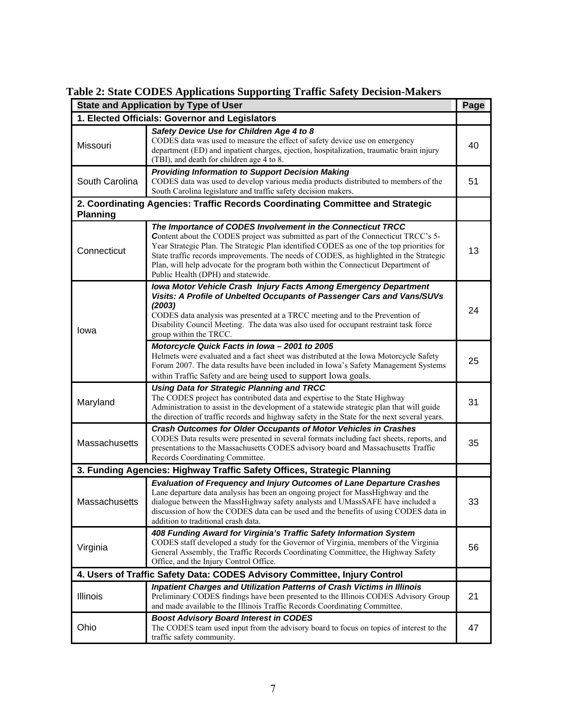**Table 2: State CODES Applications Supporting Traffic Safety Decision-Makers**

| State and Application by Type of User | | Page |
|---|---|---|
| **1. Elected Officials: Governor and Legislators** | | |
| Missouri | ***Safety Device Use for Children Age 4 to 8*** <br> CODES data was used to measure the effect of safety device use on emergency department (ED) and inpatient charges, ejection, hospitalization, traumatic brain injury (TBI), and death for children age 4 to 8. | 40 |
| South Carolina | ***Providing Information to Support Decision Making*** <br> CODES data was used to develop various media products distributed to members of the South Carolina legislature and traffic safety decision makers. | 51 |
| **2. Coordinating Agencies: Traffic Records Coordinating Committee and Strategic Planning** | | |
| Connecticut | ***The Importance of CODES Involvement in the Connecticut TRCC*** <br> Content about the CODES project was submitted as part of the Connecticut TRCC's 5-Year Strategic Plan. The Strategic Plan identified CODES as one of the top priorities for State traffic records improvements. The needs of CODES, as highlighted in the Strategic Plan, will help advocate for the program both within the Connecticut Department of Public Health (DPH) and statewide. | 13 |
| Iowa | ***Iowa Motor Vehicle Crash Injury Facts Among Emergency Department Visits: A Profile of Unbelted Occupants of Passenger Cars and Vans/SUVs (2003)*** <br> CODES data analysis was presented at a TRCC meeting and to the Prevention of Disability Council Meeting. The data was also used for occupant restraint task force group within the TRCC. | 24 |
| | ***Motorcycle Quick Facts in Iowa – 2001 to 2005*** <br> Helmets were evaluated and a fact sheet was distributed at the Iowa Motorcycle Safety Forum 2007. The data results have been included in Iowa's Safety Management Systems within Traffic Safety and are being used to support Iowa goals. | 25 |
| Maryland | ***Using Data for Strategic Planning and TRCC*** <br> The CODES project has contributed data and expertise to the State Highway Administration to assist in the development of a statewide strategic plan that will guide the direction of traffic records and highway safety in the State for the next several years. | 31 |
| Massachusetts | ***Crash Outcomes for Older Occupants of Motor Vehicles in Crashes*** <br> CODES Data results were presented in several formats including fact sheets, reports, and presentations to the Massachusetts CODES advisory board and Massachusetts Traffic Records Coordinating Committee. | 35 |
| **3. Funding Agencies: Highway Traffic Safety Offices, Strategic Planning** | | |
| Massachusetts | ***Evaluation of Frequency and Injury Outcomes of Lane Departure Crashes*** <br> Lane departure data analysis has been an ongoing project for MassHighway and the dialogue between the MassHighway safety analysts and UMassSAFE have included a discussion of how the CODES data can be used and the benefits of using CODES data in addition to traditional crash data. | 33 |
| Virginia | ***408 Funding Award for Virginia's Traffic Safety Information System*** <br> CODES staff developed a study for the Governor of Virginia, members of the Virginia General Assembly, the Traffic Records Coordinating Committee, the Highway Safety Office, and the Injury Control Office. | 56 |
| **4. Users of Traffic Safety Data: CODES Advisory Committee, Injury Control** | | |
| Illinois | ***Inpatient Charges and Utilization Patterns of Crash Victims in Illinois*** <br> Preliminary CODES findings have been presented to the Illinois CODES Advisory Group and made available to the Illinois Traffic Records Coordinating Committee. | 21 |
| Ohio | ***Boost Advisory Board Interest in CODES*** <br> The CODES team used input from the advisory board to focus on topics of interest to the traffic safety community. | 47 |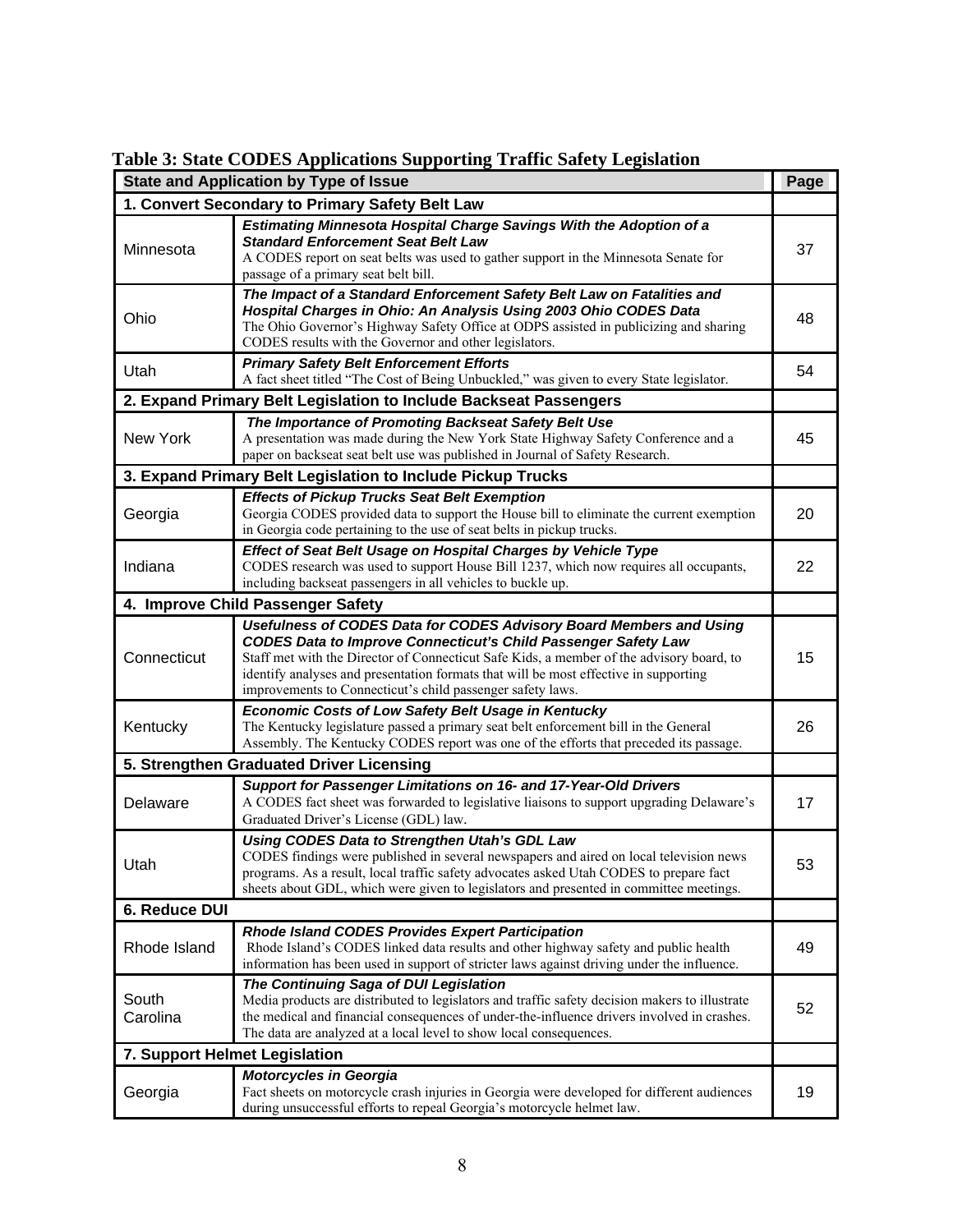**Table 3: State CODES Applications Supporting Traffic Safety Legislation**

| State and Application by Type of Issue | | Page |
|---|---|---|
| **1. Convert Secondary to Primary Safety Belt Law** | | |
| Minnesota | ***Estimating Minnesota Hospital Charge Savings With the Adoption of a Standard Enforcement Seat Belt Law*** A CODES report on seat belts was used to gather support in the Minnesota Senate for passage of a primary seat belt bill. | 37 |
| Ohio | ***The Impact of a Standard Enforcement Safety Belt Law on Fatalities and Hospital Charges in Ohio: An Analysis Using 2003 Ohio CODES Data*** The Ohio Governor's Highway Safety Office at ODPS assisted in publicizing and sharing CODES results with the Governor and other legislators. | 48 |
| Utah | ***Primary Safety Belt Enforcement Efforts*** A fact sheet titled "The Cost of Being Unbuckled," was given to every State legislator. | 54 |
| **2. Expand Primary Belt Legislation to Include Backseat Passengers** | | |
| New York | ***The Importance of Promoting Backseat Safety Belt Use*** A presentation was made during the New York State Highway Safety Conference and a paper on backseat seat belt use was published in Journal of Safety Research. | 45 |
| **3. Expand Primary Belt Legislation to Include Pickup Trucks** | | |
| Georgia | ***Effects of Pickup Trucks Seat Belt Exemption*** Georgia CODES provided data to support the House bill to eliminate the current exemption in Georgia code pertaining to the use of seat belts in pickup trucks. | 20 |
| Indiana | ***Effect of Seat Belt Usage on Hospital Charges by Vehicle Type*** CODES research was used to support House Bill 1237, which now requires all occupants, including backseat passengers in all vehicles to buckle up. | 22 |
| **4. Improve Child Passenger Safety** | | |
| Connecticut | ***Usefulness of CODES Data for CODES Advisory Board Members and Using CODES Data to Improve Connecticut's Child Passenger Safety Law*** Staff met with the Director of Connecticut Safe Kids, a member of the advisory board, to identify analyses and presentation formats that will be most effective in supporting improvements to Connecticut's child passenger safety laws. | 15 |
| Kentucky | ***Economic Costs of Low Safety Belt Usage in Kentucky*** The Kentucky legislature passed a primary seat belt enforcement bill in the General Assembly. The Kentucky CODES report was one of the efforts that preceded its passage. | 26 |
| **5. Strengthen Graduated Driver Licensing** | | |
| Delaware | ***Support for Passenger Limitations on 16- and 17-Year-Old Drivers*** A CODES fact sheet was forwarded to legislative liaisons to support upgrading Delaware's Graduated Driver's License (GDL) law. | 17 |
| Utah | ***Using CODES Data to Strengthen Utah's GDL Law*** CODES findings were published in several newspapers and aired on local television news programs. As a result, local traffic safety advocates asked Utah CODES to prepare fact sheets about GDL, which were given to legislators and presented in committee meetings. | 53 |
| **6. Reduce DUI** | | |
| Rhode Island | ***Rhode Island CODES Provides Expert Participation*** Rhode Island's CODES linked data results and other highway safety and public health information has been used in support of stricter laws against driving under the influence. | 49 |
| South Carolina | ***The Continuing Saga of DUI Legislation*** Media products are distributed to legislators and traffic safety decision makers to illustrate the medical and financial consequences of under-the-influence drivers involved in crashes. The data are analyzed at a local level to show local consequences. | 52 |
| **7. Support Helmet Legislation** | | |
| Georgia | ***Motorcycles in Georgia*** Fact sheets on motorcycle crash injuries in Georgia were developed for different audiences during unsuccessful efforts to repeal Georgia's motorcycle helmet law. | 19 |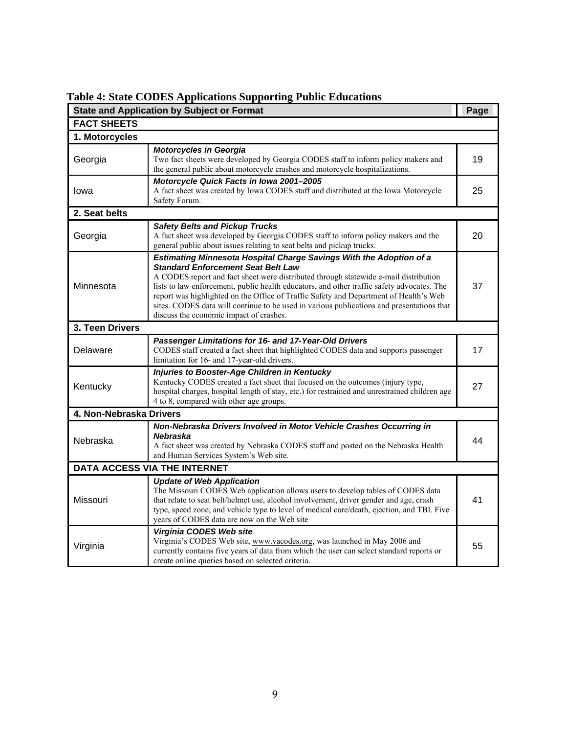**Table 4: State CODES Applications Supporting Public Educations**

| State and Application by Subject or Format | | Page |
|---|---|---|
| **FACT SHEETS** | | |
| **1. Motorcycles** | | |
| Georgia | ***Motorcycles in Georgia*** Two fact sheets were developed by Georgia CODES staff to inform policy makers and the general public about motorcycle crashes and motorcycle hospitalizations. | 19 |
| Iowa | ***Motorcycle Quick Facts in Iowa 2001–2005*** A fact sheet was created by Iowa CODES staff and distributed at the Iowa Motorcycle Safety Forum. | 25 |
| **2. Seat belts** | | |
| Georgia | ***Safety Belts and Pickup Trucks*** A fact sheet was developed by Georgia CODES staff to inform policy makers and the general public about issues relating to seat belts and pickup trucks. | 20 |
| Minnesota | ***Estimating Minnesota Hospital Charge Savings With the Adoption of a Standard Enforcement Seat Belt Law*** A CODES report and fact sheet were distributed through statewide e-mail distribution lists to law enforcement, public health educators, and other traffic safety advocates. The report was highlighted on the Office of Traffic Safety and Department of Health's Web sites. CODES data will continue to be used in various publications and presentations that discuss the economic impact of crashes. | 37 |
| **3. Teen Drivers** | | |
| Delaware | ***Passenger Limitations for 16- and 17-Year-Old Drivers*** CODES staff created a fact sheet that highlighted CODES data and supports passenger limitation for 16- and 17-year-old drivers. | 17 |
| Kentucky | ***Injuries to Booster-Age Children in Kentucky*** Kentucky CODES created a fact sheet that focused on the outcomes (injury type, hospital charges, hospital length of stay, etc.) for restrained and unrestrained children age 4 to 8, compared with other age groups. | 27 |
| **4. Non-Nebraska Drivers** | | |
| Nebraska | ***Non-Nebraska Drivers Involved in Motor Vehicle Crashes Occurring in Nebraska*** A fact sheet was created by Nebraska CODES staff and posted on the Nebraska Health and Human Services System's Web site. | 44 |
| **DATA ACCESS VIA THE INTERNET** | | |
| Missouri | ***Update of Web Application*** The Missouri CODES Web application allows users to develop tables of CODES data that relate to seat belt/helmet use, alcohol involvement, driver gender and age, crash type, speed zone, and vehicle type to level of medical care/death, ejection, and TBI. Five years of CODES data are now on the Web site | 41 |
| Virginia | ***Virginia CODES Web site*** Virginia's CODES Web site, www.vacodes.org, was launched in May 2006 and currently contains five years of data from which the user can select standard reports or create online queries based on selected criteria. | 55 |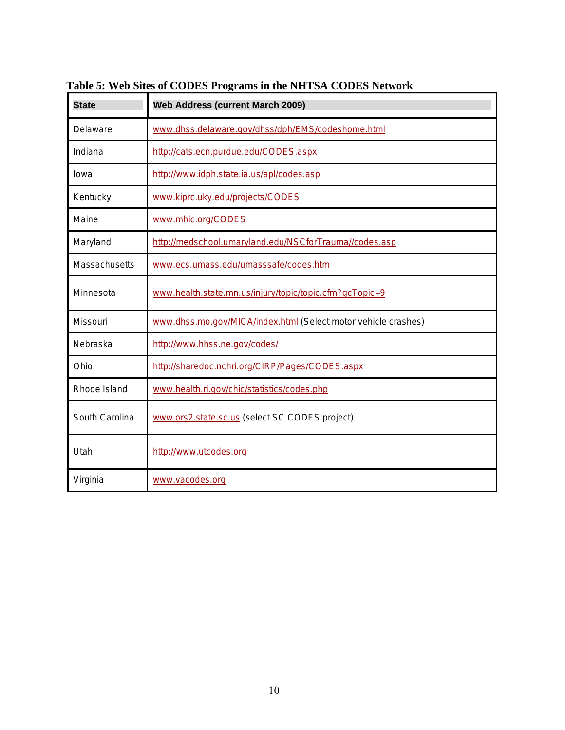**Table 5: Web Sites of CODES Programs in the NHTSA CODES Network**

| State | Web Address (current March 2009) |
|---|---|
| Delaware | www.dhss.delaware.gov/dhss/dph/EMS/codeshome.html |
| Indiana | http://cats.ecn.purdue.edu/CODES.aspx |
| Iowa | http://www.idph.state.ia.us/apl/codes.asp |
| Kentucky | www.kiprc.uky.edu/projects/CODES |
| Maine | www.mhic.org/CODES |
| Maryland | http://medschool.umaryland.edu/NSCforTrauma//codes.asp |
| Massachusetts | www.ecs.umass.edu/umasssafe/codes.htm |
| Minnesota | www.health.state.mn.us/injury/topic/topic.cfm?gcTopic=9 |
| Missouri | www.dhss.mo.gov/MICA/index.html (Select motor vehicle crashes) |
| Nebraska | http://www.hhss.ne.gov/codes/ |
| Ohio | http://sharedoc.nchri.org/CIRP/Pages/CODES.aspx |
| Rhode Island | www.health.ri.gov/chic/statistics/codes.php |
| South Carolina | www.ors2.state.sc.us (select SC CODES project) |
| Utah | http://www.utcodes.org |
| Virginia | www.vacodes.org |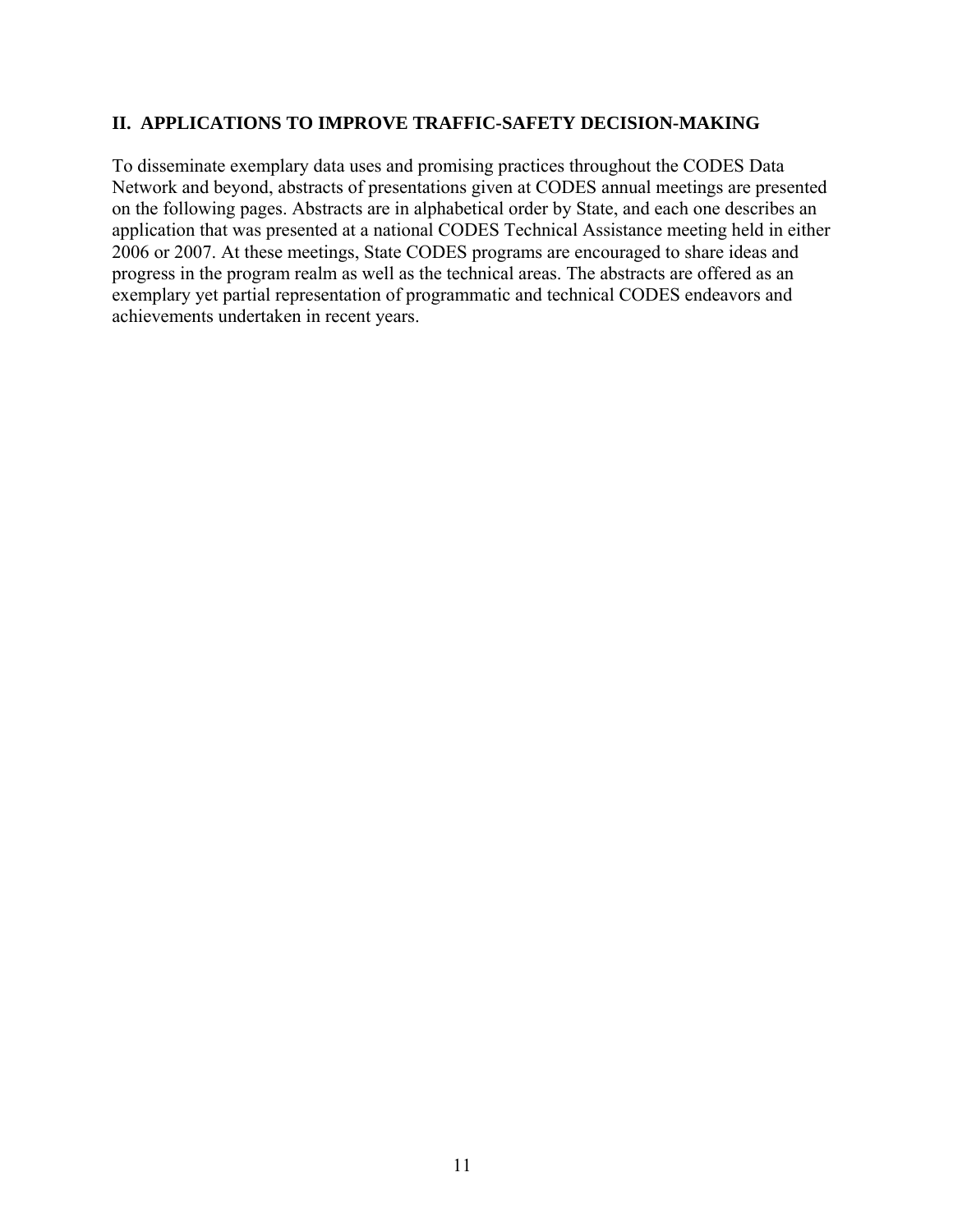## II. APPLICATIONS TO IMPROVE TRAFFIC-SAFETY DECISION-MAKING

To disseminate exemplary data uses and promising practices throughout the CODES Data Network and beyond, abstracts of presentations given at CODES annual meetings are presented on the following pages. Abstracts are in alphabetical order by State, and each one describes an application that was presented at a national CODES Technical Assistance meeting held in either 2006 or 2007. At these meetings, State CODES programs are encouraged to share ideas and progress in the program realm as well as the technical areas. The abstracts are offered as an exemplary yet partial representation of programmatic and technical CODES endeavors and achievements undertaken in recent years.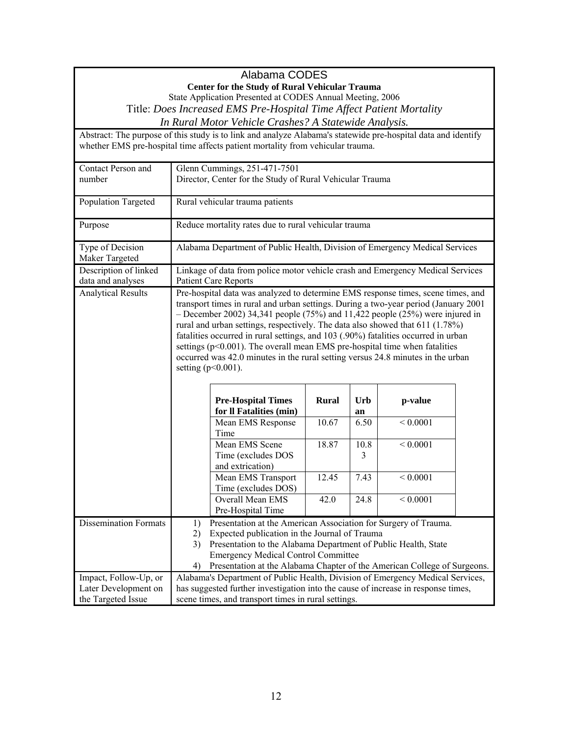# Alabama CODES

**Center for the Study of Rural Vehicular Trauma**

State Application Presented at CODES Annual Meeting, 2006

## Title: *Does Increased EMS Pre-Hospital Time Affect Patient Mortality In Rural Motor Vehicle Crashes? A Statewide Analysis.*

Abstract: The purpose of this study is to link and analyze Alabama's statewide pre-hospital data and identify whether EMS pre-hospital time affects patient mortality from vehicular trauma.

| | |
|---|---|
| Contact Person and number | Glenn Cummings, 251-471-7501<br>Director, Center for the Study of Rural Vehicular Trauma |
| Population Targeted | Rural vehicular trauma patients |
| Purpose | Reduce mortality rates due to rural vehicular trauma |
| Type of Decision Maker Targeted | Alabama Department of Public Health, Division of Emergency Medical Services |
| Description of linked data and analyses | Linkage of data from police motor vehicle crash and Emergency Medical Services Patient Care Reports |
| Analytical Results | Pre-hospital data was analyzed to determine EMS response times, scene times, and transport times in rural and urban settings. During a two-year period (January 2001 – December 2002) 34,341 people (75%) and 11,422 people (25%) were injured in rural and urban settings, respectively. The data also showed that 611 (1.78%) fatalities occurred in rural settings, and 103 (.90%) fatalities occurred in urban settings ($p<0.001$). The overall mean EMS pre-hospital time when fatalities occurred was 42.0 minutes in the rural setting versus 24.8 minutes in the urban setting ($p<0.001$). |

| Pre-Hospital Times for ll Fatalities (min) | Rural | Urban | p-value |
|---|---|---|---|
| Mean EMS Response Time | 10.67 | 6.50 | < 0.0001 |
| Mean EMS Scene Time (excludes DOS and extrication) | 18.87 | 10.83 | < 0.0001 |
| Mean EMS Transport Time (excludes DOS) | 12.45 | 7.43 | < 0.0001 |
| Overall Mean EMS Pre-Hospital Time | 42.0 | 24.8 | < 0.0001 |

| | |
|---|---|
| Dissemination Formats | 1) Presentation at the American Association for Surgery of Trauma.<br>2) Expected publication in the Journal of Trauma<br>3) Presentation to the Alabama Department of Public Health, State Emergency Medical Control Committee<br>4) Presentation at the Alabama Chapter of the American College of Surgeons. |
| Impact, Follow-Up, or Later Development on the Targeted Issue | Alabama's Department of Public Health, Division of Emergency Medical Services, has suggested further investigation into the cause of increase in response times, scene times, and transport times in rural settings. |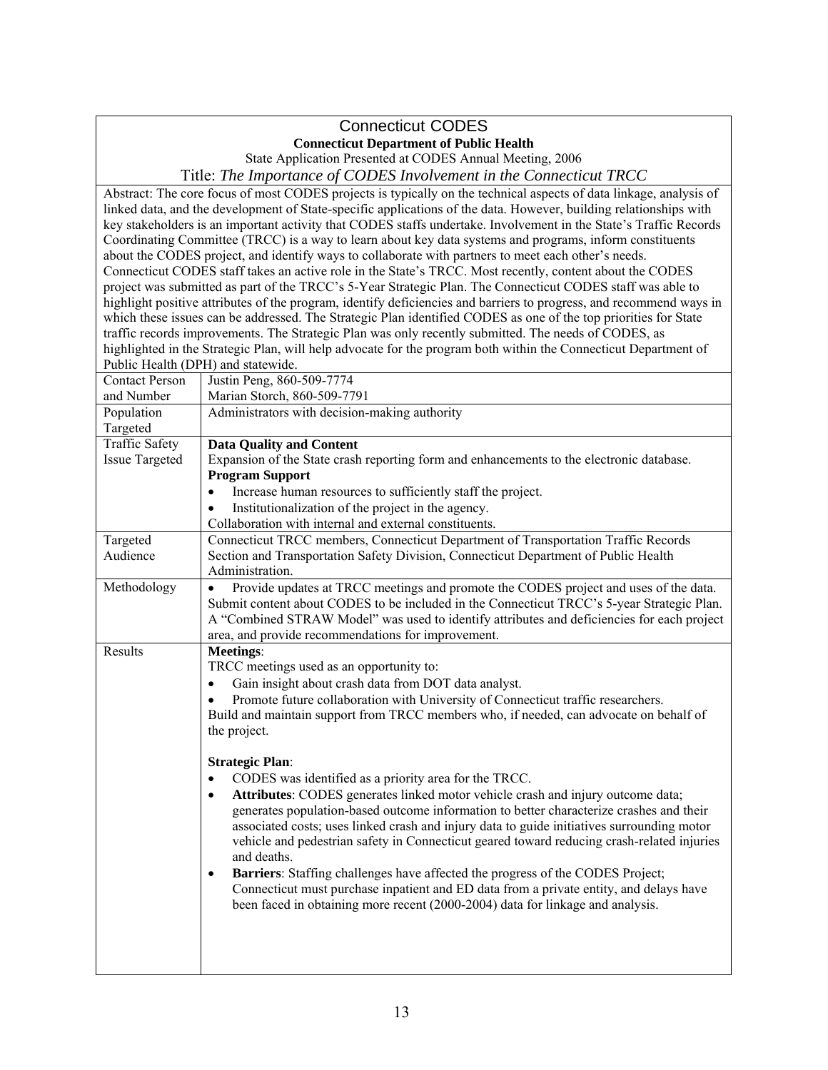# Connecticut CODES

**Connecticut Department of Public Health**

State Application Presented at CODES Annual Meeting, 2006

Title: *The Importance of CODES Involvement in the Connecticut TRCC*

Abstract: The core focus of most CODES projects is typically on the technical aspects of data linkage, analysis of linked data, and the development of State-specific applications of the data. However, building relationships with key stakeholders is an important activity that CODES staffs undertake. Involvement in the State's Traffic Records Coordinating Committee (TRCC) is a way to learn about key data systems and programs, inform constituents about the CODES project, and identify ways to collaborate with partners to meet each other's needs. Connecticut CODES staff takes an active role in the State's TRCC. Most recently, content about the CODES project was submitted as part of the TRCC's 5-Year Strategic Plan. The Connecticut CODES staff was able to highlight positive attributes of the program, identify deficiencies and barriers to progress, and recommend ways in which these issues can be addressed. The Strategic Plan identified CODES as one of the top priorities for State traffic records improvements. The Strategic Plan was only recently submitted. The needs of CODES, as highlighted in the Strategic Plan, will help advocate for the program both within the Connecticut Department of Public Health (DPH) and statewide.

| | |
|---|---|
| Contact Person and Number | Justin Peng, 860-509-7774<br>Marian Storch, 860-509-7791 |
| Population Targeted | Administrators with decision-making authority |
| Traffic Safety Issue Targeted | **Data Quality and Content**<br>Expansion of the State crash reporting form and enhancements to the electronic database.<br>**Program Support**<br>• Increase human resources to sufficiently staff the project.<br>• Institutionalization of the project in the agency.<br>Collaboration with internal and external constituents. |
| Targeted Audience | Connecticut TRCC members, Connecticut Department of Transportation Traffic Records Section and Transportation Safety Division, Connecticut Department of Public Health Administration. |
| Methodology | • Provide updates at TRCC meetings and promote the CODES project and uses of the data.<br>Submit content about CODES to be included in the Connecticut TRCC's 5-year Strategic Plan. A "Combined STRAW Model" was used to identify attributes and deficiencies for each project area, and provide recommendations for improvement. |
| Results | **Meetings**:<br>TRCC meetings used as an opportunity to:<br>• Gain insight about crash data from DOT data analyst.<br>• Promote future collaboration with University of Connecticut traffic researchers.<br>Build and maintain support from TRCC members who, if needed, can advocate on behalf of the project.<br><br>**Strategic Plan**:<br>• CODES was identified as a priority area for the TRCC.<br>• **Attributes**: CODES generates linked motor vehicle crash and injury outcome data; generates population-based outcome information to better characterize crashes and their associated costs; uses linked crash and injury data to guide initiatives surrounding motor vehicle and pedestrian safety in Connecticut geared toward reducing crash-related injuries and deaths.<br>• **Barriers**: Staffing challenges have affected the progress of the CODES Project; Connecticut must purchase inpatient and ED data from a private entity, and delays have been faced in obtaining more recent (2000-2004) data for linkage and analysis. |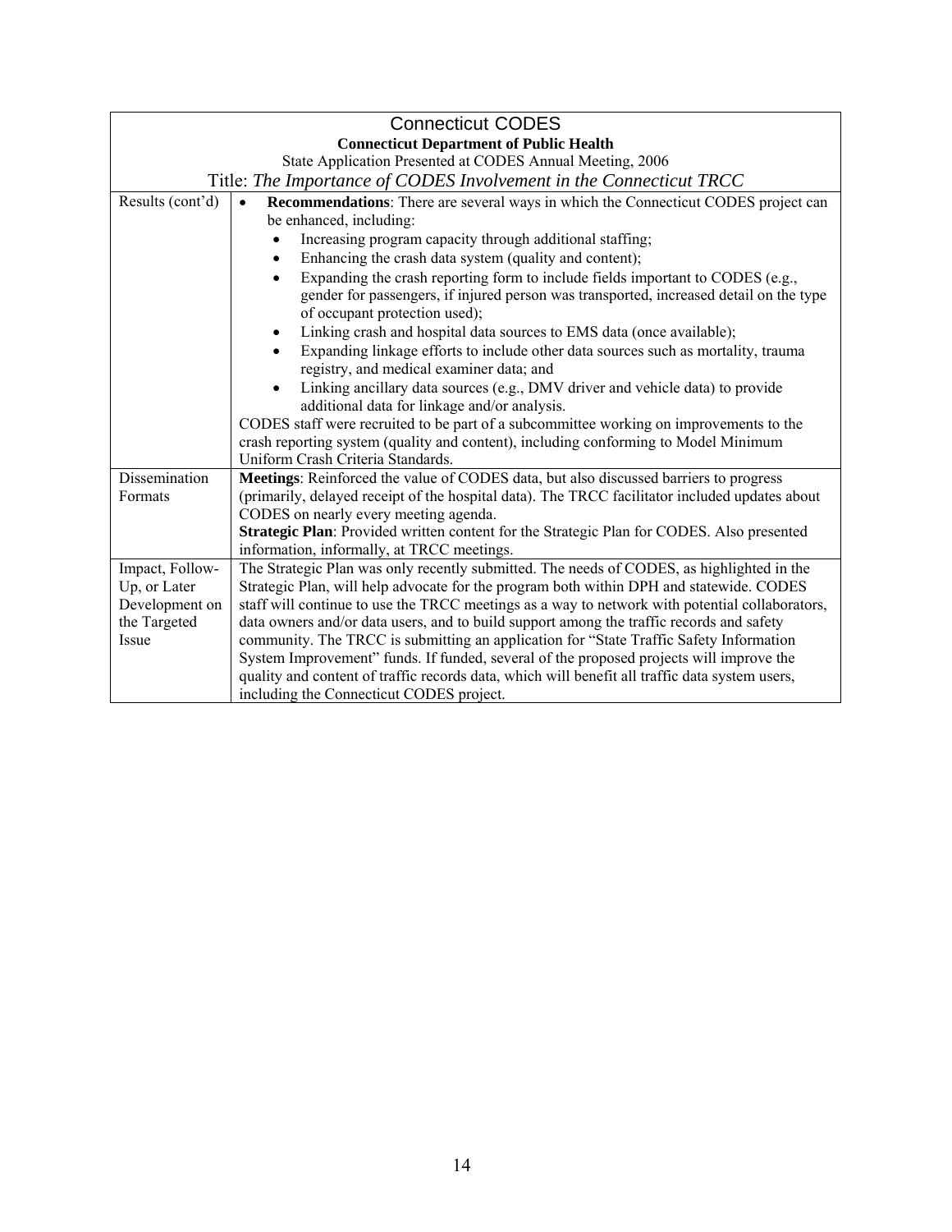| Connecticut CODES<br>**Connecticut Department of Public Health**<br>State Application Presented at CODES Annual Meeting, 2006<br>Title: *The Importance of CODES Involvement in the Connecticut TRCC* | |
|---|---|
| Results (cont'd) | • **Recommendations**: There are several ways in which the Connecticut CODES project can be enhanced, including:<br>• Increasing program capacity through additional staffing;<br>• Enhancing the crash data system (quality and content);<br>• Expanding the crash reporting form to include fields important to CODES (e.g., gender for passengers, if injured person was transported, increased detail on the type of occupant protection used);<br>• Linking crash and hospital data sources to EMS data (once available);<br>• Expanding linkage efforts to include other data sources such as mortality, trauma registry, and medical examiner data; and<br>• Linking ancillary data sources (e.g., DMV driver and vehicle data) to provide additional data for linkage and/or analysis.<br>CODES staff were recruited to be part of a subcommittee working on improvements to the crash reporting system (quality and content), including conforming to Model Minimum Uniform Crash Criteria Standards. |
| Dissemination Formats | **Meetings**: Reinforced the value of CODES data, but also discussed barriers to progress (primarily, delayed receipt of the hospital data). The TRCC facilitator included updates about CODES on nearly every meeting agenda.<br>**Strategic Plan**: Provided written content for the Strategic Plan for CODES. Also presented information, informally, at TRCC meetings. |
| Impact, Follow-Up, or Later Development on the Targeted Issue | The Strategic Plan was only recently submitted. The needs of CODES, as highlighted in the Strategic Plan, will help advocate for the program both within DPH and statewide. CODES staff will continue to use the TRCC meetings as a way to network with potential collaborators, data owners and/or data users, and to build support among the traffic records and safety community. The TRCC is submitting an application for "State Traffic Safety Information System Improvement" funds. If funded, several of the proposed projects will improve the quality and content of traffic records data, which will benefit all traffic data system users, including the Connecticut CODES project. |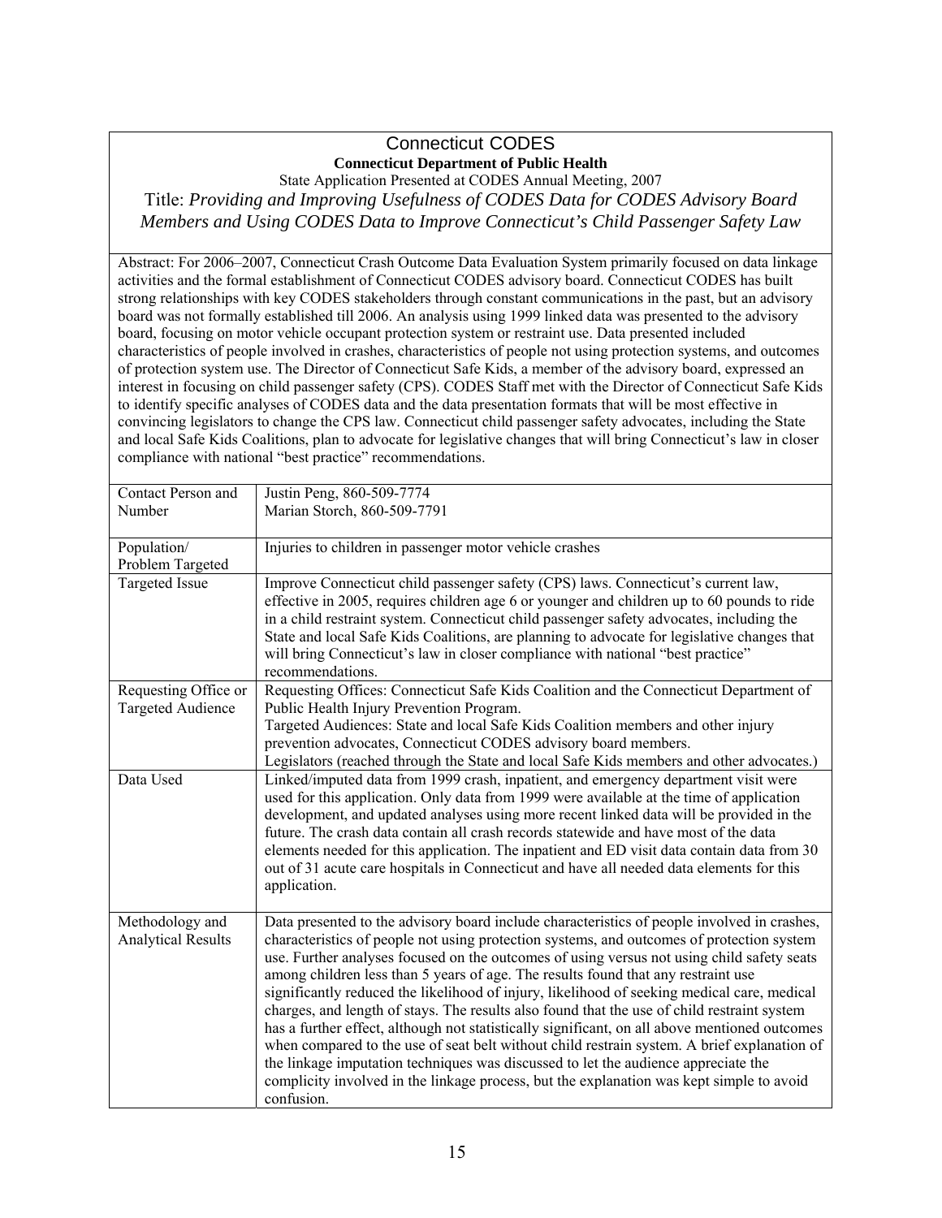# Connecticut CODES

**Connecticut Department of Public Health**

State Application Presented at CODES Annual Meeting, 2007

## Title: *Providing and Improving Usefulness of CODES Data for CODES Advisory Board Members and Using CODES Data to Improve Connecticut's Child Passenger Safety Law*

Abstract: For 2006–2007, Connecticut Crash Outcome Data Evaluation System primarily focused on data linkage activities and the formal establishment of Connecticut CODES advisory board. Connecticut CODES has built strong relationships with key CODES stakeholders through constant communications in the past, but an advisory board was not formally established till 2006. An analysis using 1999 linked data was presented to the advisory board, focusing on motor vehicle occupant protection system or restraint use. Data presented included characteristics of people involved in crashes, characteristics of people not using protection systems, and outcomes of protection system use. The Director of Connecticut Safe Kids, a member of the advisory board, expressed an interest in focusing on child passenger safety (CPS). CODES Staff met with the Director of Connecticut Safe Kids to identify specific analyses of CODES data and the data presentation formats that will be most effective in convincing legislators to change the CPS law. Connecticut child passenger safety advocates, including the State and local Safe Kids Coalitions, plan to advocate for legislative changes that will bring Connecticut's law in closer compliance with national "best practice" recommendations.

| | |
|---|---|
| Contact Person and Number | Justin Peng, 860-509-7774<br>Marian Storch, 860-509-7791 |
| Population/ Problem Targeted | Injuries to children in passenger motor vehicle crashes |
| Targeted Issue | Improve Connecticut child passenger safety (CPS) laws. Connecticut's current law, effective in 2005, requires children age 6 or younger and children up to 60 pounds to ride in a child restraint system. Connecticut child passenger safety advocates, including the State and local Safe Kids Coalitions, are planning to advocate for legislative changes that will bring Connecticut's law in closer compliance with national "best practice" recommendations. |
| Requesting Office or Targeted Audience | Requesting Offices: Connecticut Safe Kids Coalition and the Connecticut Department of Public Health Injury Prevention Program.<br>Targeted Audiences: State and local Safe Kids Coalition members and other injury prevention advocates, Connecticut CODES advisory board members.<br>Legislators (reached through the State and local Safe Kids members and other advocates.) |
| Data Used | Linked/imputed data from 1999 crash, inpatient, and emergency department visit were used for this application. Only data from 1999 were available at the time of application development, and updated analyses using more recent linked data will be provided in the future. The crash data contain all crash records statewide and have most of the data elements needed for this application. The inpatient and ED visit data contain data from 30 out of 31 acute care hospitals in Connecticut and have all needed data elements for this application. |
| Methodology and Analytical Results | Data presented to the advisory board include characteristics of people involved in crashes, characteristics of people not using protection systems, and outcomes of protection system use. Further analyses focused on the outcomes of using versus not using child safety seats among children less than 5 years of age. The results found that any restraint use significantly reduced the likelihood of injury, likelihood of seeking medical care, medical charges, and length of stays. The results also found that the use of child restraint system has a further effect, although not statistically significant, on all above mentioned outcomes when compared to the use of seat belt without child restrain system. A brief explanation of the linkage imputation techniques was discussed to let the audience appreciate the complicity involved in the linkage process, but the explanation was kept simple to avoid confusion. |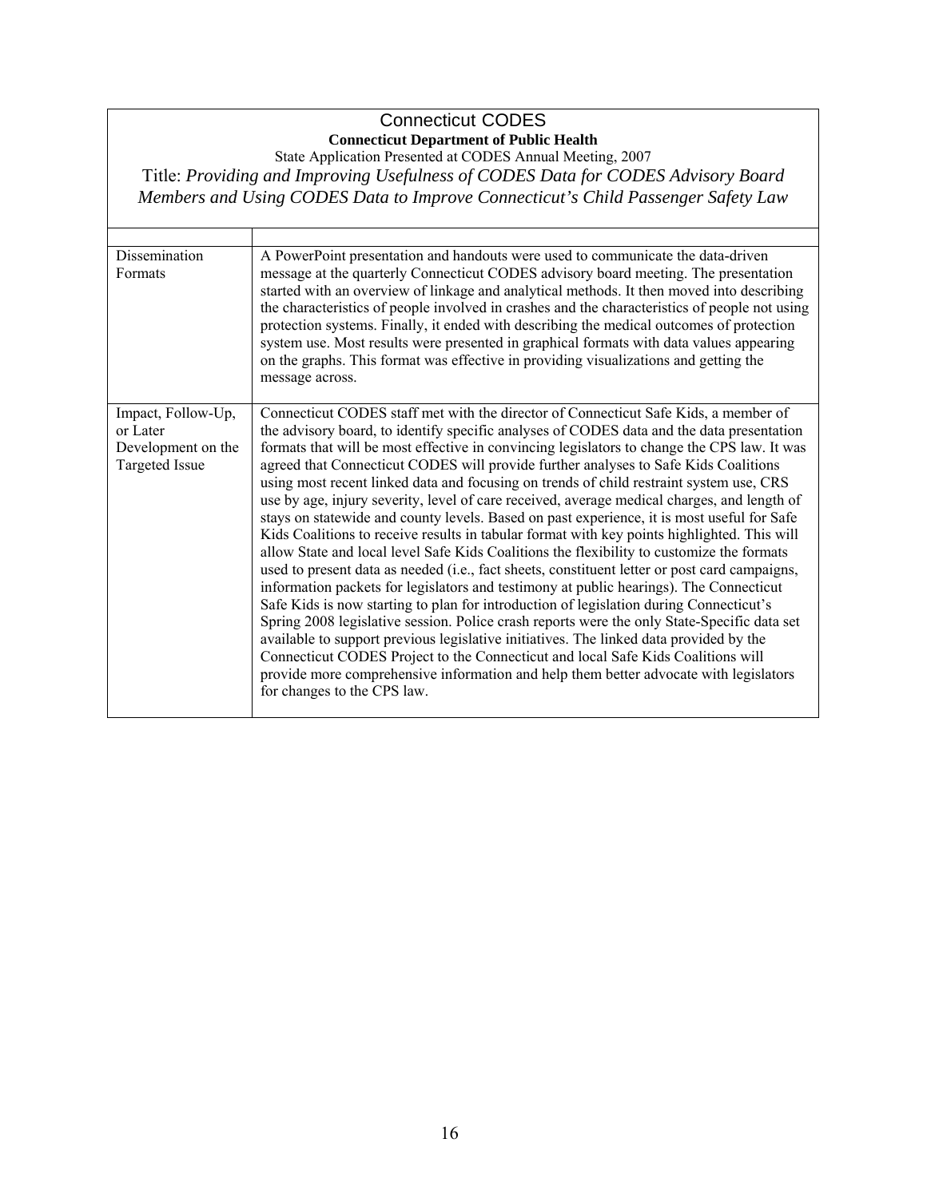# Connecticut CODES

**Connecticut Department of Public Health**

State Application Presented at CODES Annual Meeting, 2007

Title: *Providing and Improving Usefulness of CODES Data for CODES Advisory Board Members and Using CODES Data to Improve Connecticut's Child Passenger Safety Law*

| | |
|---|---|
| Dissemination Formats | A PowerPoint presentation and handouts were used to communicate the data-driven message at the quarterly Connecticut CODES advisory board meeting. The presentation started with an overview of linkage and analytical methods. It then moved into describing the characteristics of people involved in crashes and the characteristics of people not using protection systems. Finally, it ended with describing the medical outcomes of protection system use. Most results were presented in graphical formats with data values appearing on the graphs. This format was effective in providing visualizations and getting the message across. |
| Impact, Follow-Up, or Later Development on the Targeted Issue | Connecticut CODES staff met with the director of Connecticut Safe Kids, a member of the advisory board, to identify specific analyses of CODES data and the data presentation formats that will be most effective in convincing legislators to change the CPS law. It was agreed that Connecticut CODES will provide further analyses to Safe Kids Coalitions using most recent linked data and focusing on trends of child restraint system use, CRS use by age, injury severity, level of care received, average medical charges, and length of stays on statewide and county levels. Based on past experience, it is most useful for Safe Kids Coalitions to receive results in tabular format with key points highlighted. This will allow State and local level Safe Kids Coalitions the flexibility to customize the formats used to present data as needed (i.e., fact sheets, constituent letter or post card campaigns, information packets for legislators and testimony at public hearings). The Connecticut Safe Kids is now starting to plan for introduction of legislation during Connecticut's Spring 2008 legislative session. Police crash reports were the only State-Specific data set available to support previous legislative initiatives. The linked data provided by the Connecticut CODES Project to the Connecticut and local Safe Kids Coalitions will provide more comprehensive information and help them better advocate with legislators for changes to the CPS law. |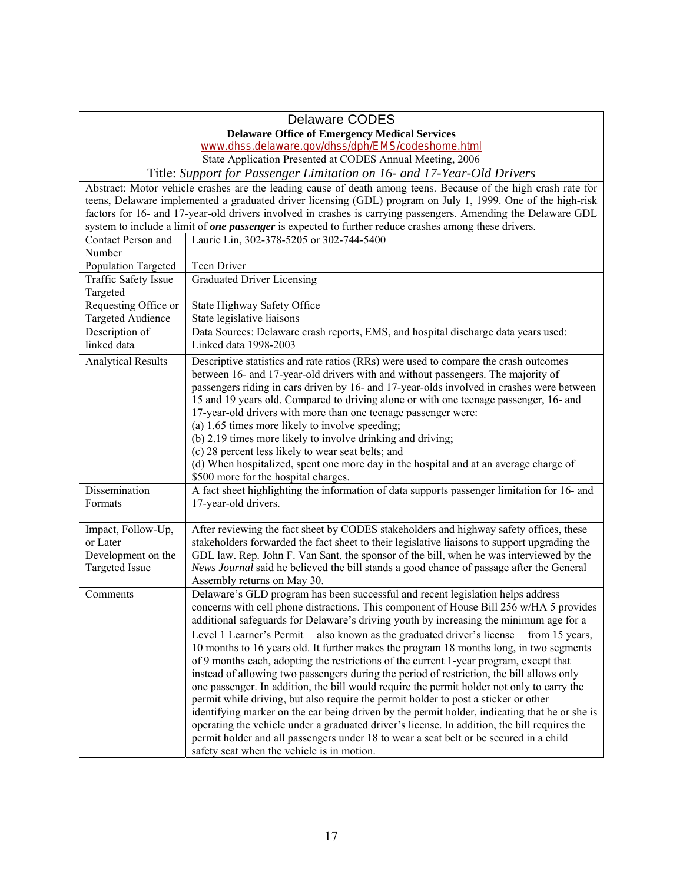# Delaware CODES

**Delaware Office of Emergency Medical Services**

www.dhss.delaware.gov/dhss/dph/EMS/codeshome.html

State Application Presented at CODES Annual Meeting, 2006

## Title: *Support for Passenger Limitation on 16- and 17-Year-Old Drivers*

Abstract: Motor vehicle crashes are the leading cause of death among teens. Because of the high crash rate for teens, Delaware implemented a graduated driver licensing (GDL) program on July 1, 1999. One of the high-risk factors for 16- and 17-year-old drivers involved in crashes is carrying passengers. Amending the Delaware GDL system to include a limit of ***one passenger*** is expected to further reduce crashes among these drivers.

| | |
|---|---|
| Contact Person and Number | Laurie Lin, 302-378-5205 or 302-744-5400 |
| Population Targeted | Teen Driver |
| Traffic Safety Issue Targeted | Graduated Driver Licensing |
| Requesting Office or Targeted Audience | State Highway Safety Office<br>State legislative liaisons |
| Description of linked data | Data Sources: Delaware crash reports, EMS, and hospital discharge data years used: Linked data 1998-2003 |
| Analytical Results | Descriptive statistics and rate ratios (RRs) were used to compare the crash outcomes between 16- and 17-year-old drivers with and without passengers. The majority of passengers riding in cars driven by 16- and 17-year-olds involved in crashes were between 15 and 19 years old. Compared to driving alone or with one teenage passenger, 16- and 17-year-old drivers with more than one teenage passenger were:<br>(a) 1.65 times more likely to involve speeding;<br>(b) 2.19 times more likely to involve drinking and driving;<br>(c) 28 percent less likely to wear seat belts; and<br>(d) When hospitalized, spent one more day in the hospital and at an average charge of $500 more for the hospital charges. |
| Dissemination Formats | A fact sheet highlighting the information of data supports passenger limitation for 16- and 17-year-old drivers. |
| Impact, Follow-Up, or Later Development on the Targeted Issue | After reviewing the fact sheet by CODES stakeholders and highway safety offices, these stakeholders forwarded the fact sheet to their legislative liaisons to support upgrading the GDL law. Rep. John F. Van Sant, the sponsor of the bill, when he was interviewed by the *News Journal* said he believed the bill stands a good chance of passage after the General Assembly returns on May 30. |
| Comments | Delaware's GLD program has been successful and recent legislation helps address concerns with cell phone distractions. This component of House Bill 256 w/HA 5 provides additional safeguards for Delaware's driving youth by increasing the minimum age for a Level 1 Learner's Permit—also known as the graduated driver's license—from 15 years, 10 months to 16 years old. It further makes the program 18 months long, in two segments of 9 months each, adopting the restrictions of the current 1-year program, except that instead of allowing two passengers during the period of restriction, the bill allows only one passenger. In addition, the bill would require the permit holder not only to carry the permit while driving, but also require the permit holder to post a sticker or other identifying marker on the car being driven by the permit holder, indicating that he or she is operating the vehicle under a graduated driver's license. In addition, the bill requires the permit holder and all passengers under 18 to wear a seat belt or be secured in a child safety seat when the vehicle is in motion. |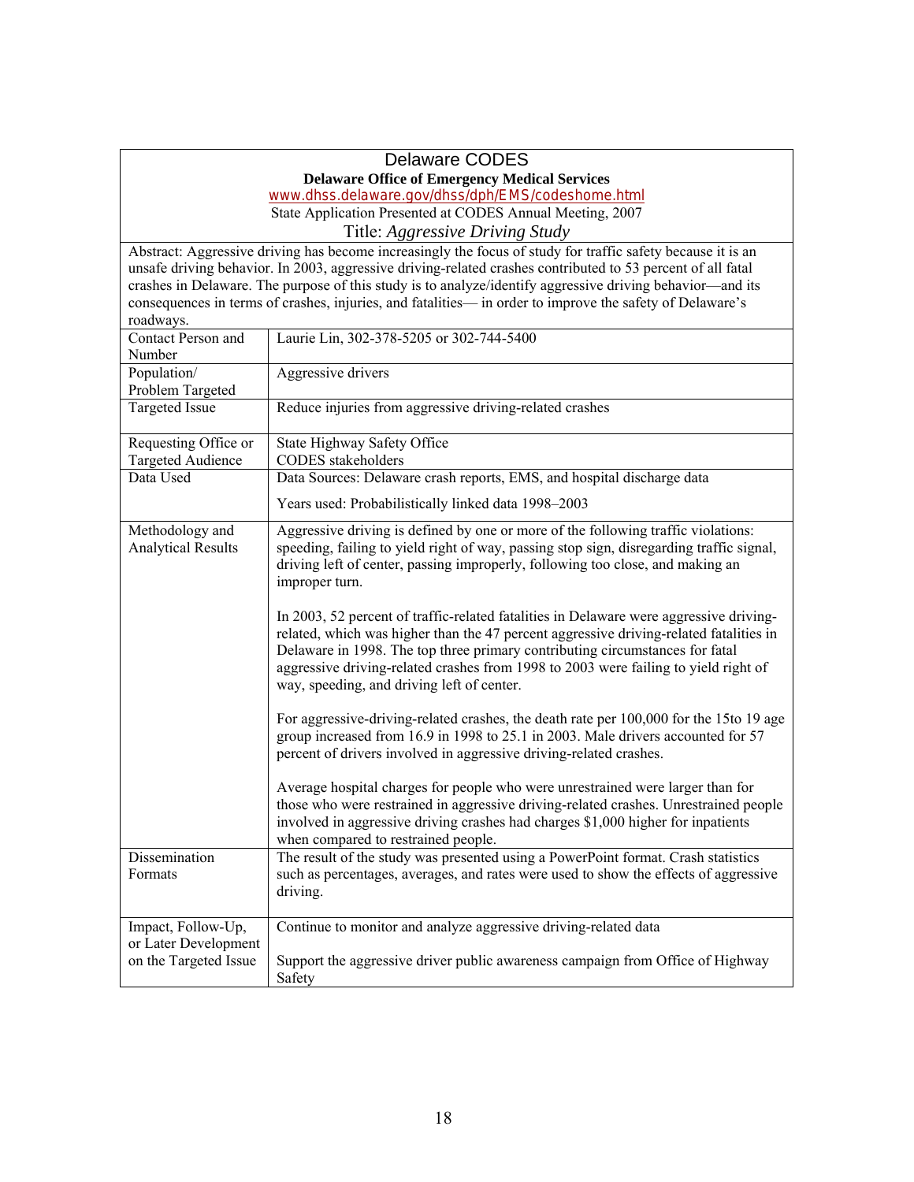# Delaware CODES

**Delaware Office of Emergency Medical Services**

www.dhss.delaware.gov/dhss/dph/EMS/codeshome.html

State Application Presented at CODES Annual Meeting, 2007

Title: *Aggressive Driving Study*

Abstract: Aggressive driving has become increasingly the focus of study for traffic safety because it is an unsafe driving behavior. In 2003, aggressive driving-related crashes contributed to 53 percent of all fatal crashes in Delaware. The purpose of this study is to analyze/identify aggressive driving behavior—and its consequences in terms of crashes, injuries, and fatalities— in order to improve the safety of Delaware's roadways.

| | |
|---|---|
| Contact Person and Number | Laurie Lin, 302-378-5205 or 302-744-5400 |
| Population/ Problem Targeted | Aggressive drivers |
| Targeted Issue | Reduce injuries from aggressive driving-related crashes |
| Requesting Office or Targeted Audience | State Highway Safety Office<br>CODES stakeholders |
| Data Used | Data Sources: Delaware crash reports, EMS, and hospital discharge data<br><br>Years used: Probabilistically linked data 1998–2003 |
| Methodology and Analytical Results | Aggressive driving is defined by one or more of the following traffic violations: speeding, failing to yield right of way, passing stop sign, disregarding traffic signal, driving left of center, passing improperly, following too close, and making an improper turn.<br><br>In 2003, 52 percent of traffic-related fatalities in Delaware were aggressive driving-related, which was higher than the 47 percent aggressive driving-related fatalities in Delaware in 1998. The top three primary contributing circumstances for fatal aggressive driving-related crashes from 1998 to 2003 were failing to yield right of way, speeding, and driving left of center.<br><br>For aggressive-driving-related crashes, the death rate per 100,000 for the 15to 19 age group increased from 16.9 in 1998 to 25.1 in 2003. Male drivers accounted for 57 percent of drivers involved in aggressive driving-related crashes.<br><br>Average hospital charges for people who were unrestrained were larger than for those who were restrained in aggressive driving-related crashes. Unrestrained people involved in aggressive driving crashes had charges $1,000 higher for inpatients when compared to restrained people. |
| Dissemination Formats | The result of the study was presented using a PowerPoint format. Crash statistics such as percentages, averages, and rates were used to show the effects of aggressive driving. |
| Impact, Follow-Up, or Later Development on the Targeted Issue | Continue to monitor and analyze aggressive driving-related data<br><br>Support the aggressive driver public awareness campaign from Office of Highway Safety |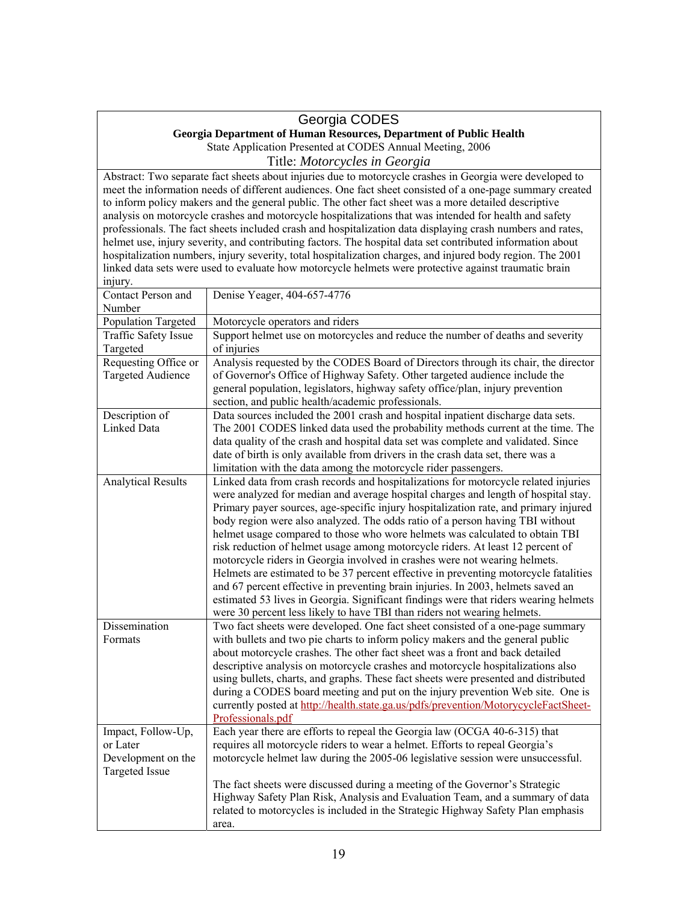# Georgia CODES

**Georgia Department of Human Resources, Department of Public Health**

State Application Presented at CODES Annual Meeting, 2006

Title: *Motorcycles in Georgia*

Abstract: Two separate fact sheets about injuries due to motorcycle crashes in Georgia were developed to meet the information needs of different audiences. One fact sheet consisted of a one-page summary created to inform policy makers and the general public. The other fact sheet was a more detailed descriptive analysis on motorcycle crashes and motorcycle hospitalizations that was intended for health and safety professionals. The fact sheets included crash and hospitalization data displaying crash numbers and rates, helmet use, injury severity, and contributing factors. The hospital data set contributed information about hospitalization numbers, injury severity, total hospitalization charges, and injured body region. The 2001 linked data sets were used to evaluate how motorcycle helmets were protective against traumatic brain injury.

| | |
|---|---|
| Contact Person and Number | Denise Yeager, 404-657-4776 |
| Population Targeted | Motorcycle operators and riders |
| Traffic Safety Issue Targeted | Support helmet use on motorcycles and reduce the number of deaths and severity of injuries |
| Requesting Office or Targeted Audience | Analysis requested by the CODES Board of Directors through its chair, the director of Governor's Office of Highway Safety. Other targeted audience include the general population, legislators, highway safety office/plan, injury prevention section, and public health/academic professionals. |
| Description of Linked Data | Data sources included the 2001 crash and hospital inpatient discharge data sets. The 2001 CODES linked data used the probability methods current at the time. The data quality of the crash and hospital data set was complete and validated. Since date of birth is only available from drivers in the crash data set, there was a limitation with the data among the motorcycle rider passengers. |
| Analytical Results | Linked data from crash records and hospitalizations for motorcycle related injuries were analyzed for median and average hospital charges and length of hospital stay. Primary payer sources, age-specific injury hospitalization rate, and primary injured body region were also analyzed. The odds ratio of a person having TBI without helmet usage compared to those who wore helmets was calculated to obtain TBI risk reduction of helmet usage among motorcycle riders. At least 12 percent of motorcycle riders in Georgia involved in crashes were not wearing helmets. Helmets are estimated to be 37 percent effective in preventing motorcycle fatalities and 67 percent effective in preventing brain injuries. In 2003, helmets saved an estimated 53 lives in Georgia. Significant findings were that riders wearing helmets were 30 percent less likely to have TBI than riders not wearing helmets. |
| Dissemination Formats | Two fact sheets were developed. One fact sheet consisted of a one-page summary with bullets and two pie charts to inform policy makers and the general public about motorcycle crashes. The other fact sheet was a front and back detailed descriptive analysis on motorcycle crashes and motorcycle hospitalizations also using bullets, charts, and graphs. These fact sheets were presented and distributed during a CODES board meeting and put on the injury prevention Web site. One is currently posted at http://health.state.ga.us/pdfs/prevention/MotorycycleFactSheet-Professionals.pdf |
| Impact, Follow-Up, or Later Development on the Targeted Issue | Each year there are efforts to repeal the Georgia law (OCGA 40-6-315) that requires all motorcycle riders to wear a helmet. Efforts to repeal Georgia's motorcycle helmet law during the 2005-06 legislative session were unsuccessful.<br><br>The fact sheets were discussed during a meeting of the Governor's Strategic Highway Safety Plan Risk, Analysis and Evaluation Team, and a summary of data related to motorcycles is included in the Strategic Highway Safety Plan emphasis area. |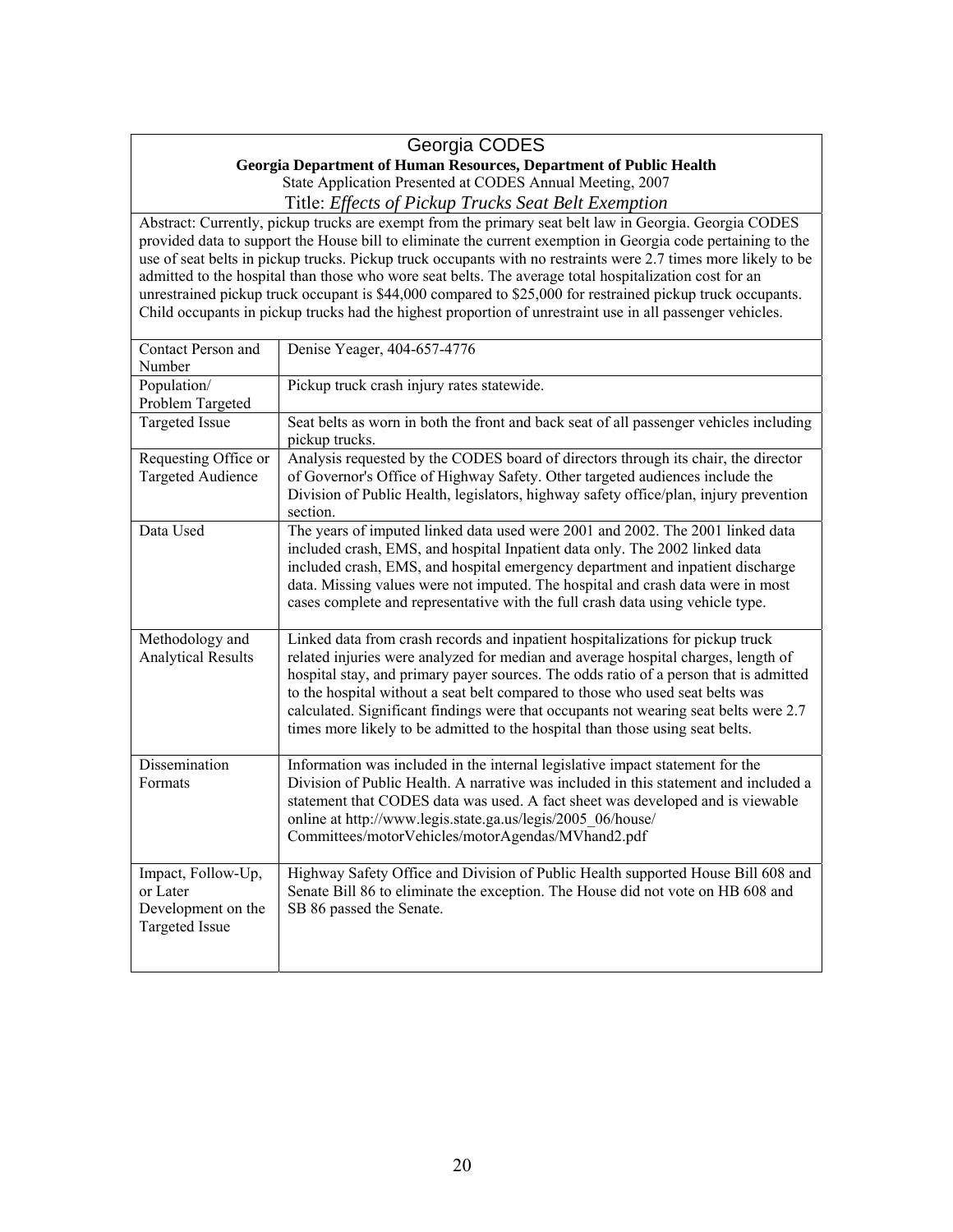## Georgia CODES

**Georgia Department of Human Resources, Department of Public Health**

State Application Presented at CODES Annual Meeting, 2007

Title: *Effects of Pickup Trucks Seat Belt Exemption*

Abstract: Currently, pickup trucks are exempt from the primary seat belt law in Georgia. Georgia CODES provided data to support the House bill to eliminate the current exemption in Georgia code pertaining to the use of seat belts in pickup trucks. Pickup truck occupants with no restraints were 2.7 times more likely to be admitted to the hospital than those who wore seat belts. The average total hospitalization cost for an unrestrained pickup truck occupant is $44,000 compared to $25,000 for restrained pickup truck occupants. Child occupants in pickup trucks had the highest proportion of unrestraint use in all passenger vehicles.

| | |
|---|---|
| Contact Person and Number | Denise Yeager, 404-657-4776 |
| Population/ Problem Targeted | Pickup truck crash injury rates statewide. |
| Targeted Issue | Seat belts as worn in both the front and back seat of all passenger vehicles including pickup trucks. |
| Requesting Office or Targeted Audience | Analysis requested by the CODES board of directors through its chair, the director of Governor's Office of Highway Safety. Other targeted audiences include the Division of Public Health, legislators, highway safety office/plan, injury prevention section. |
| Data Used | The years of imputed linked data used were 2001 and 2002. The 2001 linked data included crash, EMS, and hospital Inpatient data only. The 2002 linked data included crash, EMS, and hospital emergency department and inpatient discharge data. Missing values were not imputed. The hospital and crash data were in most cases complete and representative with the full crash data using vehicle type. |
| Methodology and Analytical Results | Linked data from crash records and inpatient hospitalizations for pickup truck related injuries were analyzed for median and average hospital charges, length of hospital stay, and primary payer sources. The odds ratio of a person that is admitted to the hospital without a seat belt compared to those who used seat belts was calculated. Significant findings were that occupants not wearing seat belts were 2.7 times more likely to be admitted to the hospital than those using seat belts. |
| Dissemination Formats | Information was included in the internal legislative impact statement for the Division of Public Health. A narrative was included in this statement and included a statement that CODES data was used. A fact sheet was developed and is viewable online at http://www.legis.state.ga.us/legis/2005_06/house/ Committees/motorVehicles/motorAgendas/MVhand2.pdf |
| Impact, Follow-Up, or Later Development on the Targeted Issue | Highway Safety Office and Division of Public Health supported House Bill 608 and Senate Bill 86 to eliminate the exception. The House did not vote on HB 608 and SB 86 passed the Senate. |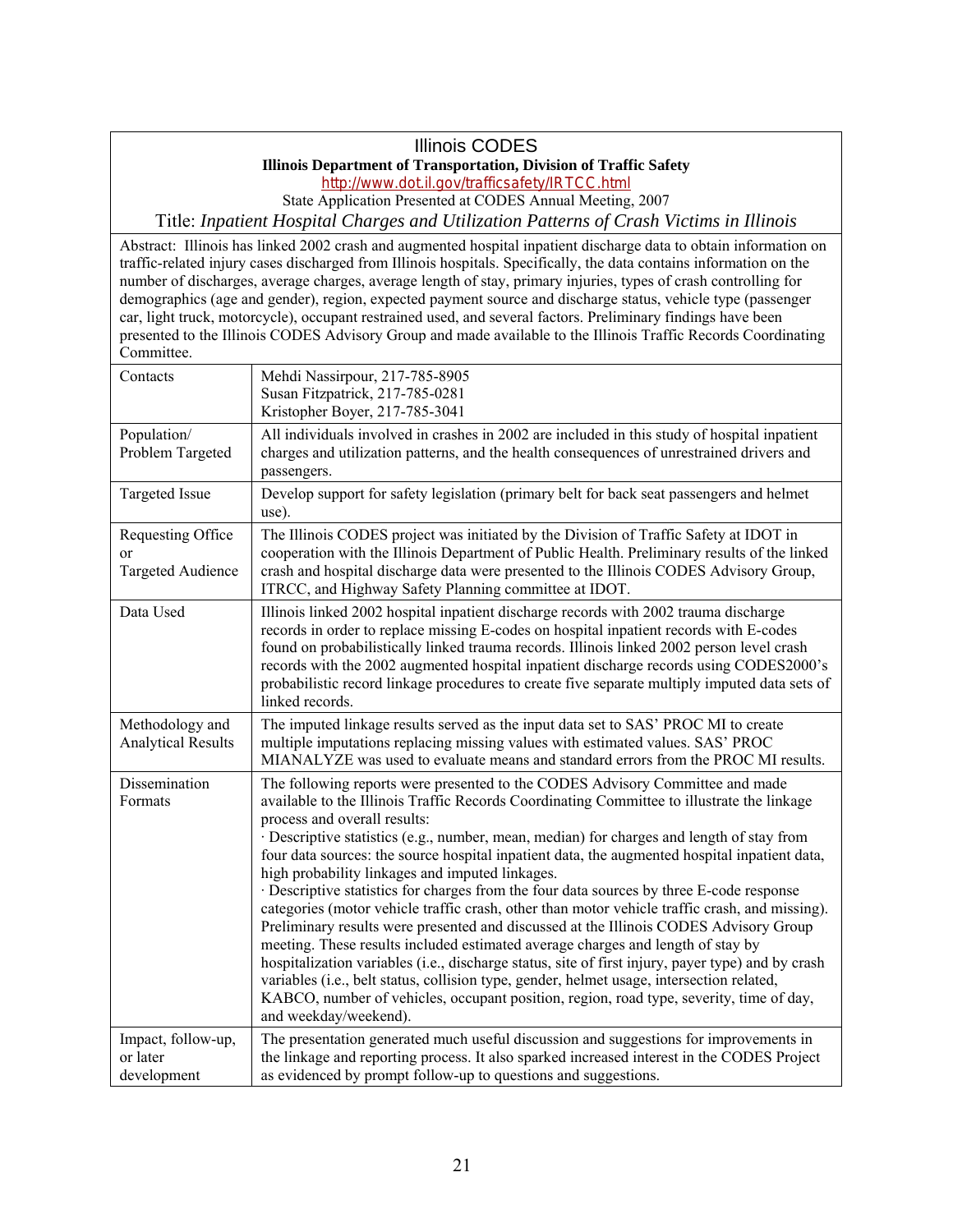## Illinois CODES

**Illinois Department of Transportation, Division of Traffic Safety**

http://www.dot.il.gov/trafficsafety/IRTCC.html

State Application Presented at CODES Annual Meeting, 2007

### Title: *Inpatient Hospital Charges and Utilization Patterns of Crash Victims in Illinois*

Abstract: Illinois has linked 2002 crash and augmented hospital inpatient discharge data to obtain information on traffic-related injury cases discharged from Illinois hospitals. Specifically, the data contains information on the number of discharges, average charges, average length of stay, primary injuries, types of crash controlling for demographics (age and gender), region, expected payment source and discharge status, vehicle type (passenger car, light truck, motorcycle), occupant restrained used, and several factors. Preliminary findings have been presented to the Illinois CODES Advisory Group and made available to the Illinois Traffic Records Coordinating Committee.

| | |
|---|---|
| Contacts | Mehdi Nassirpour, 217-785-8905<br>Susan Fitzpatrick, 217-785-0281<br>Kristopher Boyer, 217-785-3041 |
| Population/ Problem Targeted | All individuals involved in crashes in 2002 are included in this study of hospital inpatient charges and utilization patterns, and the health consequences of unrestrained drivers and passengers. |
| Targeted Issue | Develop support for safety legislation (primary belt for back seat passengers and helmet use). |
| Requesting Office or Targeted Audience | The Illinois CODES project was initiated by the Division of Traffic Safety at IDOT in cooperation with the Illinois Department of Public Health. Preliminary results of the linked crash and hospital discharge data were presented to the Illinois CODES Advisory Group, ITRCC, and Highway Safety Planning committee at IDOT. |
| Data Used | Illinois linked 2002 hospital inpatient discharge records with 2002 trauma discharge records in order to replace missing E-codes on hospital inpatient records with E-codes found on probabilistically linked trauma records. Illinois linked 2002 person level crash records with the 2002 augmented hospital inpatient discharge records using CODES2000's probabilistic record linkage procedures to create five separate multiply imputed data sets of linked records. |
| Methodology and Analytical Results | The imputed linkage results served as the input data set to SAS' PROC MI to create multiple imputations replacing missing values with estimated values. SAS' PROC MIANALYZE was used to evaluate means and standard errors from the PROC MI results. |
| Dissemination Formats | The following reports were presented to the CODES Advisory Committee and made available to the Illinois Traffic Records Coordinating Committee to illustrate the linkage process and overall results:<br>· Descriptive statistics (e.g., number, mean, median) for charges and length of stay from four data sources: the source hospital inpatient data, the augmented hospital inpatient data, high probability linkages and imputed linkages.<br>· Descriptive statistics for charges from the four data sources by three E-code response categories (motor vehicle traffic crash, other than motor vehicle traffic crash, and missing).<br>Preliminary results were presented and discussed at the Illinois CODES Advisory Group meeting. These results included estimated average charges and length of stay by hospitalization variables (i.e., discharge status, site of first injury, payer type) and by crash variables (i.e., belt status, collision type, gender, helmet usage, intersection related, KABCO, number of vehicles, occupant position, region, road type, severity, time of day, and weekday/weekend). |
| Impact, follow-up, or later development | The presentation generated much useful discussion and suggestions for improvements in the linkage and reporting process. It also sparked increased interest in the CODES Project as evidenced by prompt follow-up to questions and suggestions. |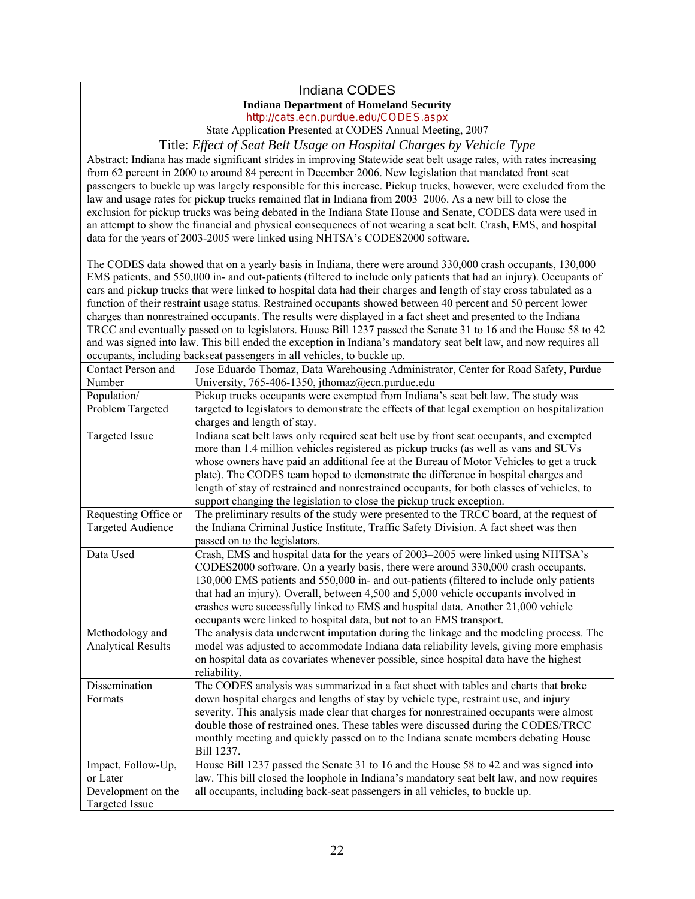# Indiana CODES

**Indiana Department of Homeland Security**

http://cats.ecn.purdue.edu/CODES.aspx

State Application Presented at CODES Annual Meeting, 2007

## Title: *Effect of Seat Belt Usage on Hospital Charges by Vehicle Type*

Abstract: Indiana has made significant strides in improving Statewide seat belt usage rates, with rates increasing from 62 percent in 2000 to around 84 percent in December 2006. New legislation that mandated front seat passengers to buckle up was largely responsible for this increase. Pickup trucks, however, were excluded from the law and usage rates for pickup trucks remained flat in Indiana from 2003–2006. As a new bill to close the exclusion for pickup trucks was being debated in the Indiana State House and Senate, CODES data were used in an attempt to show the financial and physical consequences of not wearing a seat belt. Crash, EMS, and hospital data for the years of 2003-2005 were linked using NHTSA's CODES2000 software.

The CODES data showed that on a yearly basis in Indiana, there were around 330,000 crash occupants, 130,000 EMS patients, and 550,000 in- and out-patients (filtered to include only patients that had an injury). Occupants of cars and pickup trucks that were linked to hospital data had their charges and length of stay cross tabulated as a function of their restraint usage status. Restrained occupants showed between 40 percent and 50 percent lower charges than nonrestrained occupants. The results were displayed in a fact sheet and presented to the Indiana TRCC and eventually passed on to legislators. House Bill 1237 passed the Senate 31 to 16 and the House 58 to 42 and was signed into law. This bill ended the exception in Indiana's mandatory seat belt law, and now requires all occupants, including backseat passengers in all vehicles, to buckle up.

| | |
|---|---|
| Contact Person and Number | Jose Eduardo Thomaz, Data Warehousing Administrator, Center for Road Safety, Purdue University, 765-406-1350, jthomaz@ecn.purdue.edu |
| Population/ Problem Targeted | Pickup trucks occupants were exempted from Indiana's seat belt law. The study was targeted to legislators to demonstrate the effects of that legal exemption on hospitalization charges and length of stay. |
| Targeted Issue | Indiana seat belt laws only required seat belt use by front seat occupants, and exempted more than 1.4 million vehicles registered as pickup trucks (as well as vans and SUVs whose owners have paid an additional fee at the Bureau of Motor Vehicles to get a truck plate). The CODES team hoped to demonstrate the difference in hospital charges and length of stay of restrained and nonrestrained occupants, for both classes of vehicles, to support changing the legislation to close the pickup truck exception. |
| Requesting Office or Targeted Audience | The preliminary results of the study were presented to the TRCC board, at the request of the Indiana Criminal Justice Institute, Traffic Safety Division. A fact sheet was then passed on to the legislators. |
| Data Used | Crash, EMS and hospital data for the years of 2003–2005 were linked using NHTSA's CODES2000 software. On a yearly basis, there were around 330,000 crash occupants, 130,000 EMS patients and 550,000 in- and out-patients (filtered to include only patients that had an injury). Overall, between 4,500 and 5,000 vehicle occupants involved in crashes were successfully linked to EMS and hospital data. Another 21,000 vehicle occupants were linked to hospital data, but not to an EMS transport. |
| Methodology and Analytical Results | The analysis data underwent imputation during the linkage and the modeling process. The model was adjusted to accommodate Indiana data reliability levels, giving more emphasis on hospital data as covariates whenever possible, since hospital data have the highest reliability. |
| Dissemination Formats | The CODES analysis was summarized in a fact sheet with tables and charts that broke down hospital charges and lengths of stay by vehicle type, restraint use, and injury severity. This analysis made clear that charges for nonrestrained occupants were almost double those of restrained ones. These tables were discussed during the CODES/TRCC monthly meeting and quickly passed on to the Indiana senate members debating House Bill 1237. |
| Impact, Follow-Up, or Later Development on the Targeted Issue | House Bill 1237 passed the Senate 31 to 16 and the House 58 to 42 and was signed into law. This bill closed the loophole in Indiana's mandatory seat belt law, and now requires all occupants, including back-seat passengers in all vehicles, to buckle up. |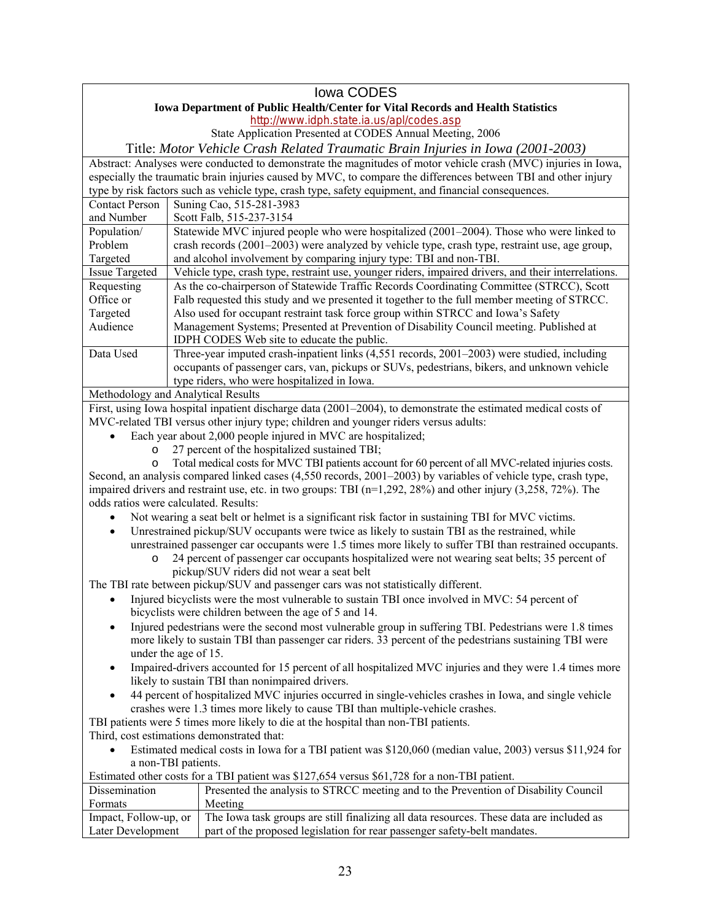# Iowa CODES

**Iowa Department of Public Health/Center for Vital Records and Health Statistics**

http://www.idph.state.ia.us/apl/codes.asp

State Application Presented at CODES Annual Meeting, 2006

## Title: *Motor Vehicle Crash Related Traumatic Brain Injuries in Iowa (2001-2003)*

Abstract: Analyses were conducted to demonstrate the magnitudes of motor vehicle crash (MVC) injuries in Iowa, especially the traumatic brain injuries caused by MVC, to compare the differences between TBI and other injury type by risk factors such as vehicle type, crash type, safety equipment, and financial consequences.

| | |
|---|---|
| Contact Person and Number | Suning Cao, 515-281-3983<br>Scott Falb, 515-237-3154 |
| Population/ Problem Targeted | Statewide MVC injured people who were hospitalized (2001–2004). Those who were linked to crash records (2001–2003) were analyzed by vehicle type, crash type, restraint use, age group, and alcohol involvement by comparing injury type: TBI and non-TBI. |
| Issue Targeted | Vehicle type, crash type, restraint use, younger riders, impaired drivers, and their interrelations. |
| Requesting Office or Targeted Audience | As the co-chairperson of Statewide Traffic Records Coordinating Committee (STRCC), Scott Falb requested this study and we presented it together to the full member meeting of STRCC. Also used for occupant restraint task force group within STRCC and Iowa's Safety Management Systems; Presented at Prevention of Disability Council meeting. Published at IDPH CODES Web site to educate the public. |
| Data Used | Three-year imputed crash-inpatient links (4,551 records, 2001–2003) were studied, including occupants of passenger cars, van, pickups or SUVs, pedestrians, bikers, and unknown vehicle type riders, who were hospitalized in Iowa. |

### Methodology and Analytical Results

First, using Iowa hospital inpatient discharge data (2001–2004), to demonstrate the estimated medical costs of MVC-related TBI versus other injury type; children and younger riders versus adults:

- Each year about 2,000 people injured in MVC are hospitalized;
  - 27 percent of the hospitalized sustained TBI;
  - Total medical costs for MVC TBI patients account for 60 percent of all MVC-related injuries costs.

Second, an analysis compared linked cases (4,550 records, 2001–2003) by variables of vehicle type, crash type, impaired drivers and restraint use, etc. in two groups: TBI (n=1,292, 28%) and other injury (3,258, 72%). The odds ratios were calculated. Results:

- Not wearing a seat belt or helmet is a significant risk factor in sustaining TBI for MVC victims.
- Unrestrained pickup/SUV occupants were twice as likely to sustain TBI as the restrained, while unrestrained passenger car occupants were 1.5 times more likely to suffer TBI than restrained occupants.
  - 24 percent of passenger car occupants hospitalized were not wearing seat belts; 35 percent of pickup/SUV riders did not wear a seat belt

The TBI rate between pickup/SUV and passenger cars was not statistically different.

- Injured bicyclists were the most vulnerable to sustain TBI once involved in MVC: 54 percent of bicyclists were children between the age of 5 and 14.
- Injured pedestrians were the second most vulnerable group in suffering TBI. Pedestrians were 1.8 times more likely to sustain TBI than passenger car riders. 33 percent of the pedestrians sustaining TBI were under the age of 15.
- Impaired-drivers accounted for 15 percent of all hospitalized MVC injuries and they were 1.4 times more likely to sustain TBI than nonimpaired drivers.
- 44 percent of hospitalized MVC injuries occurred in single-vehicles crashes in Iowa, and single vehicle crashes were 1.3 times more likely to cause TBI than multiple-vehicle crashes.

TBI patients were 5 times more likely to die at the hospital than non-TBI patients.

Third, cost estimations demonstrated that:

- Estimated medical costs in Iowa for a TBI patient was $120,060 (median value, 2003) versus $11,924 for a non-TBI patients.

Estimated other costs for a TBI patient was $127,654 versus $61,728 for a non-TBI patient.

| | |
|---|---|
| Dissemination Formats | Presented the analysis to STRCC meeting and to the Prevention of Disability Council Meeting |
| Impact, Follow-up, or Later Development | The Iowa task groups are still finalizing all data resources. These data are included as part of the proposed legislation for rear passenger safety-belt mandates. |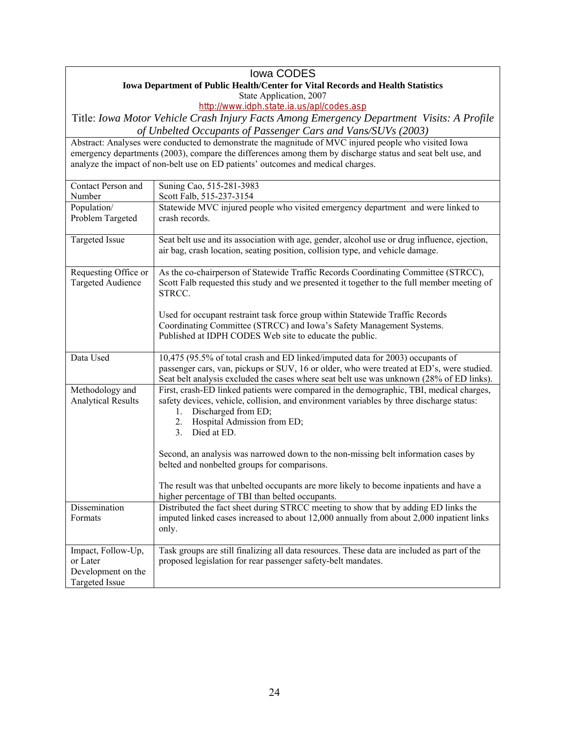# Iowa CODES

**Iowa Department of Public Health/Center for Vital Records and Health Statistics**

State Application, 2007

http://www.idph.state.ia.us/apl/codes.asp

Title: *Iowa Motor Vehicle Crash Injury Facts Among Emergency Department Visits: A Profile of Unbelted Occupants of Passenger Cars and Vans/SUVs (2003)*

Abstract: Analyses were conducted to demonstrate the magnitude of MVC injured people who visited Iowa emergency departments (2003), compare the differences among them by discharge status and seat belt use, and analyze the impact of non-belt use on ED patients' outcomes and medical charges.

| | |
|---|---|
| Contact Person and Number | Suning Cao, 515-281-3983<br>Scott Falb, 515-237-3154 |
| Population/ Problem Targeted | Statewide MVC injured people who visited emergency department and were linked to crash records. |
| Targeted Issue | Seat belt use and its association with age, gender, alcohol use or drug influence, ejection, air bag, crash location, seating position, collision type, and vehicle damage. |
| Requesting Office or Targeted Audience | As the co-chairperson of Statewide Traffic Records Coordinating Committee (STRCC), Scott Falb requested this study and we presented it together to the full member meeting of STRCC.<br><br>Used for occupant restraint task force group within Statewide Traffic Records Coordinating Committee (STRCC) and Iowa's Safety Management Systems. Published at IDPH CODES Web site to educate the public. |
| Data Used | 10,475 (95.5% of total crash and ED linked/imputed data for 2003) occupants of passenger cars, van, pickups or SUV, 16 or older, who were treated at ED's, were studied. Seat belt analysis excluded the cases where seat belt use was unknown (28% of ED links). |
| Methodology and Analytical Results | First, crash-ED linked patients were compared in the demographic, TBI, medical charges, safety devices, vehicle, collision, and environment variables by three discharge status:<br>1. Discharged from ED;<br>2. Hospital Admission from ED;<br>3. Died at ED.<br><br>Second, an analysis was narrowed down to the non-missing belt information cases by belted and nonbelted groups for comparisons.<br><br>The result was that unbelted occupants are more likely to become inpatients and have a higher percentage of TBI than belted occupants. |
| Dissemination Formats | Distributed the fact sheet during STRCC meeting to show that by adding ED links the imputed linked cases increased to about 12,000 annually from about 2,000 inpatient links only. |
| Impact, Follow-Up, or Later Development on the Targeted Issue | Task groups are still finalizing all data resources. These data are included as part of the proposed legislation for rear passenger safety-belt mandates. |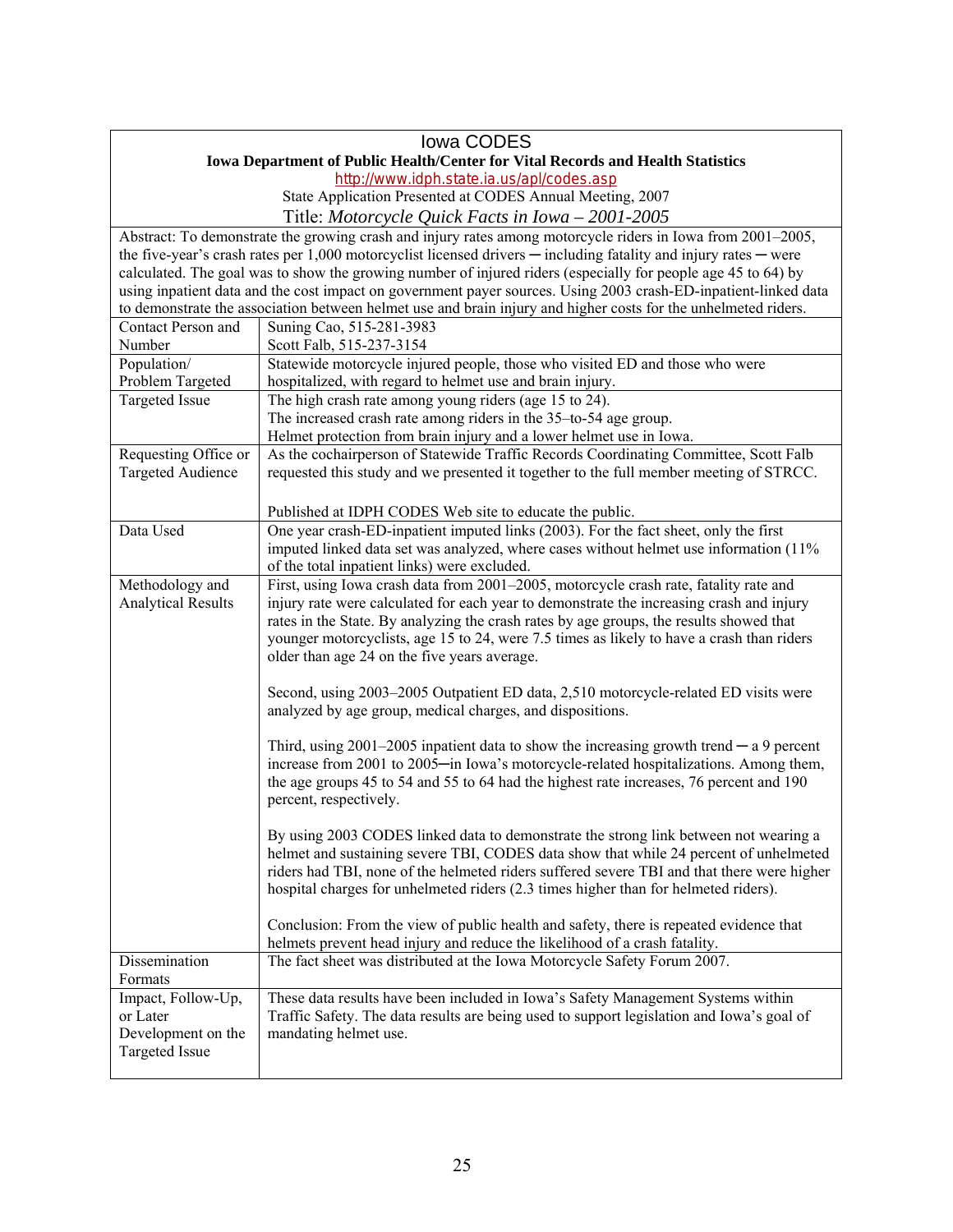# Iowa CODES

**Iowa Department of Public Health/Center for Vital Records and Health Statistics**

http://www.idph.state.ia.us/apl/codes.asp

State Application Presented at CODES Annual Meeting, 2007

Title: *Motorcycle Quick Facts in Iowa – 2001-2005*

Abstract: To demonstrate the growing crash and injury rates among motorcycle riders in Iowa from 2001–2005, the five-year's crash rates per 1,000 motorcyclist licensed drivers ─ including fatality and injury rates ─ were calculated. The goal was to show the growing number of injured riders (especially for people age 45 to 64) by using inpatient data and the cost impact on government payer sources. Using 2003 crash-ED-inpatient-linked data to demonstrate the association between helmet use and brain injury and higher costs for the unhelmeted riders.

| | |
|---|---|
| Contact Person and Number | Suning Cao, 515-281-3983<br>Scott Falb, 515-237-3154 |
| Population/ Problem Targeted | Statewide motorcycle injured people, those who visited ED and those who were hospitalized, with regard to helmet use and brain injury. |
| Targeted Issue | The high crash rate among young riders (age 15 to 24).<br>The increased crash rate among riders in the 35–to-54 age group.<br>Helmet protection from brain injury and a lower helmet use in Iowa. |
| Requesting Office or Targeted Audience | As the cochairperson of Statewide Traffic Records Coordinating Committee, Scott Falb requested this study and we presented it together to the full member meeting of STRCC.<br><br>Published at IDPH CODES Web site to educate the public. |
| Data Used | One year crash-ED-inpatient imputed links (2003). For the fact sheet, only the first imputed linked data set was analyzed, where cases without helmet use information (11% of the total inpatient links) were excluded. |
| Methodology and Analytical Results | First, using Iowa crash data from 2001–2005, motorcycle crash rate, fatality rate and injury rate were calculated for each year to demonstrate the increasing crash and injury rates in the State. By analyzing the crash rates by age groups, the results showed that younger motorcyclists, age 15 to 24, were 7.5 times as likely to have a crash than riders older than age 24 on the five years average.<br><br>Second, using 2003–2005 Outpatient ED data, 2,510 motorcycle-related ED visits were analyzed by age group, medical charges, and dispositions.<br><br>Third, using 2001–2005 inpatient data to show the increasing growth trend ─ a 9 percent increase from 2001 to 2005─in Iowa's motorcycle-related hospitalizations. Among them, the age groups 45 to 54 and 55 to 64 had the highest rate increases, 76 percent and 190 percent, respectively.<br><br>By using 2003 CODES linked data to demonstrate the strong link between not wearing a helmet and sustaining severe TBI, CODES data show that while 24 percent of unhelmeted riders had TBI, none of the helmeted riders suffered severe TBI and that there were higher hospital charges for unhelmeted riders (2.3 times higher than for helmeted riders).<br><br>Conclusion: From the view of public health and safety, there is repeated evidence that helmets prevent head injury and reduce the likelihood of a crash fatality. |
| Dissemination Formats | The fact sheet was distributed at the Iowa Motorcycle Safety Forum 2007. |
| Impact, Follow-Up, or Later Development on the Targeted Issue | These data results have been included in Iowa's Safety Management Systems within Traffic Safety. The data results are being used to support legislation and Iowa's goal of mandating helmet use. |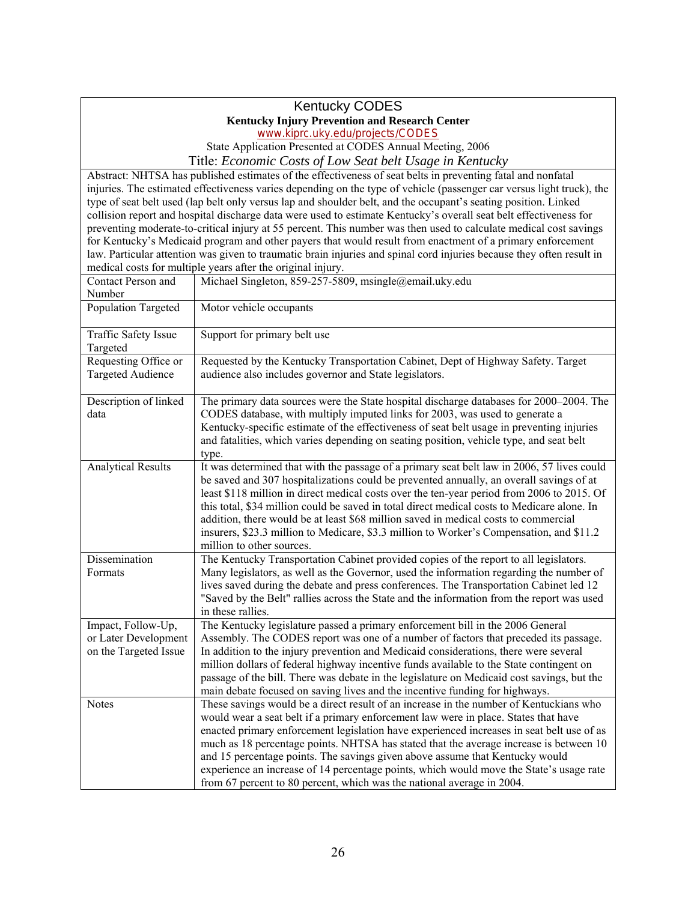# Kentucky CODES

**Kentucky Injury Prevention and Research Center**

www.kiprc.uky.edu/projects/CODES

State Application Presented at CODES Annual Meeting, 2006

Title: *Economic Costs of Low Seat belt Usage in Kentucky*

Abstract: NHTSA has published estimates of the effectiveness of seat belts in preventing fatal and nonfatal injuries. The estimated effectiveness varies depending on the type of vehicle (passenger car versus light truck), the type of seat belt used (lap belt only versus lap and shoulder belt, and the occupant's seating position. Linked collision report and hospital discharge data were used to estimate Kentucky's overall seat belt effectiveness for preventing moderate-to-critical injury at 55 percent. This number was then used to calculate medical cost savings for Kentucky's Medicaid program and other payers that would result from enactment of a primary enforcement law. Particular attention was given to traumatic brain injuries and spinal cord injuries because they often result in medical costs for multiple years after the original injury.

| | |
|---|---|
| Contact Person and Number | Michael Singleton, 859-257-5809, msingle@email.uky.edu |
| Population Targeted | Motor vehicle occupants |
| Traffic Safety Issue Targeted | Support for primary belt use |
| Requesting Office or Targeted Audience | Requested by the Kentucky Transportation Cabinet, Dept of Highway Safety. Target audience also includes governor and State legislators. |
| Description of linked data | The primary data sources were the State hospital discharge databases for 2000–2004. The CODES database, with multiply imputed links for 2003, was used to generate a Kentucky-specific estimate of the effectiveness of seat belt usage in preventing injuries and fatalities, which varies depending on seating position, vehicle type, and seat belt type. |
| Analytical Results | It was determined that with the passage of a primary seat belt law in 2006, 57 lives could be saved and 307 hospitalizations could be prevented annually, an overall savings of at least $118 million in direct medical costs over the ten-year period from 2006 to 2015. Of this total, $34 million could be saved in total direct medical costs to Medicare alone. In addition, there would be at least $68 million saved in medical costs to commercial insurers, $23.3 million to Medicare, $3.3 million to Worker's Compensation, and $11.2 million to other sources. |
| Dissemination Formats | The Kentucky Transportation Cabinet provided copies of the report to all legislators. Many legislators, as well as the Governor, used the information regarding the number of lives saved during the debate and press conferences. The Transportation Cabinet led 12 "Saved by the Belt" rallies across the State and the information from the report was used in these rallies. |
| Impact, Follow-Up, or Later Development on the Targeted Issue | The Kentucky legislature passed a primary enforcement bill in the 2006 General Assembly. The CODES report was one of a number of factors that preceded its passage. In addition to the injury prevention and Medicaid considerations, there were several million dollars of federal highway incentive funds available to the State contingent on passage of the bill. There was debate in the legislature on Medicaid cost savings, but the main debate focused on saving lives and the incentive funding for highways. |
| Notes | These savings would be a direct result of an increase in the number of Kentuckians who would wear a seat belt if a primary enforcement law were in place. States that have enacted primary enforcement legislation have experienced increases in seat belt use of as much as 18 percentage points. NHTSA has stated that the average increase is between 10 and 15 percentage points. The savings given above assume that Kentucky would experience an increase of 14 percentage points, which would move the State's usage rate from 67 percent to 80 percent, which was the national average in 2004. |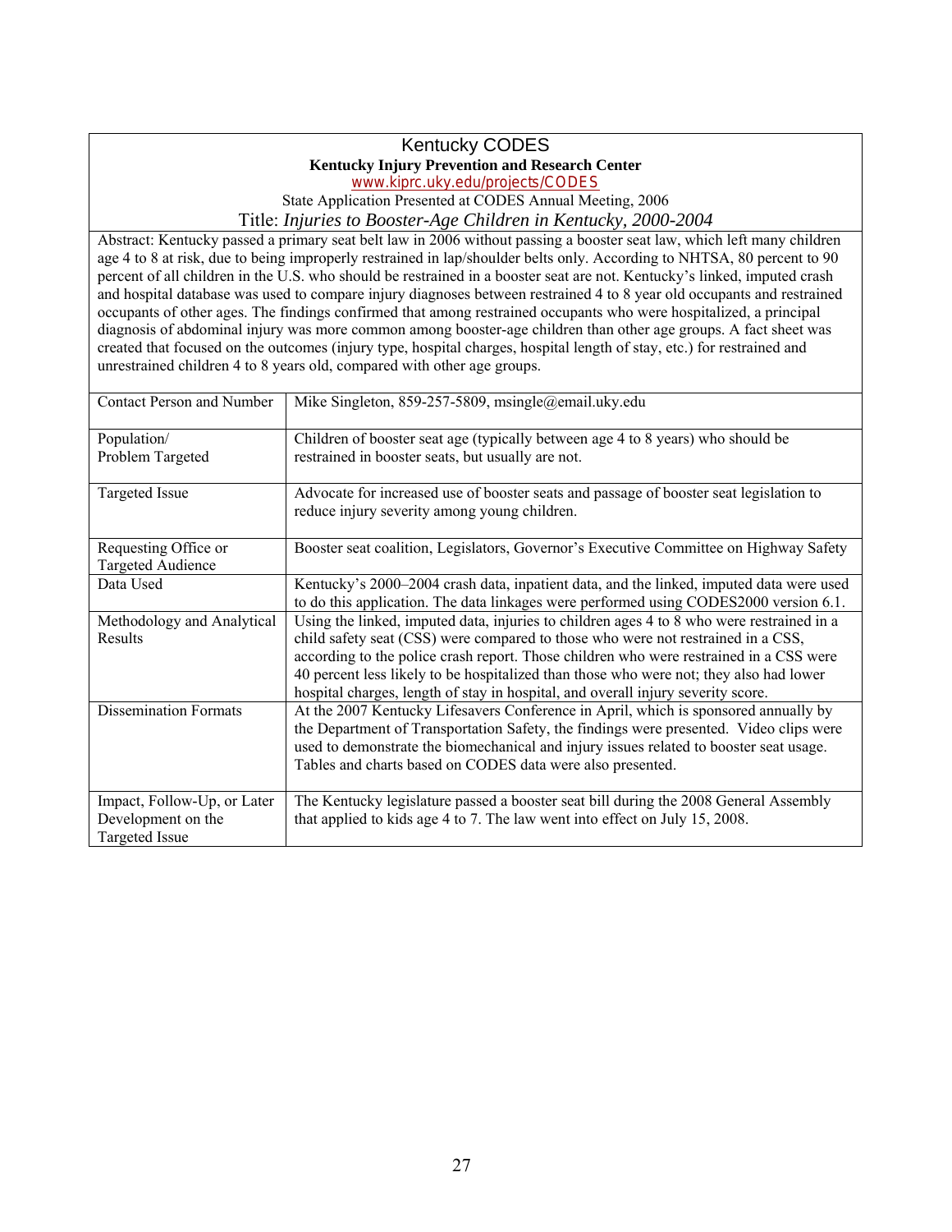# Kentucky CODES

**Kentucky Injury Prevention and Research Center**

www.kiprc.uky.edu/projects/CODES

State Application Presented at CODES Annual Meeting, 2006

Title: *Injuries to Booster-Age Children in Kentucky, 2000-2004*

Abstract: Kentucky passed a primary seat belt law in 2006 without passing a booster seat law, which left many children age 4 to 8 at risk, due to being improperly restrained in lap/shoulder belts only. According to NHTSA, 80 percent to 90 percent of all children in the U.S. who should be restrained in a booster seat are not. Kentucky's linked, imputed crash and hospital database was used to compare injury diagnoses between restrained 4 to 8 year old occupants and restrained occupants of other ages. The findings confirmed that among restrained occupants who were hospitalized, a principal diagnosis of abdominal injury was more common among booster-age children than other age groups. A fact sheet was created that focused on the outcomes (injury type, hospital charges, hospital length of stay, etc.) for restrained and unrestrained children 4 to 8 years old, compared with other age groups.

| | |
|---|---|
| Contact Person and Number | Mike Singleton, 859-257-5809, msingle@email.uky.edu |
| Population/ Problem Targeted | Children of booster seat age (typically between age 4 to 8 years) who should be restrained in booster seats, but usually are not. |
| Targeted Issue | Advocate for increased use of booster seats and passage of booster seat legislation to reduce injury severity among young children. |
| Requesting Office or Targeted Audience | Booster seat coalition, Legislators, Governor's Executive Committee on Highway Safety |
| Data Used | Kentucky's 2000–2004 crash data, inpatient data, and the linked, imputed data were used to do this application. The data linkages were performed using CODES2000 version 6.1. |
| Methodology and Analytical Results | Using the linked, imputed data, injuries to children ages 4 to 8 who were restrained in a child safety seat (CSS) were compared to those who were not restrained in a CSS, according to the police crash report. Those children who were restrained in a CSS were 40 percent less likely to be hospitalized than those who were not; they also had lower hospital charges, length of stay in hospital, and overall injury severity score. |
| Dissemination Formats | At the 2007 Kentucky Lifesavers Conference in April, which is sponsored annually by the Department of Transportation Safety, the findings were presented. Video clips were used to demonstrate the biomechanical and injury issues related to booster seat usage. Tables and charts based on CODES data were also presented. |
| Impact, Follow-Up, or Later Development on the Targeted Issue | The Kentucky legislature passed a booster seat bill during the 2008 General Assembly that applied to kids age 4 to 7. The law went into effect on July 15, 2008. |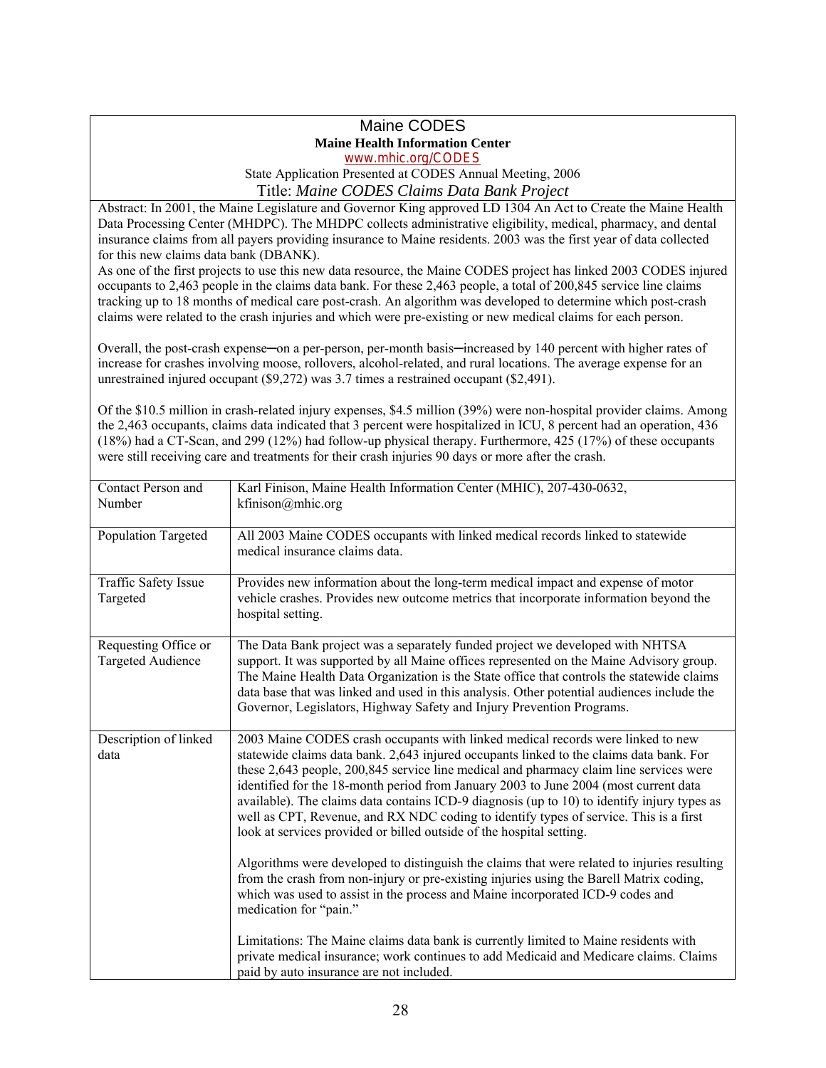# Maine CODES

**Maine Health Information Center**

www.mhic.org/CODES

State Application Presented at CODES Annual Meeting, 2006

## Title: *Maine CODES Claims Data Bank Project*

Abstract: In 2001, the Maine Legislature and Governor King approved LD 1304 An Act to Create the Maine Health Data Processing Center (MHDPC). The MHDPC collects administrative eligibility, medical, pharmacy, and dental insurance claims from all payers providing insurance to Maine residents. 2003 was the first year of data collected for this new claims data bank (DBANK).

As one of the first projects to use this new data resource, the Maine CODES project has linked 2003 CODES injured occupants to 2,463 people in the claims data bank. For these 2,463 people, a total of 200,845 service line claims tracking up to 18 months of medical care post-crash. An algorithm was developed to determine which post-crash claims were related to the crash injuries and which were pre-existing or new medical claims for each person.

Overall, the post-crash expense—on a per-person, per-month basis—increased by 140 percent with higher rates of increase for crashes involving moose, rollovers, alcohol-related, and rural locations. The average expense for an unrestrained injured occupant ($9,272) was 3.7 times a restrained occupant ($2,491).

Of the $10.5 million in crash-related injury expenses, $4.5 million (39%) were non-hospital provider claims. Among the 2,463 occupants, claims data indicated that 3 percent were hospitalized in ICU, 8 percent had an operation, 436 (18%) had a CT-Scan, and 299 (12%) had follow-up physical therapy. Furthermore, 425 (17%) of these occupants were still receiving care and treatments for their crash injuries 90 days or more after the crash.

| | |
|---|---|
| Contact Person and Number | Karl Finison, Maine Health Information Center (MHIC), 207-430-0632, kfinison@mhic.org |
| Population Targeted | All 2003 Maine CODES occupants with linked medical records linked to statewide medical insurance claims data. |
| Traffic Safety Issue Targeted | Provides new information about the long-term medical impact and expense of motor vehicle crashes. Provides new outcome metrics that incorporate information beyond the hospital setting. |
| Requesting Office or Targeted Audience | The Data Bank project was a separately funded project we developed with NHTSA support. It was supported by all Maine offices represented on the Maine Advisory group. The Maine Health Data Organization is the State office that controls the statewide claims data base that was linked and used in this analysis. Other potential audiences include the Governor, Legislators, Highway Safety and Injury Prevention Programs. |
| Description of linked data | 2003 Maine CODES crash occupants with linked medical records were linked to new statewide claims data bank. 2,643 injured occupants linked to the claims data bank. For these 2,643 people, 200,845 service line medical and pharmacy claim line services were identified for the 18-month period from January 2003 to June 2004 (most current data available). The claims data contains ICD-9 diagnosis (up to 10) to identify injury types as well as CPT, Revenue, and RX NDC coding to identify types of service. This is a first look at services provided or billed outside of the hospital setting.<br><br>Algorithms were developed to distinguish the claims that were related to injuries resulting from the crash from non-injury or pre-existing injuries using the Barell Matrix coding, which was used to assist in the process and Maine incorporated ICD-9 codes and medication for "pain."<br><br>Limitations: The Maine claims data bank is currently limited to Maine residents with private medical insurance; work continues to add Medicaid and Medicare claims. Claims paid by auto insurance are not included. |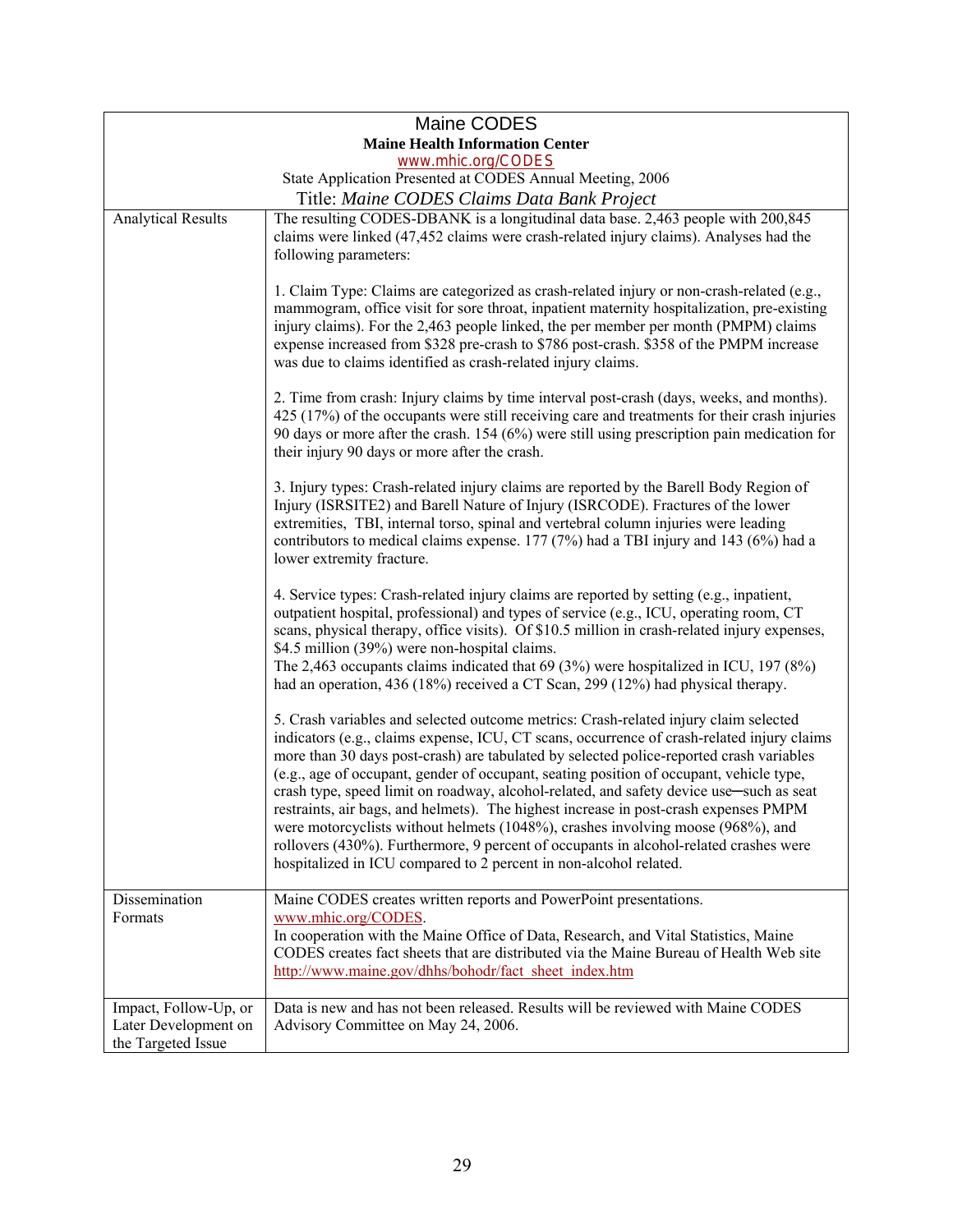# Maine CODES

**Maine Health Information Center**

www.mhic.org/CODES

State Application Presented at CODES Annual Meeting, 2006

Title: *Maine CODES Claims Data Bank Project*

| | |
|---|---|
| Analytical Results | The resulting CODES-DBANK is a longitudinal data base. 2,463 people with 200,845 claims were linked (47,452 claims were crash-related injury claims). Analyses had the following parameters:<br><br>1. Claim Type: Claims are categorized as crash-related injury or non-crash-related (e.g., mammogram, office visit for sore throat, inpatient maternity hospitalization, pre-existing injury claims). For the 2,463 people linked, the per member per month (PMPM) claims expense increased from $328 pre-crash to $786 post-crash. $358 of the PMPM increase was due to claims identified as crash-related injury claims.<br><br>2. Time from crash: Injury claims by time interval post-crash (days, weeks, and months). 425 (17%) of the occupants were still receiving care and treatments for their crash injuries 90 days or more after the crash. 154 (6%) were still using prescription pain medication for their injury 90 days or more after the crash.<br><br>3. Injury types: Crash-related injury claims are reported by the Barell Body Region of Injury (ISRSITE2) and Barell Nature of Injury (ISRCODE). Fractures of the lower extremities, TBI, internal torso, spinal and vertebral column injuries were leading contributors to medical claims expense. 177 (7%) had a TBI injury and 143 (6%) had a lower extremity fracture.<br><br>4. Service types: Crash-related injury claims are reported by setting (e.g., inpatient, outpatient hospital, professional) and types of service (e.g., ICU, operating room, CT scans, physical therapy, office visits). Of $10.5 million in crash-related injury expenses, $4.5 million (39%) were non-hospital claims.<br>The 2,463 occupants claims indicated that 69 (3%) were hospitalized in ICU, 197 (8%) had an operation, 436 (18%) received a CT Scan, 299 (12%) had physical therapy.<br><br>5. Crash variables and selected outcome metrics: Crash-related injury claim selected indicators (e.g., claims expense, ICU, CT scans, occurrence of crash-related injury claims more than 30 days post-crash) are tabulated by selected police-reported crash variables (e.g., age of occupant, gender of occupant, seating position of occupant, vehicle type, crash type, speed limit on roadway, alcohol-related, and safety device use─such as seat restraints, air bags, and helmets). The highest increase in post-crash expenses PMPM were motorcyclists without helmets (1048%), crashes involving moose (968%), and rollovers (430%). Furthermore, 9 percent of occupants in alcohol-related crashes were hospitalized in ICU compared to 2 percent in non-alcohol related. |
| Dissemination Formats | Maine CODES creates written reports and PowerPoint presentations. www.mhic.org/CODES.<br>In cooperation with the Maine Office of Data, Research, and Vital Statistics, Maine CODES creates fact sheets that are distributed via the Maine Bureau of Health Web site http://www.maine.gov/dhhs/bohodr/fact_sheet_index.htm |
| Impact, Follow-Up, or Later Development on the Targeted Issue | Data is new and has not been released. Results will be reviewed with Maine CODES Advisory Committee on May 24, 2006. |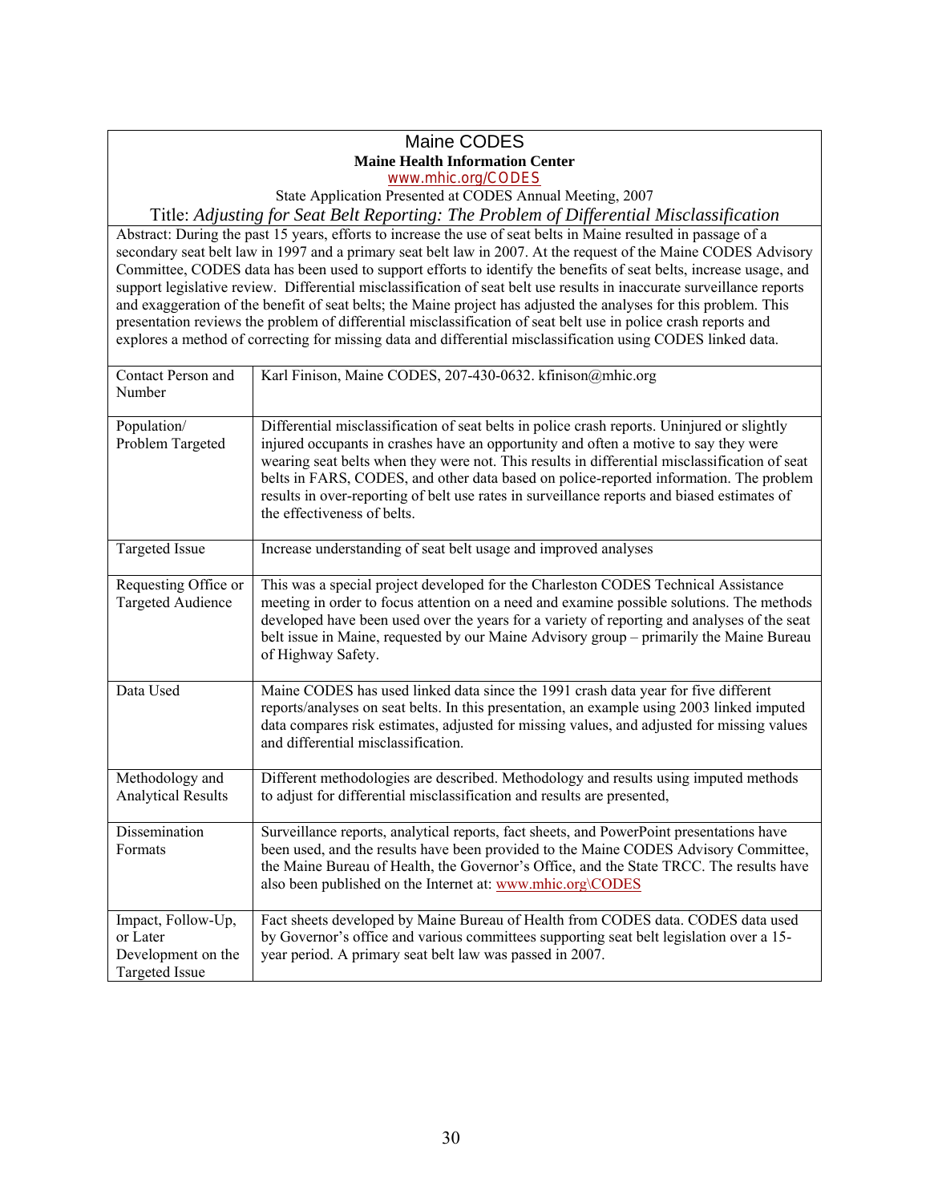# Maine CODES

**Maine Health Information Center**

www.mhic.org/CODES

State Application Presented at CODES Annual Meeting, 2007

## Title: *Adjusting for Seat Belt Reporting: The Problem of Differential Misclassification*

Abstract: During the past 15 years, efforts to increase the use of seat belts in Maine resulted in passage of a secondary seat belt law in 1997 and a primary seat belt law in 2007. At the request of the Maine CODES Advisory Committee, CODES data has been used to support efforts to identify the benefits of seat belts, increase usage, and support legislative review. Differential misclassification of seat belt use results in inaccurate surveillance reports and exaggeration of the benefit of seat belts; the Maine project has adjusted the analyses for this problem. This presentation reviews the problem of differential misclassification of seat belt use in police crash reports and explores a method of correcting for missing data and differential misclassification using CODES linked data.

| | |
|---|---|
| Contact Person and Number | Karl Finison, Maine CODES, 207-430-0632. kfinison@mhic.org |
| Population/ Problem Targeted | Differential misclassification of seat belts in police crash reports. Uninjured or slightly injured occupants in crashes have an opportunity and often a motive to say they were wearing seat belts when they were not. This results in differential misclassification of seat belts in FARS, CODES, and other data based on police-reported information. The problem results in over-reporting of belt use rates in surveillance reports and biased estimates of the effectiveness of belts. |
| Targeted Issue | Increase understanding of seat belt usage and improved analyses |
| Requesting Office or Targeted Audience | This was a special project developed for the Charleston CODES Technical Assistance meeting in order to focus attention on a need and examine possible solutions. The methods developed have been used over the years for a variety of reporting and analyses of the seat belt issue in Maine, requested by our Maine Advisory group – primarily the Maine Bureau of Highway Safety. |
| Data Used | Maine CODES has used linked data since the 1991 crash data year for five different reports/analyses on seat belts. In this presentation, an example using 2003 linked imputed data compares risk estimates, adjusted for missing values, and adjusted for missing values and differential misclassification. |
| Methodology and Analytical Results | Different methodologies are described. Methodology and results using imputed methods to adjust for differential misclassification and results are presented, |
| Dissemination Formats | Surveillance reports, analytical reports, fact sheets, and PowerPoint presentations have been used, and the results have been provided to the Maine CODES Advisory Committee, the Maine Bureau of Health, the Governor's Office, and the State TRCC. The results have also been published on the Internet at: www.mhic.org\CODES |
| Impact, Follow-Up, or Later Development on the Targeted Issue | Fact sheets developed by Maine Bureau of Health from CODES data. CODES data used by Governor's office and various committees supporting seat belt legislation over a 15-year period. A primary seat belt law was passed in 2007. |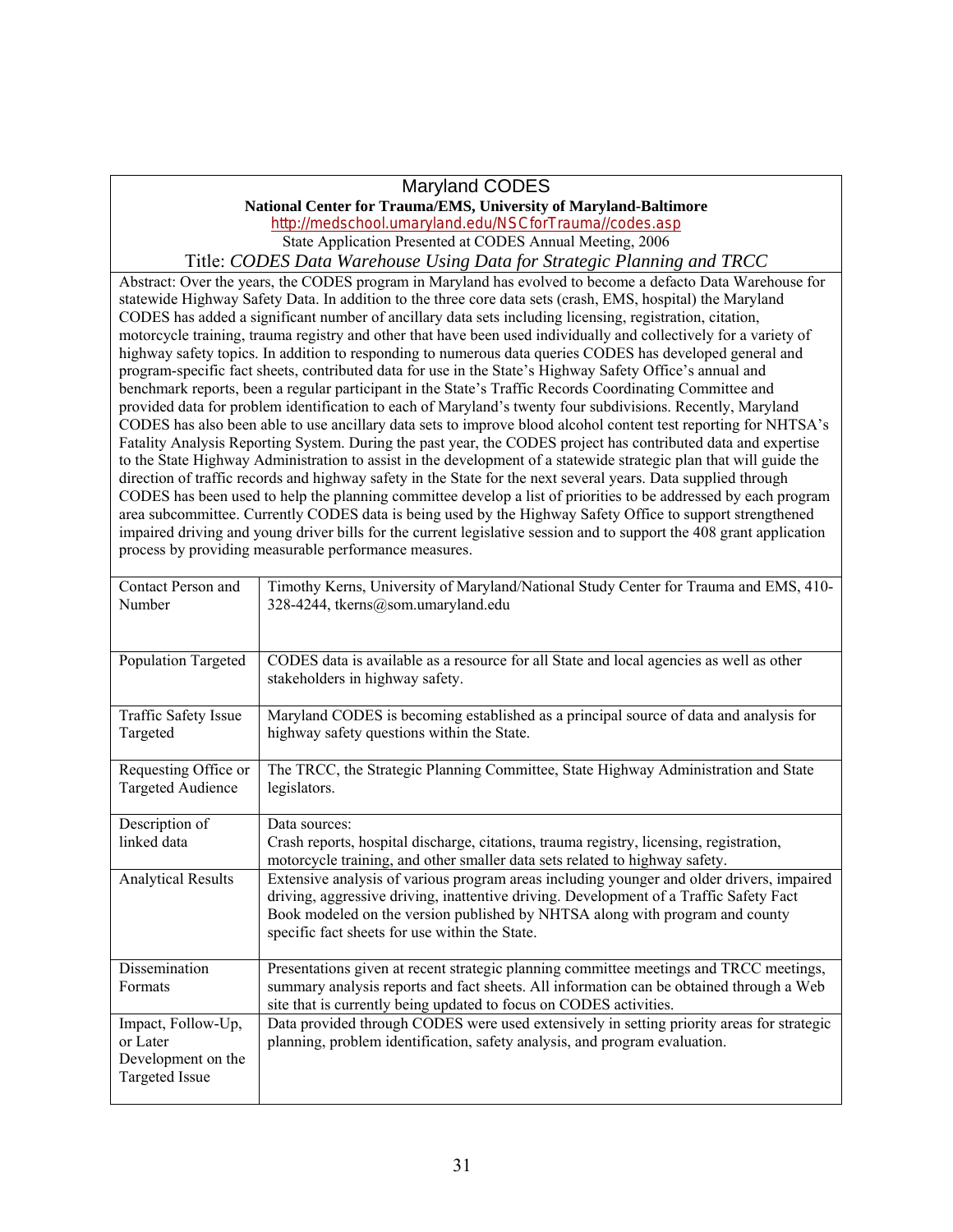# Maryland CODES

**National Center for Trauma/EMS, University of Maryland-Baltimore**

http://medschool.umaryland.edu/NSCforTrauma//codes.asp

State Application Presented at CODES Annual Meeting, 2006

## Title: *CODES Data Warehouse Using Data for Strategic Planning and TRCC*

Abstract: Over the years, the CODES program in Maryland has evolved to become a defacto Data Warehouse for statewide Highway Safety Data. In addition to the three core data sets (crash, EMS, hospital) the Maryland CODES has added a significant number of ancillary data sets including licensing, registration, citation, motorcycle training, trauma registry and other that have been used individually and collectively for a variety of highway safety topics. In addition to responding to numerous data queries CODES has developed general and program-specific fact sheets, contributed data for use in the State's Highway Safety Office's annual and benchmark reports, been a regular participant in the State's Traffic Records Coordinating Committee and provided data for problem identification to each of Maryland's twenty four subdivisions. Recently, Maryland CODES has also been able to use ancillary data sets to improve blood alcohol content test reporting for NHTSA's Fatality Analysis Reporting System. During the past year, the CODES project has contributed data and expertise to the State Highway Administration to assist in the development of a statewide strategic plan that will guide the direction of traffic records and highway safety in the State for the next several years. Data supplied through CODES has been used to help the planning committee develop a list of priorities to be addressed by each program area subcommittee. Currently CODES data is being used by the Highway Safety Office to support strengthened impaired driving and young driver bills for the current legislative session and to support the 408 grant application process by providing measurable performance measures.

| | |
|---|---|
| Contact Person and Number | Timothy Kerns, University of Maryland/National Study Center for Trauma and EMS, 410-328-4244, tkerns@som.umaryland.edu |
| Population Targeted | CODES data is available as a resource for all State and local agencies as well as other stakeholders in highway safety. |
| Traffic Safety Issue Targeted | Maryland CODES is becoming established as a principal source of data and analysis for highway safety questions within the State. |
| Requesting Office or Targeted Audience | The TRCC, the Strategic Planning Committee, State Highway Administration and State legislators. |
| Description of linked data | Data sources:<br>Crash reports, hospital discharge, citations, trauma registry, licensing, registration, motorcycle training, and other smaller data sets related to highway safety. |
| Analytical Results | Extensive analysis of various program areas including younger and older drivers, impaired driving, aggressive driving, inattentive driving. Development of a Traffic Safety Fact Book modeled on the version published by NHTSA along with program and county specific fact sheets for use within the State. |
| Dissemination Formats | Presentations given at recent strategic planning committee meetings and TRCC meetings, summary analysis reports and fact sheets. All information can be obtained through a Web site that is currently being updated to focus on CODES activities. |
| Impact, Follow-Up, or Later Development on the Targeted Issue | Data provided through CODES were used extensively in setting priority areas for strategic planning, problem identification, safety analysis, and program evaluation. |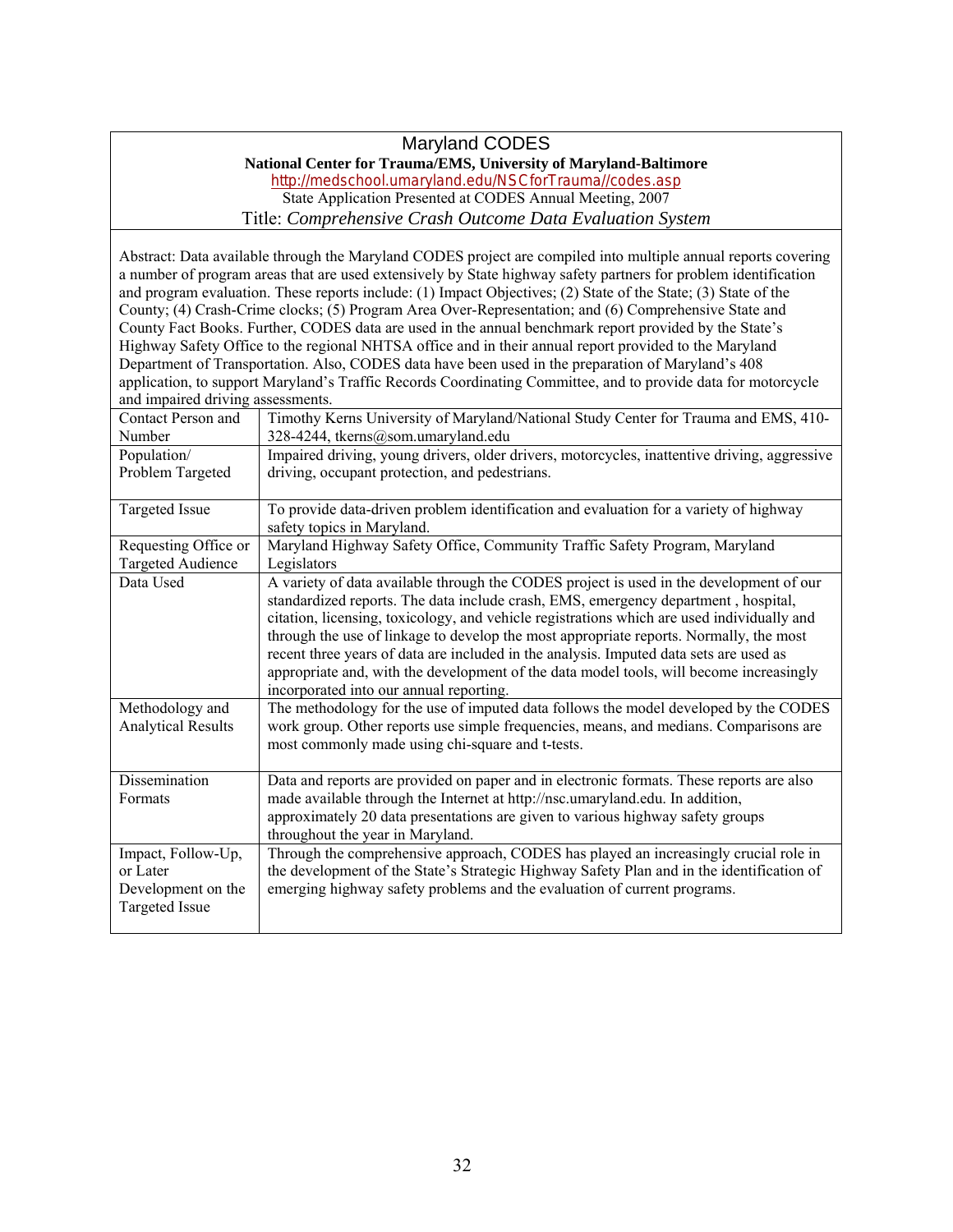## Maryland CODES

**National Center for Trauma/EMS, University of Maryland-Baltimore**

http://medschool.umaryland.edu/NSCforTrauma//codes.asp

State Application Presented at CODES Annual Meeting, 2007

Title: *Comprehensive Crash Outcome Data Evaluation System*

Abstract: Data available through the Maryland CODES project are compiled into multiple annual reports covering a number of program areas that are used extensively by State highway safety partners for problem identification and program evaluation. These reports include: (1) Impact Objectives; (2) State of the State; (3) State of the County; (4) Crash-Crime clocks; (5) Program Area Over-Representation; and (6) Comprehensive State and County Fact Books. Further, CODES data are used in the annual benchmark report provided by the State's Highway Safety Office to the regional NHTSA office and in their annual report provided to the Maryland Department of Transportation. Also, CODES data have been used in the preparation of Maryland's 408 application, to support Maryland's Traffic Records Coordinating Committee, and to provide data for motorcycle and impaired driving assessments.

| | |
|---|---|
| Contact Person and Number | Timothy Kerns University of Maryland/National Study Center for Trauma and EMS, 410-328-4244, tkerns@som.umaryland.edu |
| Population/ Problem Targeted | Impaired driving, young drivers, older drivers, motorcycles, inattentive driving, aggressive driving, occupant protection, and pedestrians. |
| Targeted Issue | To provide data-driven problem identification and evaluation for a variety of highway safety topics in Maryland. |
| Requesting Office or Targeted Audience | Maryland Highway Safety Office, Community Traffic Safety Program, Maryland Legislators |
| Data Used | A variety of data available through the CODES project is used in the development of our standardized reports. The data include crash, EMS, emergency department , hospital, citation, licensing, toxicology, and vehicle registrations which are used individually and through the use of linkage to develop the most appropriate reports. Normally, the most recent three years of data are included in the analysis. Imputed data sets are used as appropriate and, with the development of the data model tools, will become increasingly incorporated into our annual reporting. |
| Methodology and Analytical Results | The methodology for the use of imputed data follows the model developed by the CODES work group. Other reports use simple frequencies, means, and medians. Comparisons are most commonly made using chi-square and t-tests. |
| Dissemination Formats | Data and reports are provided on paper and in electronic formats. These reports are also made available through the Internet at http://nsc.umaryland.edu. In addition, approximately 20 data presentations are given to various highway safety groups throughout the year in Maryland. |
| Impact, Follow-Up, or Later Development on the Targeted Issue | Through the comprehensive approach, CODES has played an increasingly crucial role in the development of the State's Strategic Highway Safety Plan and in the identification of emerging highway safety problems and the evaluation of current programs. |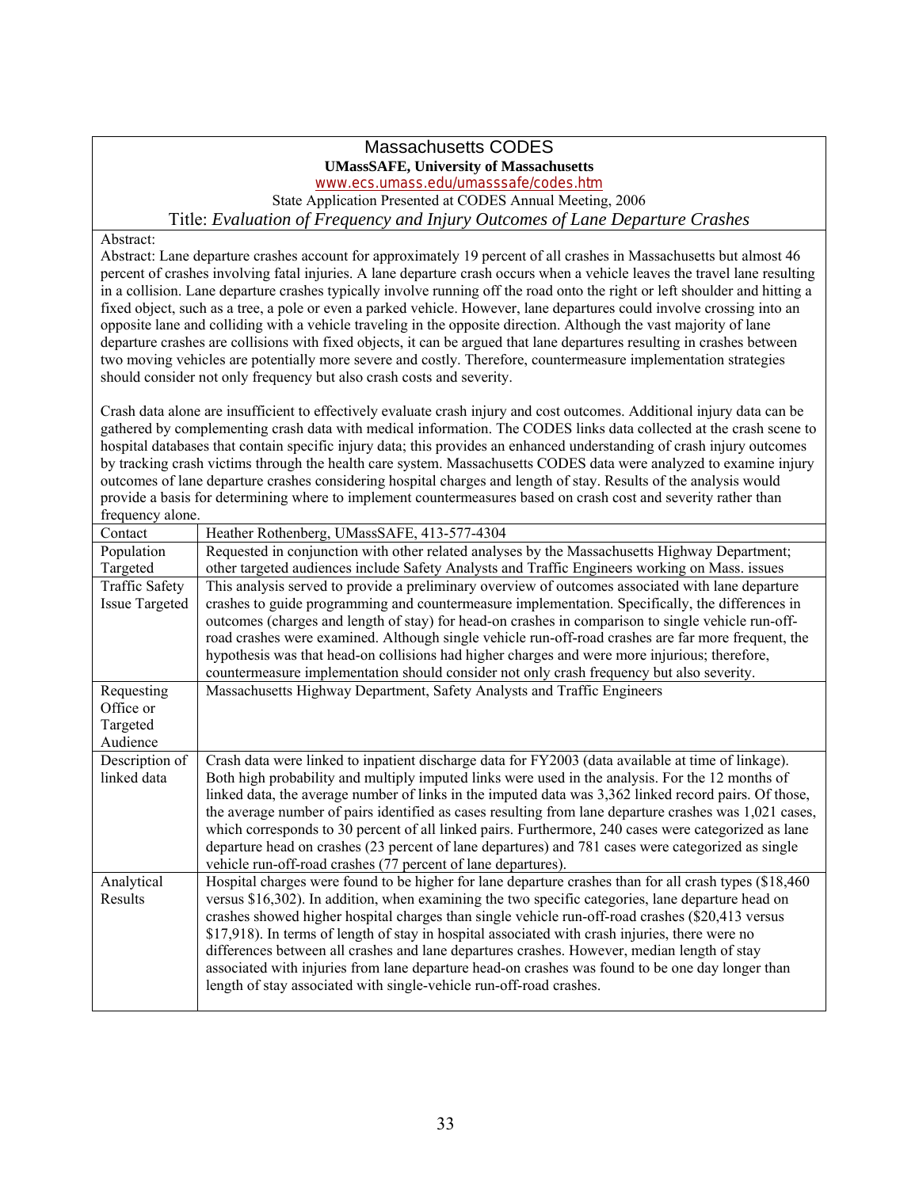# Massachusetts CODES

**UMassSAFE, University of Massachusetts**

www.ecs.umass.edu/umasssafe/codes.htm

State Application Presented at CODES Annual Meeting, 2006

## Title: *Evaluation of Frequency and Injury Outcomes of Lane Departure Crashes*

Abstract:

Abstract: Lane departure crashes account for approximately 19 percent of all crashes in Massachusetts but almost 46 percent of crashes involving fatal injuries. A lane departure crash occurs when a vehicle leaves the travel lane resulting in a collision. Lane departure crashes typically involve running off the road onto the right or left shoulder and hitting a fixed object, such as a tree, a pole or even a parked vehicle. However, lane departures could involve crossing into an opposite lane and colliding with a vehicle traveling in the opposite direction. Although the vast majority of lane departure crashes are collisions with fixed objects, it can be argued that lane departures resulting in crashes between two moving vehicles are potentially more severe and costly. Therefore, countermeasure implementation strategies should consider not only frequency but also crash costs and severity.

Crash data alone are insufficient to effectively evaluate crash injury and cost outcomes. Additional injury data can be gathered by complementing crash data with medical information. The CODES links data collected at the crash scene to hospital databases that contain specific injury data; this provides an enhanced understanding of crash injury outcomes by tracking crash victims through the health care system. Massachusetts CODES data were analyzed to examine injury outcomes of lane departure crashes considering hospital charges and length of stay. Results of the analysis would provide a basis for determining where to implement countermeasures based on crash cost and severity rather than frequency alone.

| | |
|---|---|
| Contact | Heather Rothenberg, UMassSAFE, 413-577-4304 |
| Population Targeted | Requested in conjunction with other related analyses by the Massachusetts Highway Department; other targeted audiences include Safety Analysts and Traffic Engineers working on Mass. issues |
| Traffic Safety Issue Targeted | This analysis served to provide a preliminary overview of outcomes associated with lane departure crashes to guide programming and countermeasure implementation. Specifically, the differences in outcomes (charges and length of stay) for head-on crashes in comparison to single vehicle run-off-road crashes were examined. Although single vehicle run-off-road crashes are far more frequent, the hypothesis was that head-on collisions had higher charges and were more injurious; therefore, countermeasure implementation should consider not only crash frequency but also severity. |
| Requesting Office or Targeted Audience | Massachusetts Highway Department, Safety Analysts and Traffic Engineers |
| Description of linked data | Crash data were linked to inpatient discharge data for FY2003 (data available at time of linkage). Both high probability and multiply imputed links were used in the analysis. For the 12 months of linked data, the average number of links in the imputed data was 3,362 linked record pairs. Of those, the average number of pairs identified as cases resulting from lane departure crashes was 1,021 cases, which corresponds to 30 percent of all linked pairs. Furthermore, 240 cases were categorized as lane departure head on crashes (23 percent of lane departures) and 781 cases were categorized as single vehicle run-off-road crashes (77 percent of lane departures). |
| Analytical Results | Hospital charges were found to be higher for lane departure crashes than for all crash types ($18,460 versus $16,302). In addition, when examining the two specific categories, lane departure head on crashes showed higher hospital charges than single vehicle run-off-road crashes ($20,413 versus $17,918). In terms of length of stay in hospital associated with crash injuries, there were no differences between all crashes and lane departures crashes. However, median length of stay associated with injuries from lane departure head-on crashes was found to be one day longer than length of stay associated with single-vehicle run-off-road crashes. |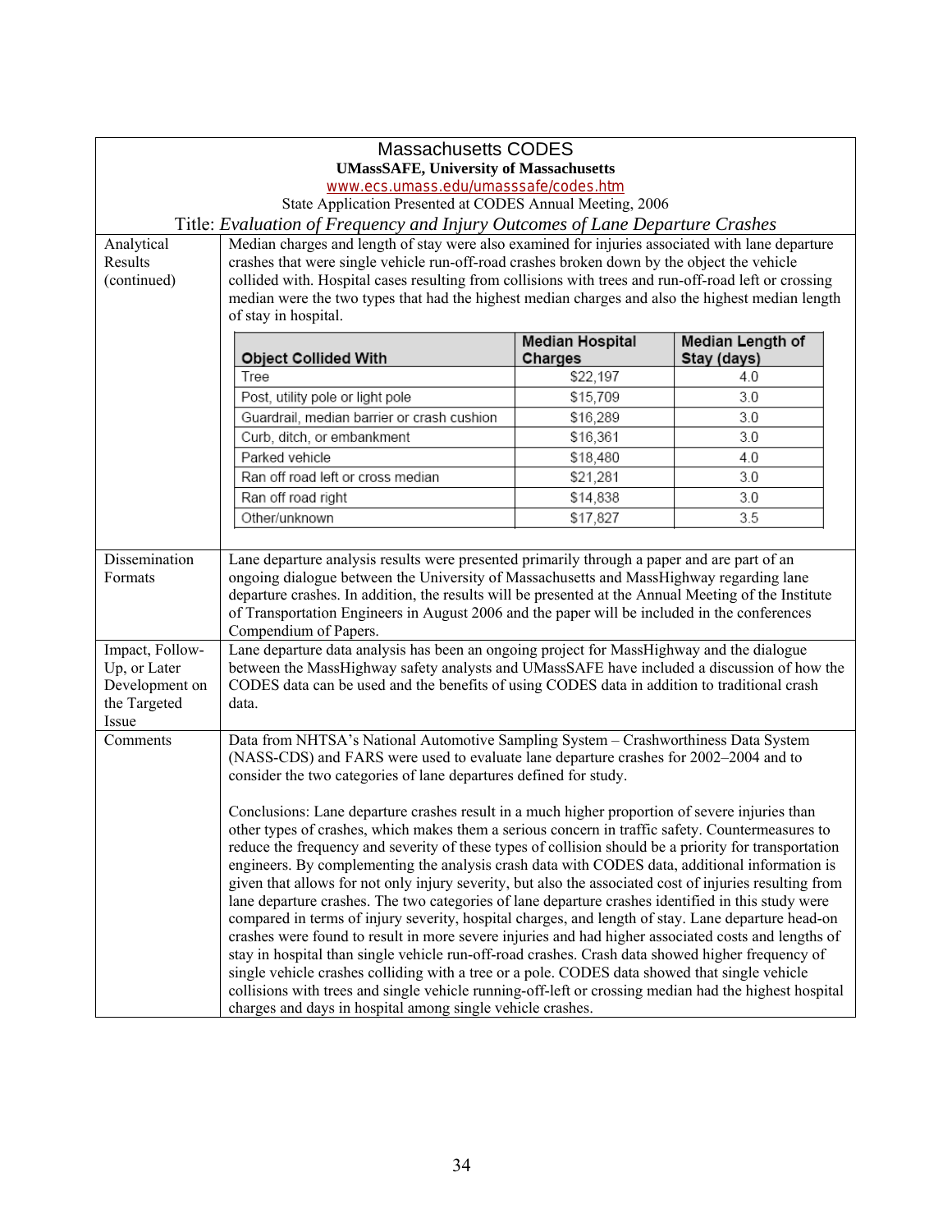# Massachusetts CODES

**UMassSAFE, University of Massachusetts**

www.ecs.umass.edu/umasssafe/codes.htm

State Application Presented at CODES Annual Meeting, 2006

## Title: *Evaluation of Frequency and Injury Outcomes of Lane Departure Crashes*

**Analytical Results (continued)**

Median charges and length of stay were also examined for injuries associated with lane departure crashes that were single vehicle run-off-road crashes broken down by the object the vehicle collided with. Hospital cases resulting from collisions with trees and run-off-road left or crossing median were the two types that had the highest median charges and also the highest median length of stay in hospital.

| Object Collided With | Median Hospital Charges | Median Length of Stay (days) |
|---|---|---|
| Tree | $22,197 | 4.0 |
| Post, utility pole or light pole | $15,709 | 3.0 |
| Guardrail, median barrier or crash cushion | $16,289 | 3.0 |
| Curb, ditch, or embankment | $16,361 | 3.0 |
| Parked vehicle | $18,480 | 4.0 |
| Ran off road left or cross median | $21,281 | 3.0 |
| Ran off road right | $14,838 | 3.0 |
| Other/unknown | $17,827 | 3.5 |

**Dissemination Formats**

Lane departure analysis results were presented primarily through a paper and are part of an ongoing dialogue between the University of Massachusetts and MassHighway regarding lane departure crashes. In addition, the results will be presented at the Annual Meeting of the Institute of Transportation Engineers in August 2006 and the paper will be included in the conferences Compendium of Papers.

**Impact, Follow-Up, or Later Development on the Targeted Issue**

Lane departure data analysis has been an ongoing project for MassHighway and the dialogue between the MassHighway safety analysts and UMassSAFE have included a discussion of how the CODES data can be used and the benefits of using CODES data in addition to traditional crash data.

**Comments**

Data from NHTSA's National Automotive Sampling System – Crashworthiness Data System (NASS-CDS) and FARS were used to evaluate lane departure crashes for 2002–2004 and to consider the two categories of lane departures defined for study.

Conclusions: Lane departure crashes result in a much higher proportion of severe injuries than other types of crashes, which makes them a serious concern in traffic safety. Countermeasures to reduce the frequency and severity of these types of collision should be a priority for transportation engineers. By complementing the analysis crash data with CODES data, additional information is given that allows for not only injury severity, but also the associated cost of injuries resulting from lane departure crashes. The two categories of lane departure crashes identified in this study were compared in terms of injury severity, hospital charges, and length of stay. Lane departure head-on crashes were found to result in more severe injuries and had higher associated costs and lengths of stay in hospital than single vehicle run-off-road crashes. Crash data showed higher frequency of single vehicle crashes colliding with a tree or a pole. CODES data showed that single vehicle collisions with trees and single vehicle running-off-left or crossing median had the highest hospital charges and days in hospital among single vehicle crashes.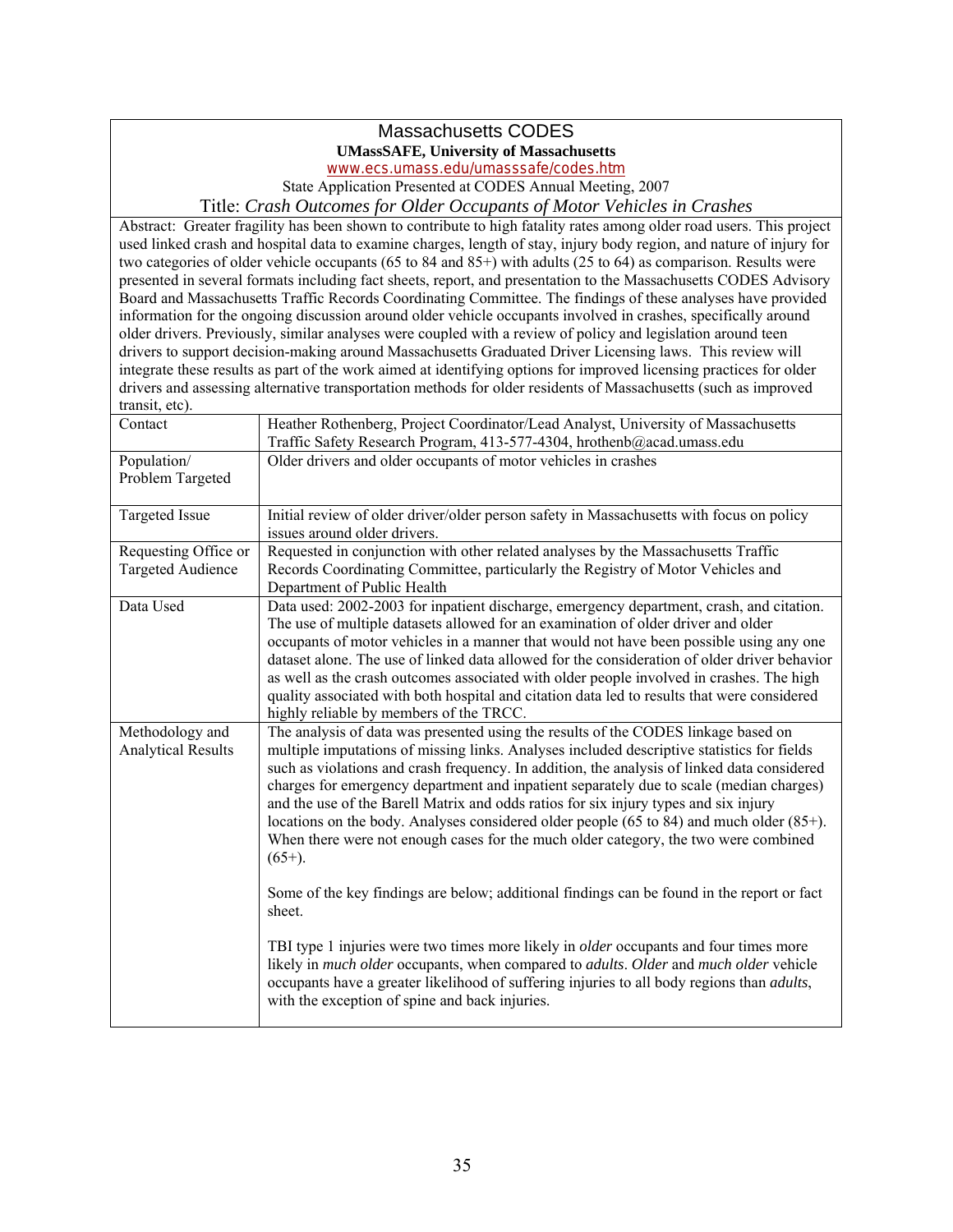## Massachusetts CODES

**UMassSAFE, University of Massachusetts**

www.ecs.umass.edu/umasssafe/codes.htm

State Application Presented at CODES Annual Meeting, 2007

### Title: *Crash Outcomes for Older Occupants of Motor Vehicles in Crashes*

Abstract: Greater fragility has been shown to contribute to high fatality rates among older road users. This project used linked crash and hospital data to examine charges, length of stay, injury body region, and nature of injury for two categories of older vehicle occupants (65 to 84 and 85+) with adults (25 to 64) as comparison. Results were presented in several formats including fact sheets, report, and presentation to the Massachusetts CODES Advisory Board and Massachusetts Traffic Records Coordinating Committee. The findings of these analyses have provided information for the ongoing discussion around older vehicle occupants involved in crashes, specifically around older drivers. Previously, similar analyses were coupled with a review of policy and legislation around teen drivers to support decision-making around Massachusetts Graduated Driver Licensing laws. This review will integrate these results as part of the work aimed at identifying options for improved licensing practices for older drivers and assessing alternative transportation methods for older residents of Massachusetts (such as improved transit, etc).

| | |
|---|---|
| Contact | Heather Rothenberg, Project Coordinator/Lead Analyst, University of Massachusetts Traffic Safety Research Program, 413-577-4304, hrothenb@acad.umass.edu |
| Population/ Problem Targeted | Older drivers and older occupants of motor vehicles in crashes |
| Targeted Issue | Initial review of older driver/older person safety in Massachusetts with focus on policy issues around older drivers. |
| Requesting Office or Targeted Audience | Requested in conjunction with other related analyses by the Massachusetts Traffic Records Coordinating Committee, particularly the Registry of Motor Vehicles and Department of Public Health |
| Data Used | Data used: 2002-2003 for inpatient discharge, emergency department, crash, and citation. The use of multiple datasets allowed for an examination of older driver and older occupants of motor vehicles in a manner that would not have been possible using any one dataset alone. The use of linked data allowed for the consideration of older driver behavior as well as the crash outcomes associated with older people involved in crashes. The high quality associated with both hospital and citation data led to results that were considered highly reliable by members of the TRCC. |
| Methodology and Analytical Results | The analysis of data was presented using the results of the CODES linkage based on multiple imputations of missing links. Analyses included descriptive statistics for fields such as violations and crash frequency. In addition, the analysis of linked data considered charges for emergency department and inpatient separately due to scale (median charges) and the use of the Barell Matrix and odds ratios for six injury types and six injury locations on the body. Analyses considered older people (65 to 84) and much older (85+). When there were not enough cases for the much older category, the two were combined (65+).<br><br>Some of the key findings are below; additional findings can be found in the report or fact sheet.<br><br>TBI type 1 injuries were two times more likely in *older* occupants and four times more likely in *much older* occupants, when compared to *adults*. *Older* and *much older* vehicle occupants have a greater likelihood of suffering injuries to all body regions than *adults*, with the exception of spine and back injuries. |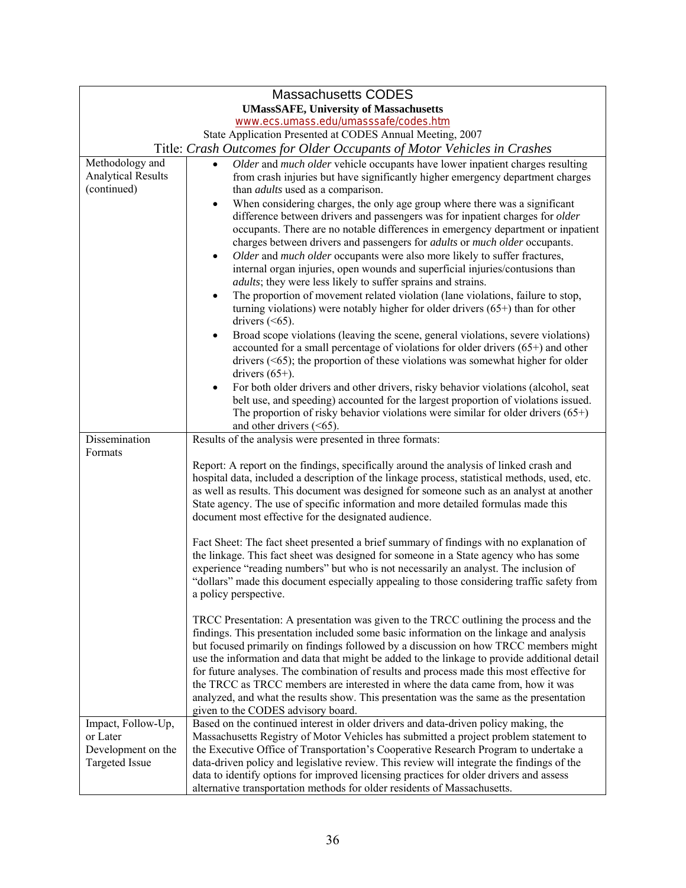| Massachusetts CODES<br>**UMassSAFE, University of Massachusetts**<br>www.ecs.umass.edu/umasssafe/codes.htm<br>State Application Presented at CODES Annual Meeting, 2007<br>Title: *Crash Outcomes for Older Occupants of Motor Vehicles in Crashes* | |
|---|---|
| Methodology and Analytical Results (continued) | • *Older* and *much older* vehicle occupants have lower inpatient charges resulting from crash injuries but have significantly higher emergency department charges than *adults* used as a comparison.<br>• When considering charges, the only age group where there was a significant difference between drivers and passengers was for inpatient charges for *older* occupants. There are no notable differences in emergency department or inpatient charges between drivers and passengers for *adults* or *much older* occupants.<br>• *Older* and *much older* occupants were also more likely to suffer fractures, internal organ injuries, open wounds and superficial injuries/contusions than *adults*; they were less likely to suffer sprains and strains.<br>• The proportion of movement related violation (lane violations, failure to stop, turning violations) were notably higher for older drivers (65+) than for other drivers (<65).<br>• Broad scope violations (leaving the scene, general violations, severe violations) accounted for a small percentage of violations for older drivers (65+) and other drivers (<65); the proportion of these violations was somewhat higher for older drivers (65+).<br>• For both older drivers and other drivers, risky behavior violations (alcohol, seat belt use, and speeding) accounted for the largest proportion of violations issued. The proportion of risky behavior violations were similar for older drivers (65+) and other drivers (<65). |
| Dissemination Formats | Results of the analysis were presented in three formats:<br><br>Report: A report on the findings, specifically around the analysis of linked crash and hospital data, included a description of the linkage process, statistical methods, used, etc. as well as results. This document was designed for someone such as an analyst at another State agency. The use of specific information and more detailed formulas made this document most effective for the designated audience.<br><br>Fact Sheet: The fact sheet presented a brief summary of findings with no explanation of the linkage. This fact sheet was designed for someone in a State agency who has some experience "reading numbers" but who is not necessarily an analyst. The inclusion of "dollars" made this document especially appealing to those considering traffic safety from a policy perspective.<br><br>TRCC Presentation: A presentation was given to the TRCC outlining the process and the findings. This presentation included some basic information on the linkage and analysis but focused primarily on findings followed by a discussion on how TRCC members might use the information and data that might be added to the linkage to provide additional detail for future analyses. The combination of results and process made this most effective for the TRCC as TRCC members are interested in where the data came from, how it was analyzed, and what the results show. This presentation was the same as the presentation given to the CODES advisory board. |
| Impact, Follow-Up, or Later Development on the Targeted Issue | Based on the continued interest in older drivers and data-driven policy making, the Massachusetts Registry of Motor Vehicles has submitted a project problem statement to the Executive Office of Transportation's Cooperative Research Program to undertake a data-driven policy and legislative review. This review will integrate the findings of the data to identify options for improved licensing practices for older drivers and assess alternative transportation methods for older residents of Massachusetts. |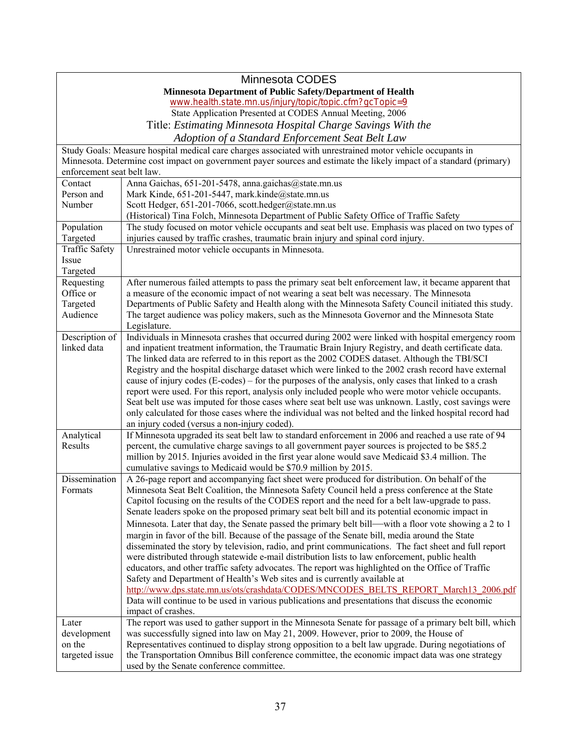| Minnesota CODES<br>**Minnesota Department of Public Safety/Department of Health**<br>www.health.state.mn.us/injury/topic/topic.cfm?gcTopic=9<br>State Application Presented at CODES Annual Meeting, 2006<br>Title: *Estimating Minnesota Hospital Charge Savings With the Adoption of a Standard Enforcement Seat Belt Law* | |
|---|---|
| Study Goals: Measure hospital medical care charges associated with unrestrained motor vehicle occupants in Minnesota. Determine cost impact on government payer sources and estimate the likely impact of a standard (primary) enforcement seat belt law. | |
| Contact Person and Number | Anna Gaichas, 651-201-5478, anna.gaichas@state.mn.us<br>Mark Kinde, 651-201-5447, mark.kinde@state.mn.us<br>Scott Hedger, 651-201-7066, scott.hedger@state.mn.us<br>(Historical) Tina Folch, Minnesota Department of Public Safety Office of Traffic Safety |
| Population Targeted | The study focused on motor vehicle occupants and seat belt use. Emphasis was placed on two types of injuries caused by traffic crashes, traumatic brain injury and spinal cord injury. |
| Traffic Safety Issue Targeted | Unrestrained motor vehicle occupants in Minnesota. |
| Requesting Office or Targeted Audience | After numerous failed attempts to pass the primary seat belt enforcement law, it became apparent that a measure of the economic impact of not wearing a seat belt was necessary. The Minnesota Departments of Public Safety and Health along with the Minnesota Safety Council initiated this study. The target audience was policy makers, such as the Minnesota Governor and the Minnesota State Legislature. |
| Description of linked data | Individuals in Minnesota crashes that occurred during 2002 were linked with hospital emergency room and inpatient treatment information, the Traumatic Brain Injury Registry, and death certificate data. The linked data are referred to in this report as the 2002 CODES dataset. Although the TBI/SCI Registry and the hospital discharge dataset which were linked to the 2002 crash record have external cause of injury codes (E-codes) – for the purposes of the analysis, only cases that linked to a crash report were used. For this report, analysis only included people who were motor vehicle occupants. Seat belt use was imputed for those cases where seat belt use was unknown. Lastly, cost savings were only calculated for those cases where the individual was not belted and the linked hospital record had an injury coded (versus a non-injury coded). |
| Analytical Results | If Minnesota upgraded its seat belt law to standard enforcement in 2006 and reached a use rate of 94 percent, the cumulative charge savings to all government payer sources is projected to be $85.2 million by 2015. Injuries avoided in the first year alone would save Medicaid $3.4 million. The cumulative savings to Medicaid would be $70.9 million by 2015. |
| Dissemination Formats | A 26-page report and accompanying fact sheet were produced for distribution. On behalf of the Minnesota Seat Belt Coalition, the Minnesota Safety Council held a press conference at the State Capitol focusing on the results of the CODES report and the need for a belt law-upgrade to pass. Senate leaders spoke on the proposed primary seat belt bill and its potential economic impact in Minnesota. Later that day, the Senate passed the primary belt bill—with a floor vote showing a 2 to 1 margin in favor of the bill. Because of the passage of the Senate bill, media around the State disseminated the story by television, radio, and print communications. The fact sheet and full report were distributed through statewide e-mail distribution lists to law enforcement, public health educators, and other traffic safety advocates. The report was highlighted on the Office of Traffic Safety and Department of Health's Web sites and is currently available at http://www.dps.state.mn.us/ots/crashdata/CODES/MNCODES_BELTS_REPORT_March13_2006.pdf Data will continue to be used in various publications and presentations that discuss the economic impact of crashes. |
| Later development on the targeted issue | The report was used to gather support in the Minnesota Senate for passage of a primary belt bill, which was successfully signed into law on May 21, 2009. However, prior to 2009, the House of Representatives continued to display strong opposition to a belt law upgrade. During negotiations of the Transportation Omnibus Bill conference committee, the economic impact data was one strategy used by the Senate conference committee. |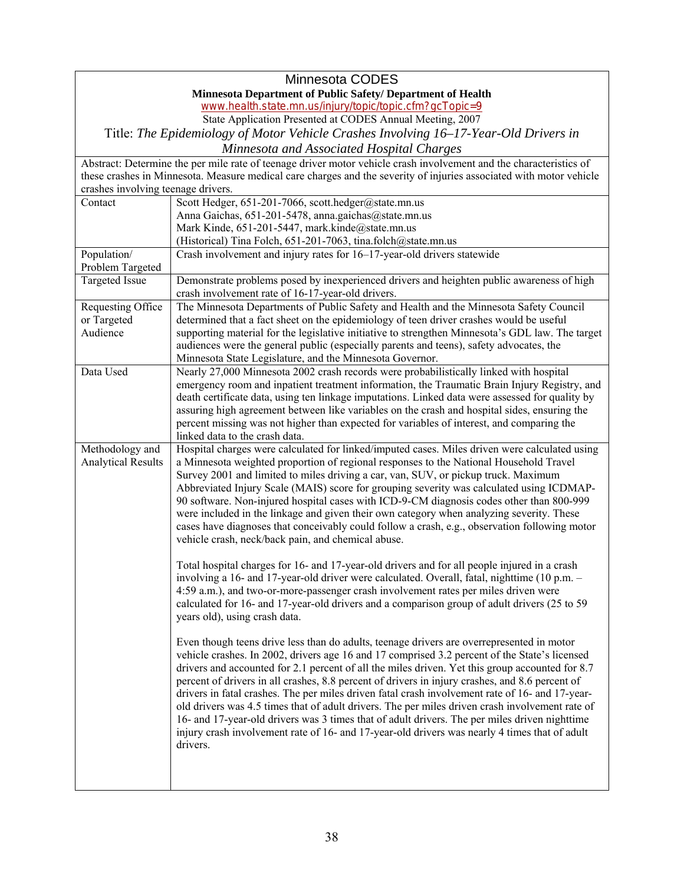# Minnesota CODES

**Minnesota Department of Public Safety/ Department of Health**

www.health.state.mn.us/injury/topic/topic.cfm?gcTopic=9

State Application Presented at CODES Annual Meeting, 2007

Title: *The Epidemiology of Motor Vehicle Crashes Involving 16–17-Year-Old Drivers in Minnesota and Associated Hospital Charges*

Abstract: Determine the per mile rate of teenage driver motor vehicle crash involvement and the characteristics of these crashes in Minnesota. Measure medical care charges and the severity of injuries associated with motor vehicle crashes involving teenage drivers.

| | |
|---|---|
| Contact | Scott Hedger, 651-201-7066, scott.hedger@state.mn.us<br>Anna Gaichas, 651-201-5478, anna.gaichas@state.mn.us<br>Mark Kinde, 651-201-5447, mark.kinde@state.mn.us<br>(Historical) Tina Folch, 651-201-7063, tina.folch@state.mn.us |
| Population/ Problem Targeted | Crash involvement and injury rates for 16–17-year-old drivers statewide |
| Targeted Issue | Demonstrate problems posed by inexperienced drivers and heighten public awareness of high crash involvement rate of 16-17-year-old drivers. |
| Requesting Office or Targeted Audience | The Minnesota Departments of Public Safety and Health and the Minnesota Safety Council determined that a fact sheet on the epidemiology of teen driver crashes would be useful supporting material for the legislative initiative to strengthen Minnesota's GDL law. The target audiences were the general public (especially parents and teens), safety advocates, the Minnesota State Legislature, and the Minnesota Governor. |
| Data Used | Nearly 27,000 Minnesota 2002 crash records were probabilistically linked with hospital emergency room and inpatient treatment information, the Traumatic Brain Injury Registry, and death certificate data, using ten linkage imputations. Linked data were assessed for quality by assuring high agreement between like variables on the crash and hospital sides, ensuring the percent missing was not higher than expected for variables of interest, and comparing the linked data to the crash data. |
| Methodology and Analytical Results | Hospital charges were calculated for linked/imputed cases. Miles driven were calculated using a Minnesota weighted proportion of regional responses to the National Household Travel Survey 2001 and limited to miles driving a car, van, SUV, or pickup truck. Maximum Abbreviated Injury Scale (MAIS) score for grouping severity was calculated using ICDMAP-90 software. Non-injured hospital cases with ICD-9-CM diagnosis codes other than 800-999 were included in the linkage and given their own category when analyzing severity. These cases have diagnoses that conceivably could follow a crash, e.g., observation following motor vehicle crash, neck/back pain, and chemical abuse.<br><br>Total hospital charges for 16- and 17-year-old drivers and for all people injured in a crash involving a 16- and 17-year-old driver were calculated. Overall, fatal, nighttime (10 p.m. – 4:59 a.m.), and two-or-more-passenger crash involvement rates per miles driven were calculated for 16- and 17-year-old drivers and a comparison group of adult drivers (25 to 59 years old), using crash data.<br><br>Even though teens drive less than do adults, teenage drivers are overrepresented in motor vehicle crashes. In 2002, drivers age 16 and 17 comprised 3.2 percent of the State's licensed drivers and accounted for 2.1 percent of all the miles driven. Yet this group accounted for 8.7 percent of drivers in all crashes, 8.8 percent of drivers in injury crashes, and 8.6 percent of drivers in fatal crashes. The per miles driven fatal crash involvement rate of 16- and 17-year-old drivers was 4.5 times that of adult drivers. The per miles driven crash involvement rate of 16- and 17-year-old drivers was 3 times that of adult drivers. The per miles driven nighttime injury crash involvement rate of 16- and 17-year-old drivers was nearly 4 times that of adult drivers. |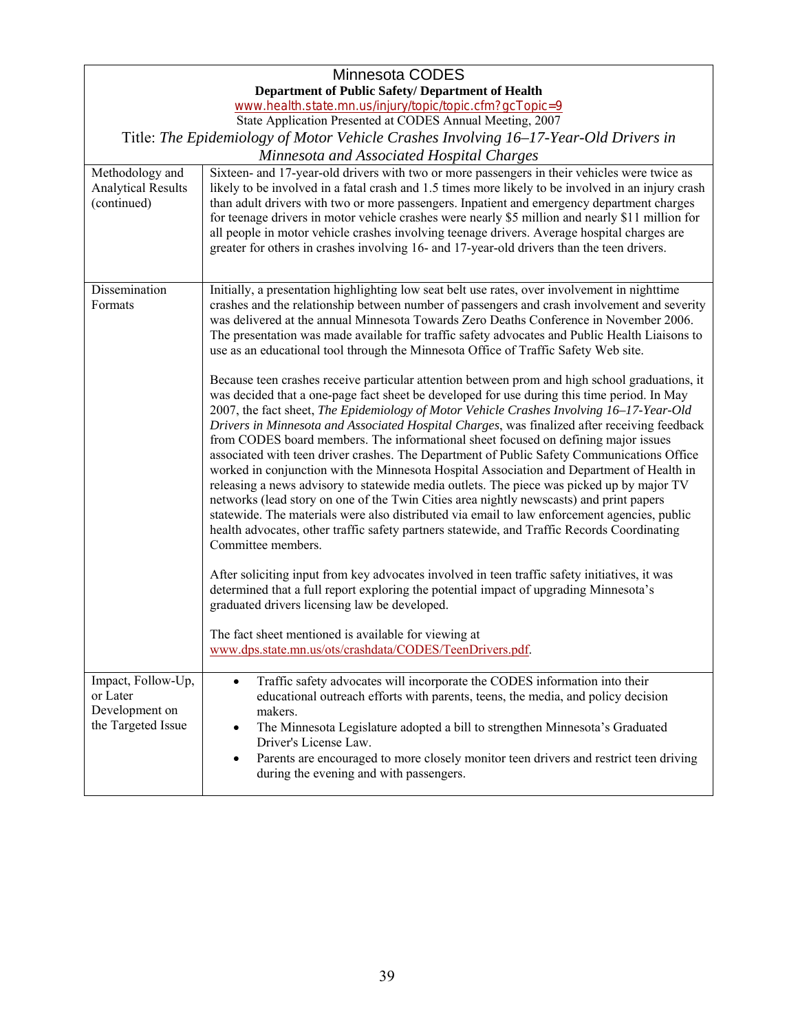# Minnesota CODES

**Department of Public Safety/ Department of Health**

www.health.state.mn.us/injury/topic/topic.cfm?gcTopic=9

State Application Presented at CODES Annual Meeting, 2007

## Title: *The Epidemiology of Motor Vehicle Crashes Involving 16–17-Year-Old Drivers in Minnesota and Associated Hospital Charges*

| | |
|---|---|
| Methodology and Analytical Results (continued) | Sixteen- and 17-year-old drivers with two or more passengers in their vehicles were twice as likely to be involved in a fatal crash and 1.5 times more likely to be involved in an injury crash than adult drivers with two or more passengers. Inpatient and emergency department charges for teenage drivers in motor vehicle crashes were nearly \$5 million and nearly \$11 million for all people in motor vehicle crashes involving teenage drivers. Average hospital charges are greater for others in crashes involving 16- and 17-year-old drivers than the teen drivers. |
| Dissemination Formats | Initially, a presentation highlighting low seat belt use rates, over involvement in nighttime crashes and the relationship between number of passengers and crash involvement and severity was delivered at the annual Minnesota Towards Zero Deaths Conference in November 2006. The presentation was made available for traffic safety advocates and Public Health Liaisons to use as an educational tool through the Minnesota Office of Traffic Safety Web site.<br><br>Because teen crashes receive particular attention between prom and high school graduations, it was decided that a one-page fact sheet be developed for use during this time period. In May 2007, the fact sheet, *The Epidemiology of Motor Vehicle Crashes Involving 16–17-Year-Old Drivers in Minnesota and Associated Hospital Charges*, was finalized after receiving feedback from CODES board members. The informational sheet focused on defining major issues associated with teen driver crashes. The Department of Public Safety Communications Office worked in conjunction with the Minnesota Hospital Association and Department of Health in releasing a news advisory to statewide media outlets. The piece was picked up by major TV networks (lead story on one of the Twin Cities area nightly newscasts) and print papers statewide. The materials were also distributed via email to law enforcement agencies, public health advocates, other traffic safety partners statewide, and Traffic Records Coordinating Committee members.<br><br>After soliciting input from key advocates involved in teen traffic safety initiatives, it was determined that a full report exploring the potential impact of upgrading Minnesota's graduated drivers licensing law be developed.<br><br>The fact sheet mentioned is available for viewing at www.dps.state.mn.us/ots/crashdata/CODES/TeenDrivers.pdf. |
| Impact, Follow-Up, or Later Development on the Targeted Issue | • Traffic safety advocates will incorporate the CODES information into their educational outreach efforts with parents, teens, the media, and policy decision makers.<br>• The Minnesota Legislature adopted a bill to strengthen Minnesota's Graduated Driver's License Law.<br>• Parents are encouraged to more closely monitor teen drivers and restrict teen driving during the evening and with passengers. |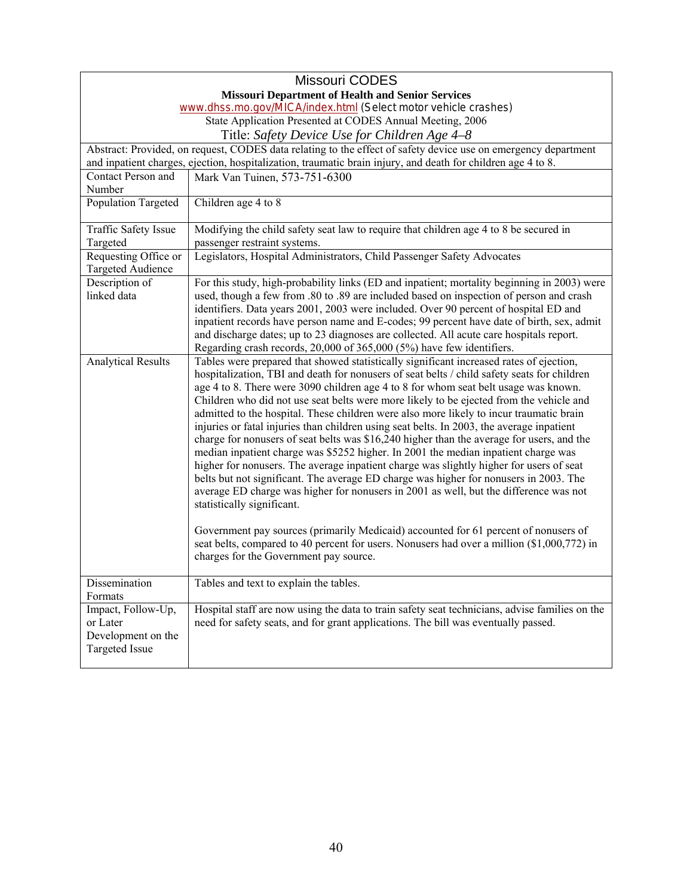# Missouri CODES

**Missouri Department of Health and Senior Services**

www.dhss.mo.gov/MICA/index.html (Select motor vehicle crashes)

State Application Presented at CODES Annual Meeting, 2006

## Title: *Safety Device Use for Children Age 4–8*

Abstract: Provided, on request, CODES data relating to the effect of safety device use on emergency department and inpatient charges, ejection, hospitalization, traumatic brain injury, and death for children age 4 to 8.

| | |
|---|---|
| Contact Person and Number | Mark Van Tuinen, 573-751-6300 |
| Population Targeted | Children age 4 to 8 |
| Traffic Safety Issue Targeted | Modifying the child safety seat law to require that children age 4 to 8 be secured in passenger restraint systems. |
| Requesting Office or Targeted Audience | Legislators, Hospital Administrators, Child Passenger Safety Advocates |
| Description of linked data | For this study, high-probability links (ED and inpatient; mortality beginning in 2003) were used, though a few from .80 to .89 are included based on inspection of person and crash identifiers. Data years 2001, 2003 were included. Over 90 percent of hospital ED and inpatient records have person name and E-codes; 99 percent have date of birth, sex, admit and discharge dates; up to 23 diagnoses are collected. All acute care hospitals report. Regarding crash records, 20,000 of 365,000 (5%) have few identifiers. |
| Analytical Results | Tables were prepared that showed statistically significant increased rates of ejection, hospitalization, TBI and death for nonusers of seat belts / child safety seats for children age 4 to 8. There were 3090 children age 4 to 8 for whom seat belt usage was known. Children who did not use seat belts were more likely to be ejected from the vehicle and admitted to the hospital. These children were also more likely to incur traumatic brain injuries or fatal injuries than children using seat belts. In 2003, the average inpatient charge for nonusers of seat belts was $16,240 higher than the average for users, and the median inpatient charge was $5252 higher. In 2001 the median inpatient charge was higher for nonusers. The average inpatient charge was slightly higher for users of seat belts but not significant. The average ED charge was higher for nonusers in 2003. The average ED charge was higher for nonusers in 2001 as well, but the difference was not statistically significant.<br><br>Government pay sources (primarily Medicaid) accounted for 61 percent of nonusers of seat belts, compared to 40 percent for users. Nonusers had over a million ($1,000,772) in charges for the Government pay source. |
| Dissemination Formats | Tables and text to explain the tables. |
| Impact, Follow-Up, or Later Development on the Targeted Issue | Hospital staff are now using the data to train safety seat technicians, advise families on the need for safety seats, and for grant applications. The bill was eventually passed. |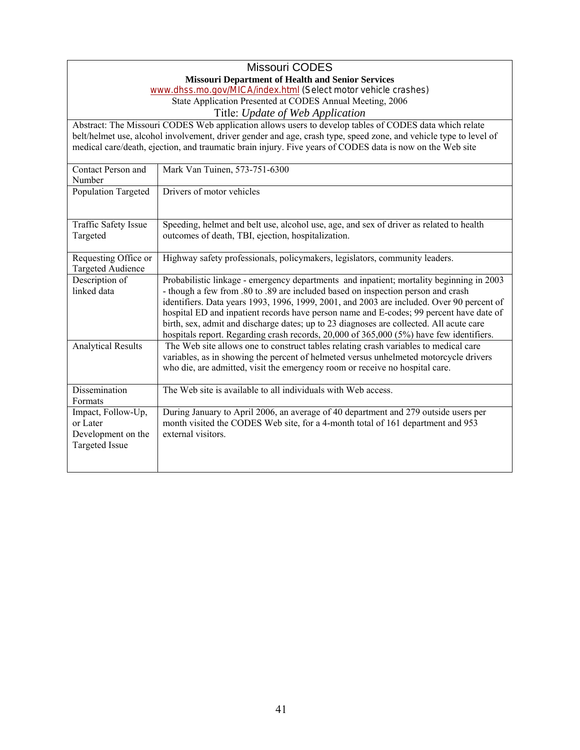## Missouri CODES

**Missouri Department of Health and Senior Services**

www.dhss.mo.gov/MICA/index.html (Select motor vehicle crashes)

State Application Presented at CODES Annual Meeting, 2006

Title: *Update of Web Application*

Abstract: The Missouri CODES Web application allows users to develop tables of CODES data which relate belt/helmet use, alcohol involvement, driver gender and age, crash type, speed zone, and vehicle type to level of medical care/death, ejection, and traumatic brain injury. Five years of CODES data is now on the Web site

| | |
|---|---|
| Contact Person and Number | Mark Van Tuinen, 573-751-6300 |
| Population Targeted | Drivers of motor vehicles |
| Traffic Safety Issue Targeted | Speeding, helmet and belt use, alcohol use, age, and sex of driver as related to health outcomes of death, TBI, ejection, hospitalization. |
| Requesting Office or Targeted Audience | Highway safety professionals, policymakers, legislators, community leaders. |
| Description of linked data | Probabilistic linkage - emergency departments and inpatient; mortality beginning in 2003 - though a few from .80 to .89 are included based on inspection person and crash identifiers. Data years 1993, 1996, 1999, 2001, and 2003 are included. Over 90 percent of hospital ED and inpatient records have person name and E-codes; 99 percent have date of birth, sex, admit and discharge dates; up to 23 diagnoses are collected. All acute care hospitals report. Regarding crash records, 20,000 of 365,000 (5%) have few identifiers. |
| Analytical Results | The Web site allows one to construct tables relating crash variables to medical care variables, as in showing the percent of helmeted versus unhelmeted motorcycle drivers who die, are admitted, visit the emergency room or receive no hospital care. |
| Dissemination Formats | The Web site is available to all individuals with Web access. |
| Impact, Follow-Up, or Later Development on the Targeted Issue | During January to April 2006, an average of 40 department and 279 outside users per month visited the CODES Web site, for a 4-month total of 161 department and 953 external visitors. |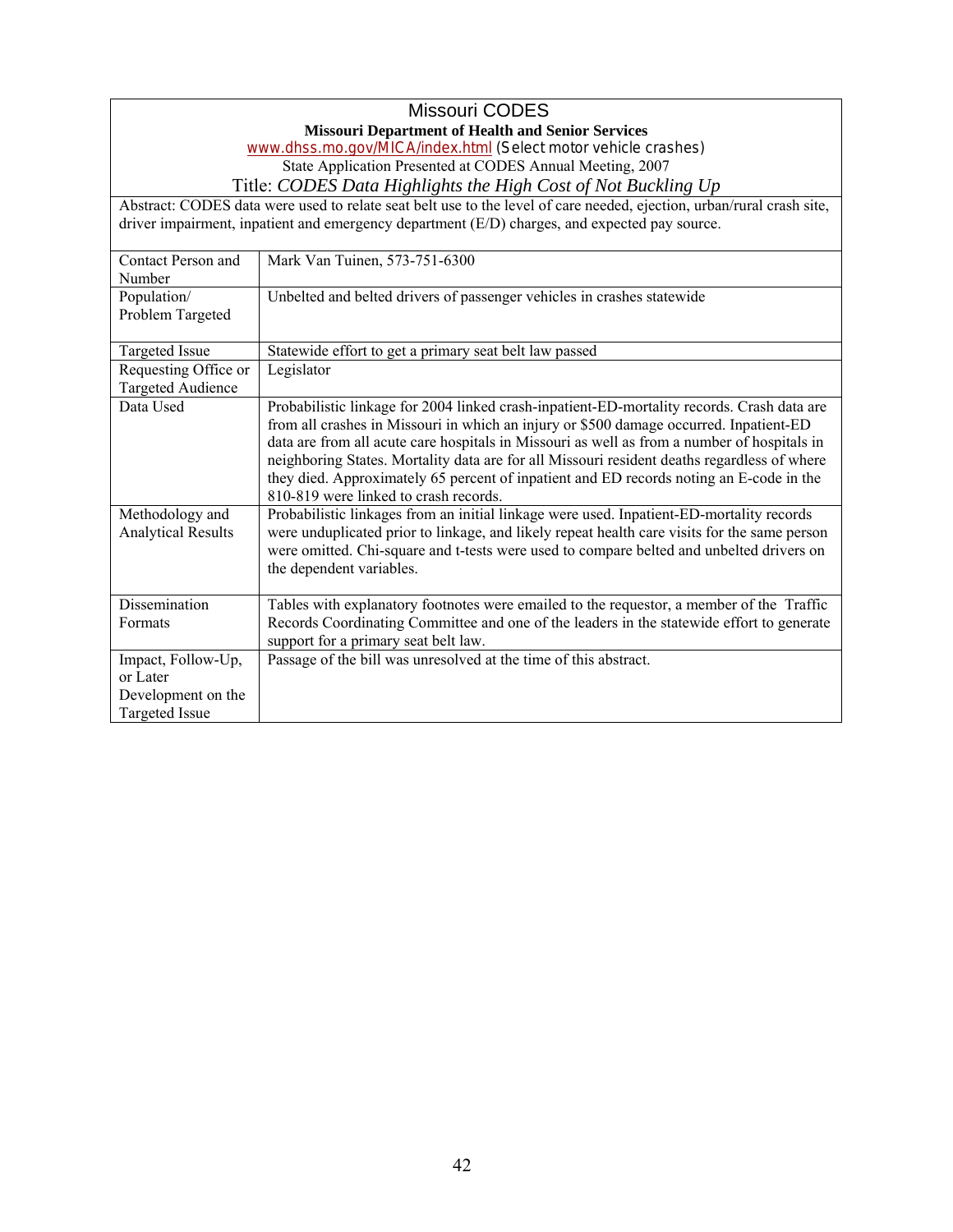# Missouri CODES

**Missouri Department of Health and Senior Services**

www.dhss.mo.gov/MICA/index.html (Select motor vehicle crashes)

State Application Presented at CODES Annual Meeting, 2007

## Title: *CODES Data Highlights the High Cost of Not Buckling Up*

Abstract: CODES data were used to relate seat belt use to the level of care needed, ejection, urban/rural crash site, driver impairment, inpatient and emergency department (E/D) charges, and expected pay source.

| | |
|---|---|
| Contact Person and Number | Mark Van Tuinen, 573-751-6300 |
| Population/ Problem Targeted | Unbelted and belted drivers of passenger vehicles in crashes statewide |
| Targeted Issue | Statewide effort to get a primary seat belt law passed |
| Requesting Office or Targeted Audience | Legislator |
| Data Used | Probabilistic linkage for 2004 linked crash-inpatient-ED-mortality records. Crash data are from all crashes in Missouri in which an injury or $500 damage occurred. Inpatient-ED data are from all acute care hospitals in Missouri as well as from a number of hospitals in neighboring States. Mortality data are for all Missouri resident deaths regardless of where they died. Approximately 65 percent of inpatient and ED records noting an E-code in the 810-819 were linked to crash records. |
| Methodology and Analytical Results | Probabilistic linkages from an initial linkage were used. Inpatient-ED-mortality records were unduplicated prior to linkage, and likely repeat health care visits for the same person were omitted. Chi-square and t-tests were used to compare belted and unbelted drivers on the dependent variables. |
| Dissemination Formats | Tables with explanatory footnotes were emailed to the requestor, a member of the Traffic Records Coordinating Committee and one of the leaders in the statewide effort to generate support for a primary seat belt law. |
| Impact, Follow-Up, or Later Development on the Targeted Issue | Passage of the bill was unresolved at the time of this abstract. |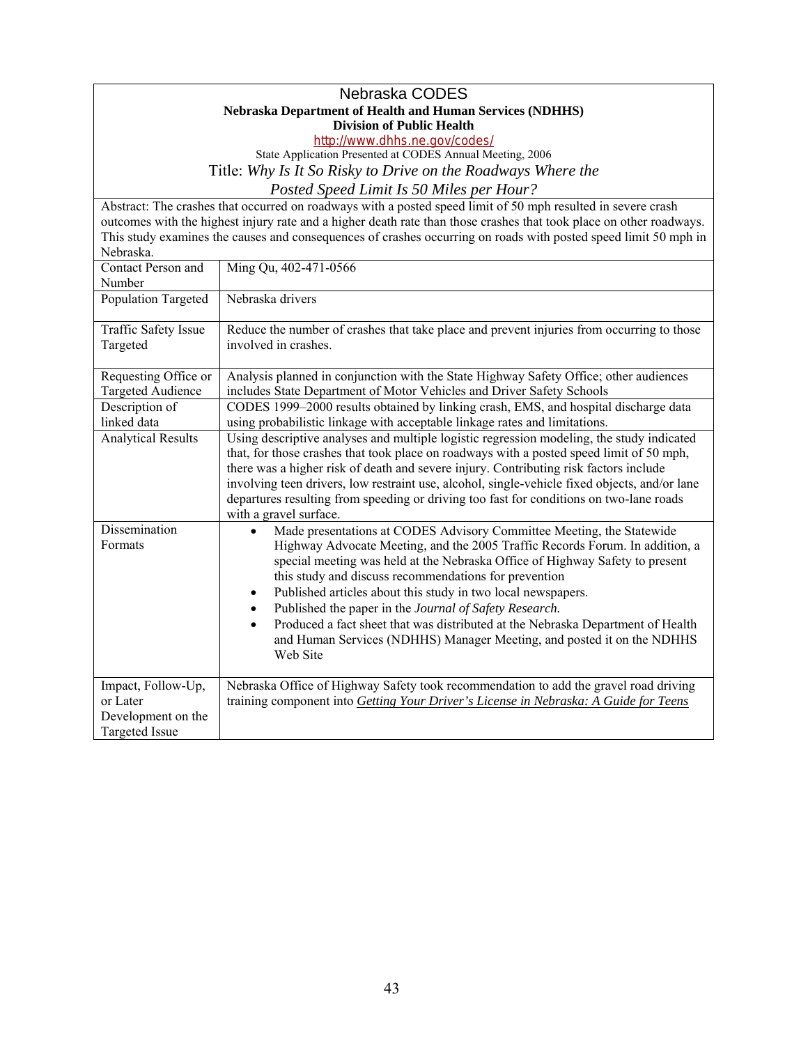# Nebraska CODES

**Nebraska Department of Health and Human Services (NDHHS)**
**Division of Public Health**
http://www.dhhs.ne.gov/codes/
State Application Presented at CODES Annual Meeting, 2006

## Title: *Why Is It So Risky to Drive on the Roadways Where the Posted Speed Limit Is 50 Miles per Hour?*

Abstract: The crashes that occurred on roadways with a posted speed limit of 50 mph resulted in severe crash outcomes with the highest injury rate and a higher death rate than those crashes that took place on other roadways. This study examines the causes and consequences of crashes occurring on roads with posted speed limit 50 mph in Nebraska.

| | |
|---|---|
| Contact Person and Number | Ming Qu, 402-471-0566 |
| Population Targeted | Nebraska drivers |
| Traffic Safety Issue Targeted | Reduce the number of crashes that take place and prevent injuries from occurring to those involved in crashes. |
| Requesting Office or Targeted Audience | Analysis planned in conjunction with the State Highway Safety Office; other audiences includes State Department of Motor Vehicles and Driver Safety Schools |
| Description of linked data | CODES 1999–2000 results obtained by linking crash, EMS, and hospital discharge data using probabilistic linkage with acceptable linkage rates and limitations. |
| Analytical Results | Using descriptive analyses and multiple logistic regression modeling, the study indicated that, for those crashes that took place on roadways with a posted speed limit of 50 mph, there was a higher risk of death and severe injury. Contributing risk factors include involving teen drivers, low restraint use, alcohol, single-vehicle fixed objects, and/or lane departures resulting from speeding or driving too fast for conditions on two-lane roads with a gravel surface. |
| Dissemination Formats | • Made presentations at CODES Advisory Committee Meeting, the Statewide Highway Advocate Meeting, and the 2005 Traffic Records Forum. In addition, a special meeting was held at the Nebraska Office of Highway Safety to present this study and discuss recommendations for prevention<br>• Published articles about this study in two local newspapers.<br>• Published the paper in the *Journal of Safety Research.*<br>• Produced a fact sheet that was distributed at the Nebraska Department of Health and Human Services (NDHHS) Manager Meeting, and posted it on the NDHHS Web Site |
| Impact, Follow-Up, or Later Development on the Targeted Issue | Nebraska Office of Highway Safety took recommendation to add the gravel road driving training component into *Getting Your Driver's License in Nebraska: A Guide for Teens* |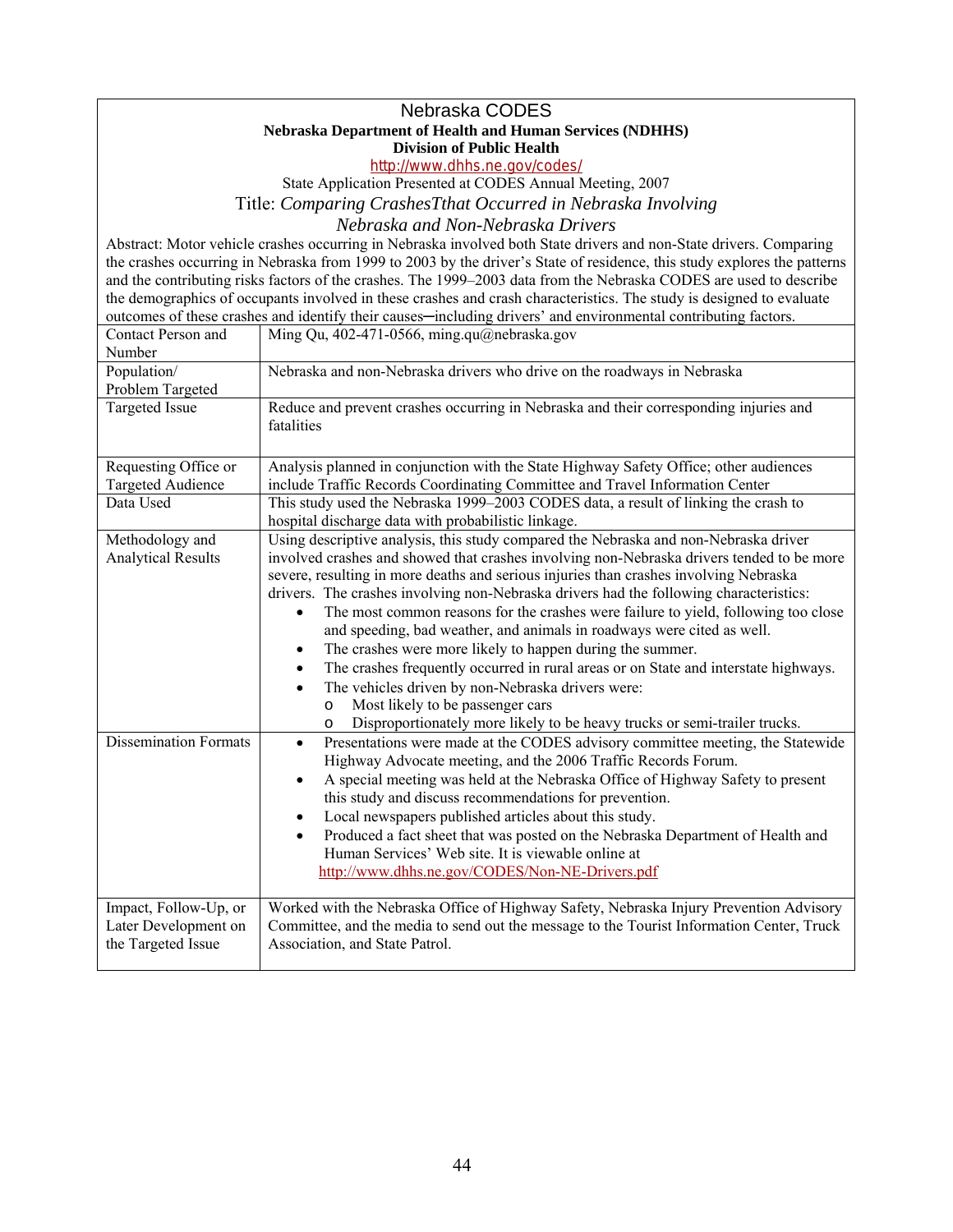# Nebraska CODES

**Nebraska Department of Health and Human Services (NDHHS)**
**Division of Public Health**

http://www.dhhs.ne.gov/codes/

State Application Presented at CODES Annual Meeting, 2007

## Title: *Comparing CrashesTthat Occurred in Nebraska Involving Nebraska and Non-Nebraska Drivers*

Abstract: Motor vehicle crashes occurring in Nebraska involved both State drivers and non-State drivers. Comparing the crashes occurring in Nebraska from 1999 to 2003 by the driver's State of residence, this study explores the patterns and the contributing risks factors of the crashes. The 1999–2003 data from the Nebraska CODES are used to describe the demographics of occupants involved in these crashes and crash characteristics. The study is designed to evaluate outcomes of these crashes and identify their causes─including drivers' and environmental contributing factors.

| | |
|---|---|
| Contact Person and Number | Ming Qu, 402-471-0566, ming.qu@nebraska.gov |
| Population/ Problem Targeted | Nebraska and non-Nebraska drivers who drive on the roadways in Nebraska |
| Targeted Issue | Reduce and prevent crashes occurring in Nebraska and their corresponding injuries and fatalities |
| Requesting Office or Targeted Audience | Analysis planned in conjunction with the State Highway Safety Office; other audiences include Traffic Records Coordinating Committee and Travel Information Center |
| Data Used | This study used the Nebraska 1999–2003 CODES data, a result of linking the crash to hospital discharge data with probabilistic linkage. |
| Methodology and Analytical Results | Using descriptive analysis, this study compared the Nebraska and non-Nebraska driver involved crashes and showed that crashes involving non-Nebraska drivers tended to be more severe, resulting in more deaths and serious injuries than crashes involving Nebraska drivers. The crashes involving non-Nebraska drivers had the following characteristics:<br>• The most common reasons for the crashes were failure to yield, following too close and speeding, bad weather, and animals in roadways were cited as well.<br>• The crashes were more likely to happen during the summer.<br>• The crashes frequently occurred in rural areas or on State and interstate highways.<br>• The vehicles driven by non-Nebraska drivers were:<br>  o Most likely to be passenger cars<br>  o Disproportionately more likely to be heavy trucks or semi-trailer trucks. |
| Dissemination Formats | • Presentations were made at the CODES advisory committee meeting, the Statewide Highway Advocate meeting, and the 2006 Traffic Records Forum.<br>• A special meeting was held at the Nebraska Office of Highway Safety to present this study and discuss recommendations for prevention.<br>• Local newspapers published articles about this study.<br>• Produced a fact sheet that was posted on the Nebraska Department of Health and Human Services' Web site. It is viewable online at http://www.dhhs.ne.gov/CODES/Non-NE-Drivers.pdf |
| Impact, Follow-Up, or Later Development on the Targeted Issue | Worked with the Nebraska Office of Highway Safety, Nebraska Injury Prevention Advisory Committee, and the media to send out the message to the Tourist Information Center, Truck Association, and State Patrol. |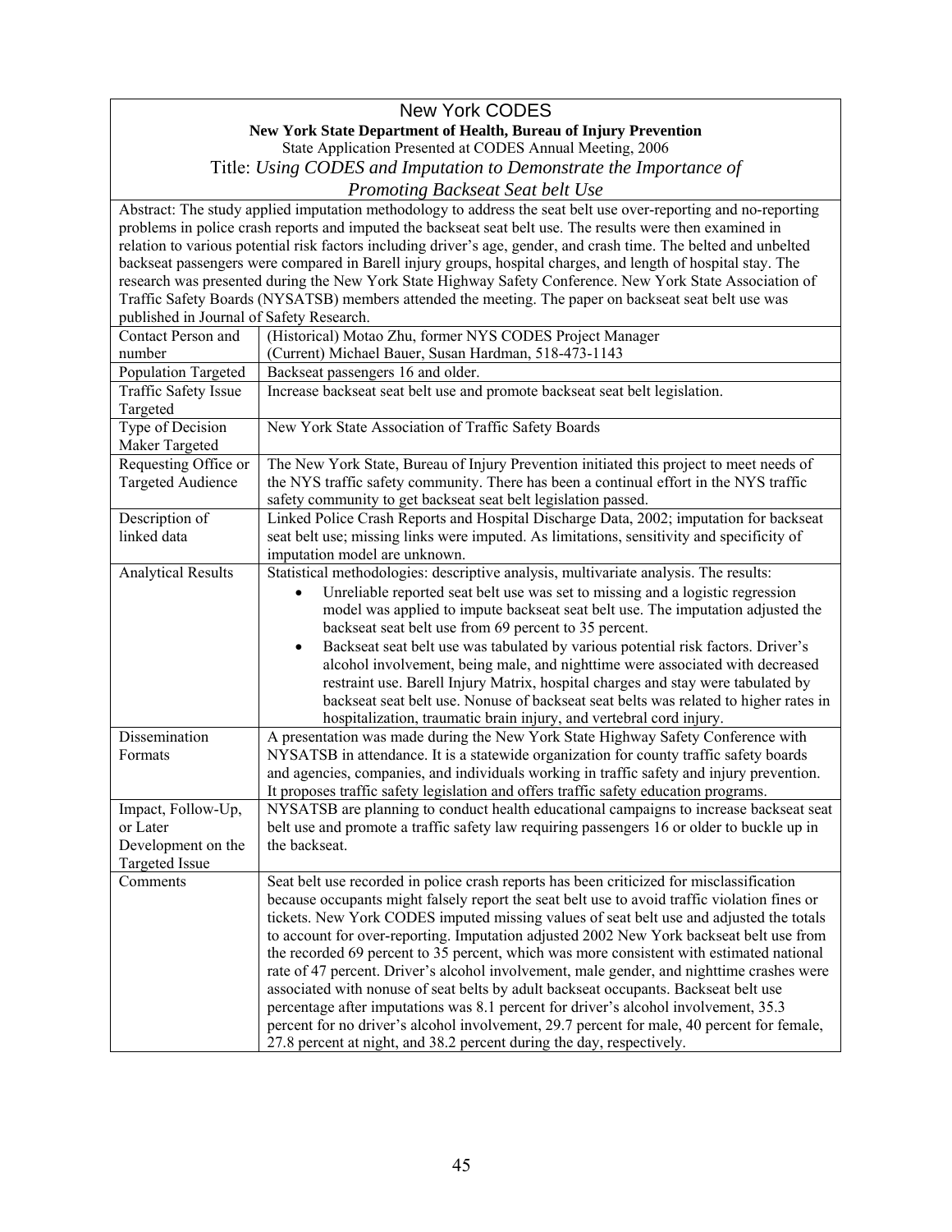## New York CODES

**New York State Department of Health, Bureau of Injury Prevention**

State Application Presented at CODES Annual Meeting, 2006

### Title: *Using CODES and Imputation to Demonstrate the Importance of Promoting Backseat Seat belt Use*

Abstract: The study applied imputation methodology to address the seat belt use over-reporting and no-reporting problems in police crash reports and imputed the backseat seat belt use. The results were then examined in relation to various potential risk factors including driver's age, gender, and crash time. The belted and unbelted backseat passengers were compared in Barell injury groups, hospital charges, and length of hospital stay. The research was presented during the New York State Highway Safety Conference. New York State Association of Traffic Safety Boards (NYSATSB) members attended the meeting. The paper on backseat seat belt use was published in Journal of Safety Research.

| | |
|---|---|
| Contact Person and number | (Historical) Motao Zhu, former NYS CODES Project Manager<br>(Current) Michael Bauer, Susan Hardman, 518-473-1143 |
| Population Targeted | Backseat passengers 16 and older. |
| Traffic Safety Issue Targeted | Increase backseat seat belt use and promote backseat seat belt legislation. |
| Type of Decision Maker Targeted | New York State Association of Traffic Safety Boards |
| Requesting Office or Targeted Audience | The New York State, Bureau of Injury Prevention initiated this project to meet needs of the NYS traffic safety community. There has been a continual effort in the NYS traffic safety community to get backseat seat belt legislation passed. |
| Description of linked data | Linked Police Crash Reports and Hospital Discharge Data, 2002; imputation for backseat seat belt use; missing links were imputed. As limitations, sensitivity and specificity of imputation model are unknown. |
| Analytical Results | Statistical methodologies: descriptive analysis, multivariate analysis. The results:<br>• Unreliable reported seat belt use was set to missing and a logistic regression model was applied to impute backseat seat belt use. The imputation adjusted the backseat seat belt use from 69 percent to 35 percent.<br>• Backseat seat belt use was tabulated by various potential risk factors. Driver's alcohol involvement, being male, and nighttime were associated with decreased restraint use. Barell Injury Matrix, hospital charges and stay were tabulated by backseat seat belt use. Nonuse of backseat seat belts was related to higher rates in hospitalization, traumatic brain injury, and vertebral cord injury. |
| Dissemination Formats | A presentation was made during the New York State Highway Safety Conference with NYSATSB in attendance. It is a statewide organization for county traffic safety boards and agencies, companies, and individuals working in traffic safety and injury prevention. It proposes traffic safety legislation and offers traffic safety education programs. |
| Impact, Follow-Up, or Later Development on the Targeted Issue | NYSATSB are planning to conduct health educational campaigns to increase backseat seat belt use and promote a traffic safety law requiring passengers 16 or older to buckle up in the backseat. |
| Comments | Seat belt use recorded in police crash reports has been criticized for misclassification because occupants might falsely report the seat belt use to avoid traffic violation fines or tickets. New York CODES imputed missing values of seat belt use and adjusted the totals to account for over-reporting. Imputation adjusted 2002 New York backseat belt use from the recorded 69 percent to 35 percent, which was more consistent with estimated national rate of 47 percent. Driver's alcohol involvement, male gender, and nighttime crashes were associated with nonuse of seat belts by adult backseat occupants. Backseat belt use percentage after imputations was 8.1 percent for driver's alcohol involvement, 35.3 percent for no driver's alcohol involvement, 29.7 percent for male, 40 percent for female, 27.8 percent at night, and 38.2 percent during the day, respectively. |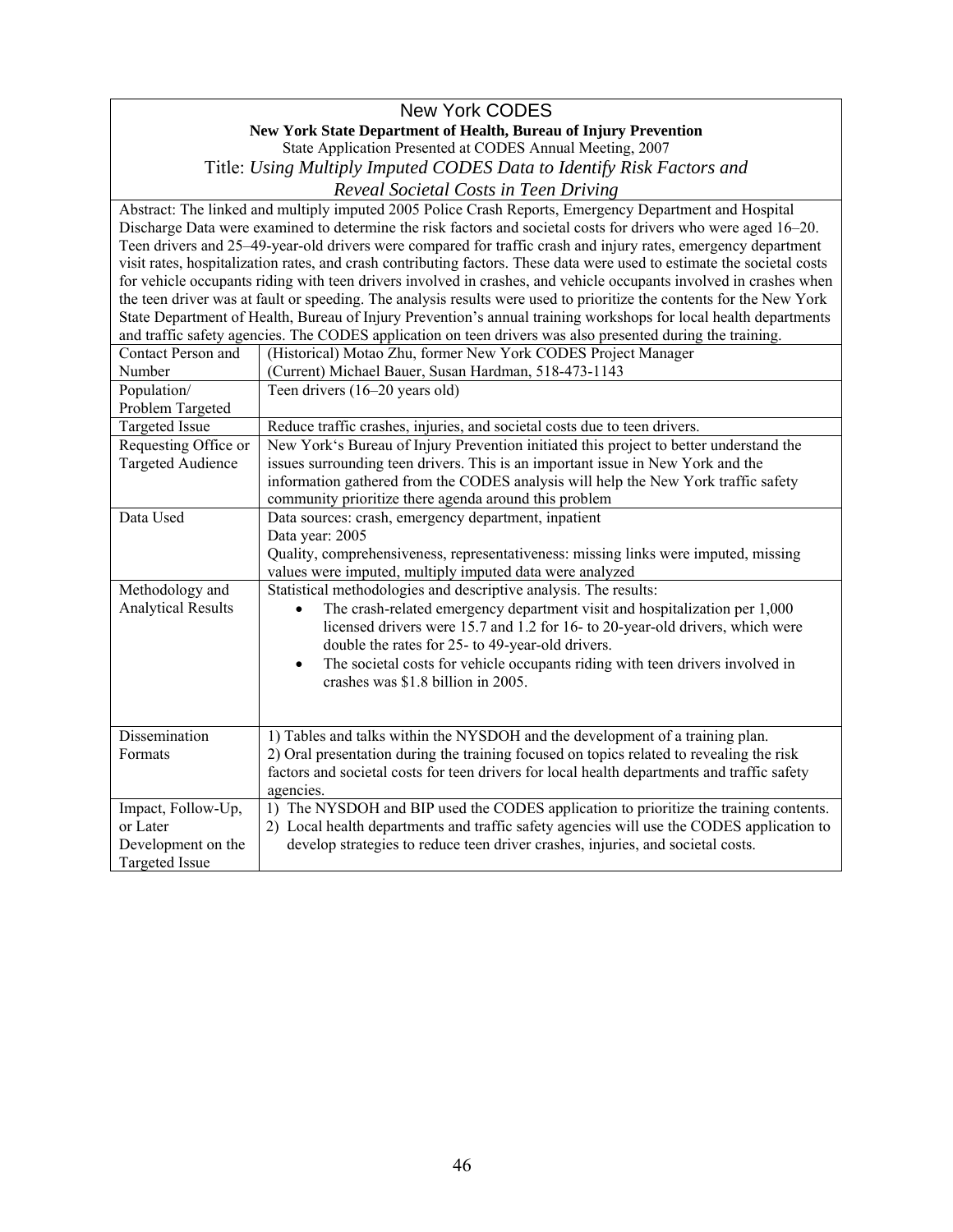# New York CODES

**New York State Department of Health, Bureau of Injury Prevention**

State Application Presented at CODES Annual Meeting, 2007

Title: *Using Multiply Imputed CODES Data to Identify Risk Factors and Reveal Societal Costs in Teen Driving*

Abstract: The linked and multiply imputed 2005 Police Crash Reports, Emergency Department and Hospital Discharge Data were examined to determine the risk factors and societal costs for drivers who were aged 16–20. Teen drivers and 25–49-year-old drivers were compared for traffic crash and injury rates, emergency department visit rates, hospitalization rates, and crash contributing factors. These data were used to estimate the societal costs for vehicle occupants riding with teen drivers involved in crashes, and vehicle occupants involved in crashes when the teen driver was at fault or speeding. The analysis results were used to prioritize the contents for the New York State Department of Health, Bureau of Injury Prevention's annual training workshops for local health departments and traffic safety agencies. The CODES application on teen drivers was also presented during the training.

| | |
|---|---|
| Contact Person and Number | (Historical) Motao Zhu, former New York CODES Project Manager<br>(Current) Michael Bauer, Susan Hardman, 518-473-1143 |
| Population/ Problem Targeted | Teen drivers (16–20 years old) |
| Targeted Issue | Reduce traffic crashes, injuries, and societal costs due to teen drivers. |
| Requesting Office or Targeted Audience | New York's Bureau of Injury Prevention initiated this project to better understand the issues surrounding teen drivers. This is an important issue in New York and the information gathered from the CODES analysis will help the New York traffic safety community prioritize there agenda around this problem |
| Data Used | Data sources: crash, emergency department, inpatient<br>Data year: 2005<br>Quality, comprehensiveness, representativeness: missing links were imputed, missing values were imputed, multiply imputed data were analyzed |
| Methodology and Analytical Results | Statistical methodologies and descriptive analysis. The results:<br>• The crash-related emergency department visit and hospitalization per 1,000 licensed drivers were 15.7 and 1.2 for 16- to 20-year-old drivers, which were double the rates for 25- to 49-year-old drivers.<br>• The societal costs for vehicle occupants riding with teen drivers involved in crashes was $1.8 billion in 2005. |
| Dissemination Formats | 1) Tables and talks within the NYSDOH and the development of a training plan.<br>2) Oral presentation during the training focused on topics related to revealing the risk factors and societal costs for teen drivers for local health departments and traffic safety agencies. |
| Impact, Follow-Up, or Later Development on the Targeted Issue | 1) The NYSDOH and BIP used the CODES application to prioritize the training contents.<br>2) Local health departments and traffic safety agencies will use the CODES application to develop strategies to reduce teen driver crashes, injuries, and societal costs. |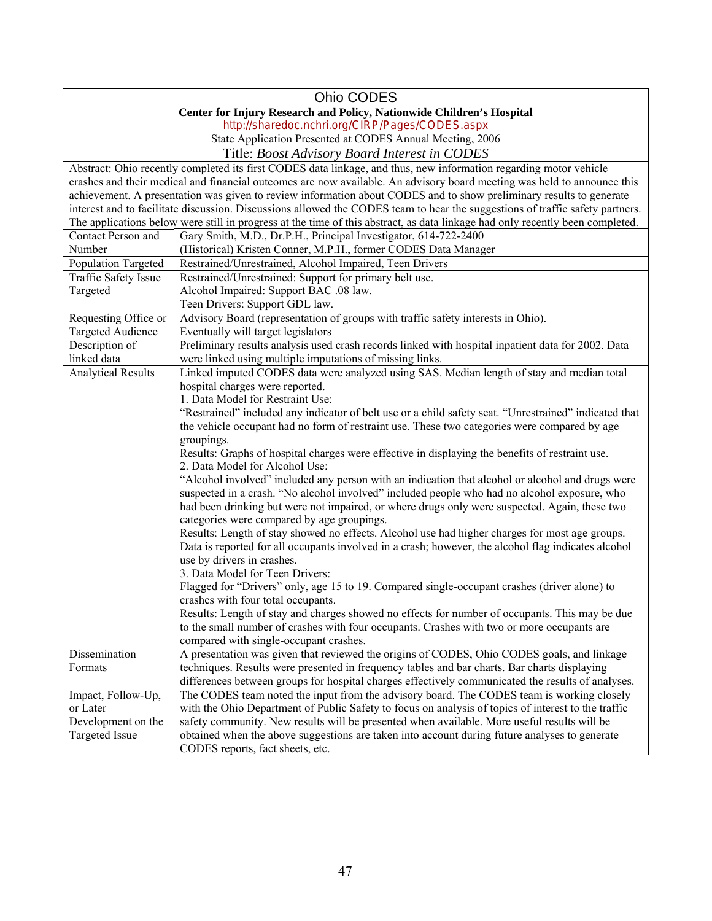# Ohio CODES

**Center for Injury Research and Policy, Nationwide Children's Hospital**

http://sharedoc.nchri.org/CIRP/Pages/CODES.aspx

State Application Presented at CODES Annual Meeting, 2006

## Title: *Boost Advisory Board Interest in CODES*

Abstract: Ohio recently completed its first CODES data linkage, and thus, new information regarding motor vehicle crashes and their medical and financial outcomes are now available. An advisory board meeting was held to announce this achievement. A presentation was given to review information about CODES and to show preliminary results to generate interest and to facilitate discussion. Discussions allowed the CODES team to hear the suggestions of traffic safety partners. The applications below were still in progress at the time of this abstract, as data linkage had only recently been completed.

| | |
|---|---|
| Contact Person and Number | Gary Smith, M.D., Dr.P.H., Principal Investigator, 614-722-2400<br>(Historical) Kristen Conner, M.P.H., former CODES Data Manager |
| Population Targeted | Restrained/Unrestrained, Alcohol Impaired, Teen Drivers |
| Traffic Safety Issue Targeted | Restrained/Unrestrained: Support for primary belt use.<br>Alcohol Impaired: Support BAC .08 law.<br>Teen Drivers: Support GDL law. |
| Requesting Office or Targeted Audience | Advisory Board (representation of groups with traffic safety interests in Ohio).<br>Eventually will target legislators |
| Description of linked data | Preliminary results analysis used crash records linked with hospital inpatient data for 2002. Data were linked using multiple imputations of missing links. |
| Analytical Results | Linked imputed CODES data were analyzed using SAS. Median length of stay and median total hospital charges were reported.<br>1. Data Model for Restraint Use:<br>"Restrained" included any indicator of belt use or a child safety seat. "Unrestrained" indicated that the vehicle occupant had no form of restraint use. These two categories were compared by age groupings.<br>Results: Graphs of hospital charges were effective in displaying the benefits of restraint use.<br>2. Data Model for Alcohol Use:<br>"Alcohol involved" included any person with an indication that alcohol or alcohol and drugs were suspected in a crash. "No alcohol involved" included people who had no alcohol exposure, who had been drinking but were not impaired, or where drugs only were suspected. Again, these two categories were compared by age groupings.<br>Results: Length of stay showed no effects. Alcohol use had higher charges for most age groups. Data is reported for all occupants involved in a crash; however, the alcohol flag indicates alcohol use by drivers in crashes.<br>3. Data Model for Teen Drivers:<br>Flagged for "Drivers" only, age 15 to 19. Compared single-occupant crashes (driver alone) to crashes with four total occupants.<br>Results: Length of stay and charges showed no effects for number of occupants. This may be due to the small number of crashes with four occupants. Crashes with two or more occupants are compared with single-occupant crashes. |
| Dissemination Formats | A presentation was given that reviewed the origins of CODES, Ohio CODES goals, and linkage techniques. Results were presented in frequency tables and bar charts. Bar charts displaying differences between groups for hospital charges effectively communicated the results of analyses. |
| Impact, Follow-Up, or Later Development on the Targeted Issue | The CODES team noted the input from the advisory board. The CODES team is working closely with the Ohio Department of Public Safety to focus on analysis of topics of interest to the traffic safety community. New results will be presented when available. More useful results will be obtained when the above suggestions are taken into account during future analyses to generate CODES reports, fact sheets, etc. |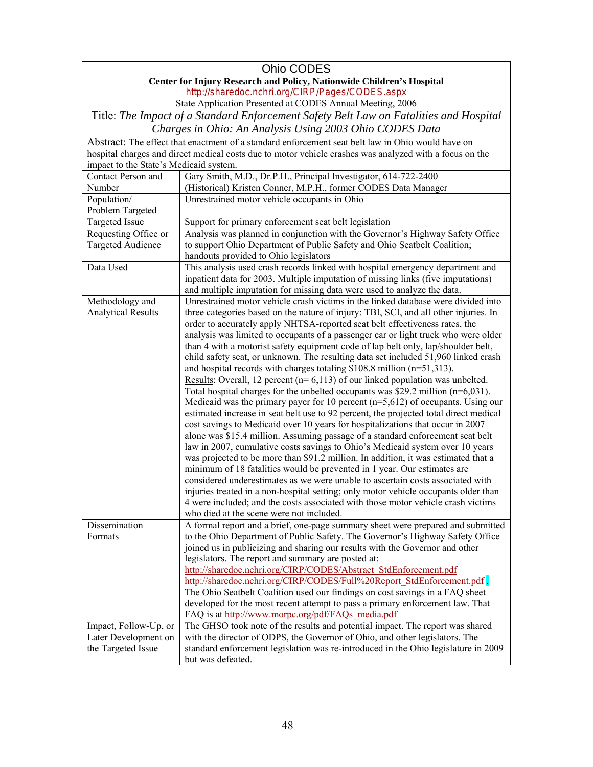# Ohio CODES

**Center for Injury Research and Policy, Nationwide Children's Hospital**

http://sharedoc.nchri.org/CIRP/Pages/CODES.aspx

State Application Presented at CODES Annual Meeting, 2006

## Title: *The Impact of a Standard Enforcement Safety Belt Law on Fatalities and Hospital Charges in Ohio: An Analysis Using 2003 Ohio CODES Data*

Abstract: The effect that enactment of a standard enforcement seat belt law in Ohio would have on hospital charges and direct medical costs due to motor vehicle crashes was analyzed with a focus on the impact to the State's Medicaid system.

| | |
|---|---|
| Contact Person and Number | Gary Smith, M.D., Dr.P.H., Principal Investigator, 614-722-2400<br>(Historical) Kristen Conner, M.P.H., former CODES Data Manager |
| Population/ Problem Targeted | Unrestrained motor vehicle occupants in Ohio |
| Targeted Issue | Support for primary enforcement seat belt legislation |
| Requesting Office or Targeted Audience | Analysis was planned in conjunction with the Governor's Highway Safety Office to support Ohio Department of Public Safety and Ohio Seatbelt Coalition; handouts provided to Ohio legislators |
| Data Used | This analysis used crash records linked with hospital emergency department and inpatient data for 2003. Multiple imputation of missing links (five imputations) and multiple imputation for missing data were used to analyze the data. |
| Methodology and Analytical Results | Unrestrained motor vehicle crash victims in the linked database were divided into three categories based on the nature of injury: TBI, SCI, and all other injuries. In order to accurately apply NHTSA-reported seat belt effectiveness rates, the analysis was limited to occupants of a passenger car or light truck who were older than 4 with a motorist safety equipment code of lap belt only, lap/shoulder belt, child safety seat, or unknown. The resulting data set included 51,960 linked crash and hospital records with charges totaling $108.8 million (n=51,313). |
| | Results: Overall, 12 percent (n= 6,113) of our linked population was unbelted. Total hospital charges for the unbelted occupants was $29.2 million (n=6,031). Medicaid was the primary payer for 10 percent (n=5,612) of occupants. Using our estimated increase in seat belt use to 92 percent, the projected total direct medical cost savings to Medicaid over 10 years for hospitalizations that occur in 2007 alone was $15.4 million. Assuming passage of a standard enforcement seat belt law in 2007, cumulative costs savings to Ohio's Medicaid system over 10 years was projected to be more than $91.2 million. In addition, it was estimated that a minimum of 18 fatalities would be prevented in 1 year. Our estimates are considered underestimates as we were unable to ascertain costs associated with injuries treated in a non-hospital setting; only motor vehicle occupants older than 4 were included; and the costs associated with those motor vehicle crash victims who died at the scene were not included. |
| Dissemination Formats | A formal report and a brief, one-page summary sheet were prepared and submitted to the Ohio Department of Public Safety. The Governor's Highway Safety Office joined us in publicizing and sharing our results with the Governor and other legislators. The report and summary are posted at:<br>http://sharedoc.nchri.org/CIRP/CODES/Abstract_StdEnforcement.pdf<br>http://sharedoc.nchri.org/CIRP/CODES/Full%20Report_StdEnforcement.pdf.<br>The Ohio Seatbelt Coalition used our findings on cost savings in a FAQ sheet developed for the most recent attempt to pass a primary enforcement law. That FAQ is at http://www.morpc.org/pdf/FAQs_media.pdf |
| Impact, Follow-Up, or Later Development on the Targeted Issue | The GHSO took note of the results and potential impact. The report was shared with the director of ODPS, the Governor of Ohio, and other legislators. The standard enforcement legislation was re-introduced in the Ohio legislature in 2009 but was defeated. |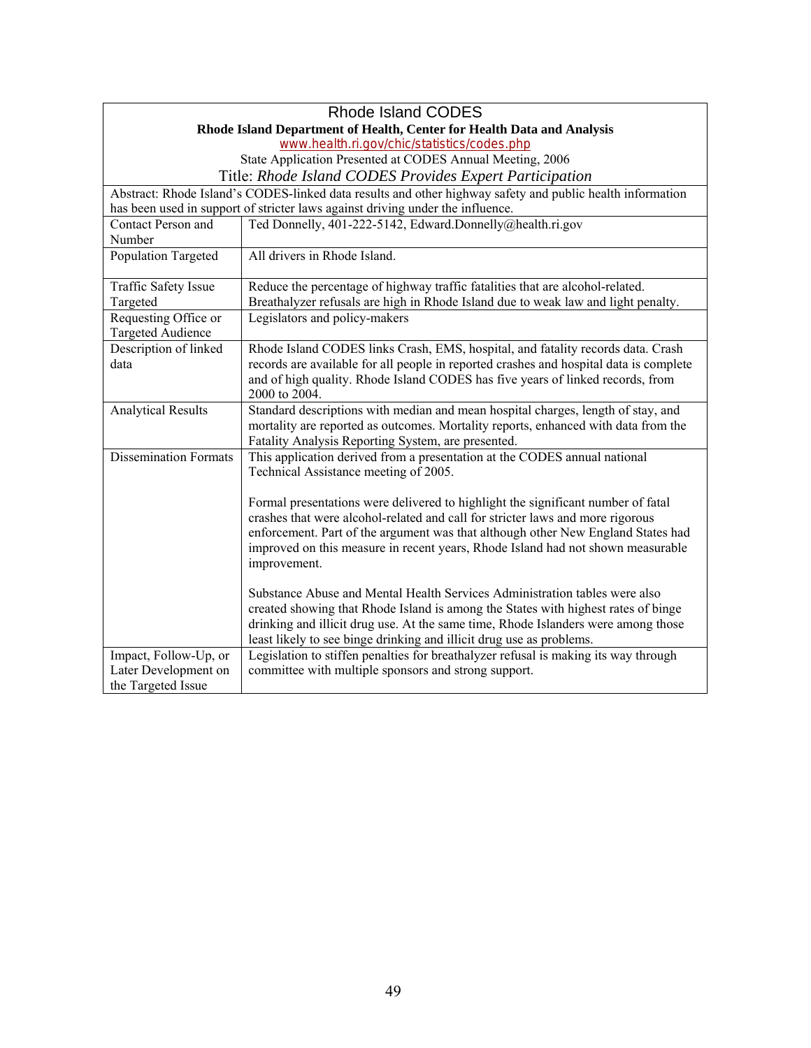# Rhode Island CODES

**Rhode Island Department of Health, Center for Health Data and Analysis**

www.health.ri.gov/chic/statistics/codes.php

State Application Presented at CODES Annual Meeting, 2006

## Title: *Rhode Island CODES Provides Expert Participation*

Abstract: Rhode Island's CODES-linked data results and other highway safety and public health information has been used in support of stricter laws against driving under the influence.

| | |
|---|---|
| Contact Person and Number | Ted Donnelly, 401-222-5142, Edward.Donnelly@health.ri.gov |
| Population Targeted | All drivers in Rhode Island. |
| Traffic Safety Issue Targeted | Reduce the percentage of highway traffic fatalities that are alcohol-related. Breathalyzer refusals are high in Rhode Island due to weak law and light penalty. |
| Requesting Office or Targeted Audience | Legislators and policy-makers |
| Description of linked data | Rhode Island CODES links Crash, EMS, hospital, and fatality records data. Crash records are available for all people in reported crashes and hospital data is complete and of high quality. Rhode Island CODES has five years of linked records, from 2000 to 2004. |
| Analytical Results | Standard descriptions with median and mean hospital charges, length of stay, and mortality are reported as outcomes. Mortality reports, enhanced with data from the Fatality Analysis Reporting System, are presented. |
| Dissemination Formats | This application derived from a presentation at the CODES annual national Technical Assistance meeting of 2005.<br><br>Formal presentations were delivered to highlight the significant number of fatal crashes that were alcohol-related and call for stricter laws and more rigorous enforcement. Part of the argument was that although other New England States had improved on this measure in recent years, Rhode Island had not shown measurable improvement.<br><br>Substance Abuse and Mental Health Services Administration tables were also created showing that Rhode Island is among the States with highest rates of binge drinking and illicit drug use. At the same time, Rhode Islanders were among those least likely to see binge drinking and illicit drug use as problems. |
| Impact, Follow-Up, or Later Development on the Targeted Issue | Legislation to stiffen penalties for breathalyzer refusal is making its way through committee with multiple sponsors and strong support. |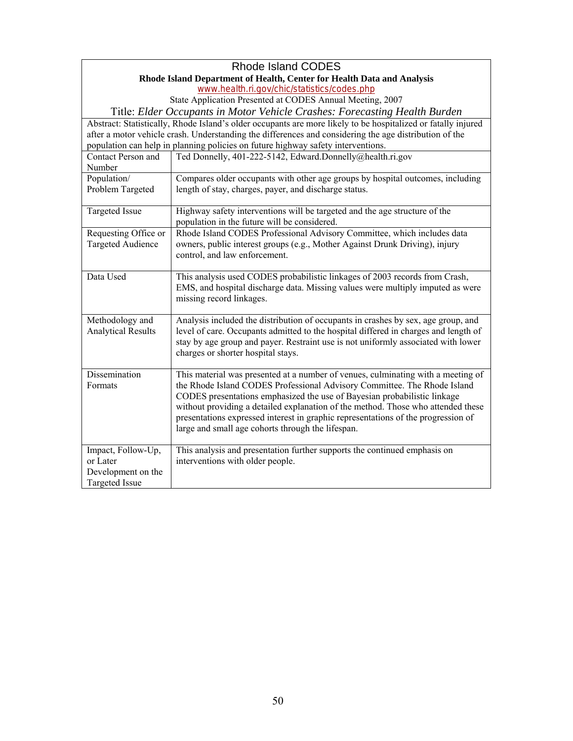# Rhode Island CODES

**Rhode Island Department of Health, Center for Health Data and Analysis**

www.health.ri.gov/chic/statistics/codes.php

State Application Presented at CODES Annual Meeting, 2007

Title: *Elder Occupants in Motor Vehicle Crashes: Forecasting Health Burden*

Abstract: Statistically, Rhode Island's older occupants are more likely to be hospitalized or fatally injured after a motor vehicle crash. Understanding the differences and considering the age distribution of the population can help in planning policies on future highway safety interventions.

| | |
|---|---|
| Contact Person and Number | Ted Donnelly, 401-222-5142, Edward.Donnelly@health.ri.gov |
| Population/ Problem Targeted | Compares older occupants with other age groups by hospital outcomes, including length of stay, charges, payer, and discharge status. |
| Targeted Issue | Highway safety interventions will be targeted and the age structure of the population in the future will be considered. |
| Requesting Office or Targeted Audience | Rhode Island CODES Professional Advisory Committee, which includes data owners, public interest groups (e.g., Mother Against Drunk Driving), injury control, and law enforcement. |
| Data Used | This analysis used CODES probabilistic linkages of 2003 records from Crash, EMS, and hospital discharge data. Missing values were multiply imputed as were missing record linkages. |
| Methodology and Analytical Results | Analysis included the distribution of occupants in crashes by sex, age group, and level of care. Occupants admitted to the hospital differed in charges and length of stay by age group and payer. Restraint use is not uniformly associated with lower charges or shorter hospital stays. |
| Dissemination Formats | This material was presented at a number of venues, culminating with a meeting of the Rhode Island CODES Professional Advisory Committee. The Rhode Island CODES presentations emphasized the use of Bayesian probabilistic linkage without providing a detailed explanation of the method. Those who attended these presentations expressed interest in graphic representations of the progression of large and small age cohorts through the lifespan. |
| Impact, Follow-Up, or Later Development on the Targeted Issue | This analysis and presentation further supports the continued emphasis on interventions with older people. |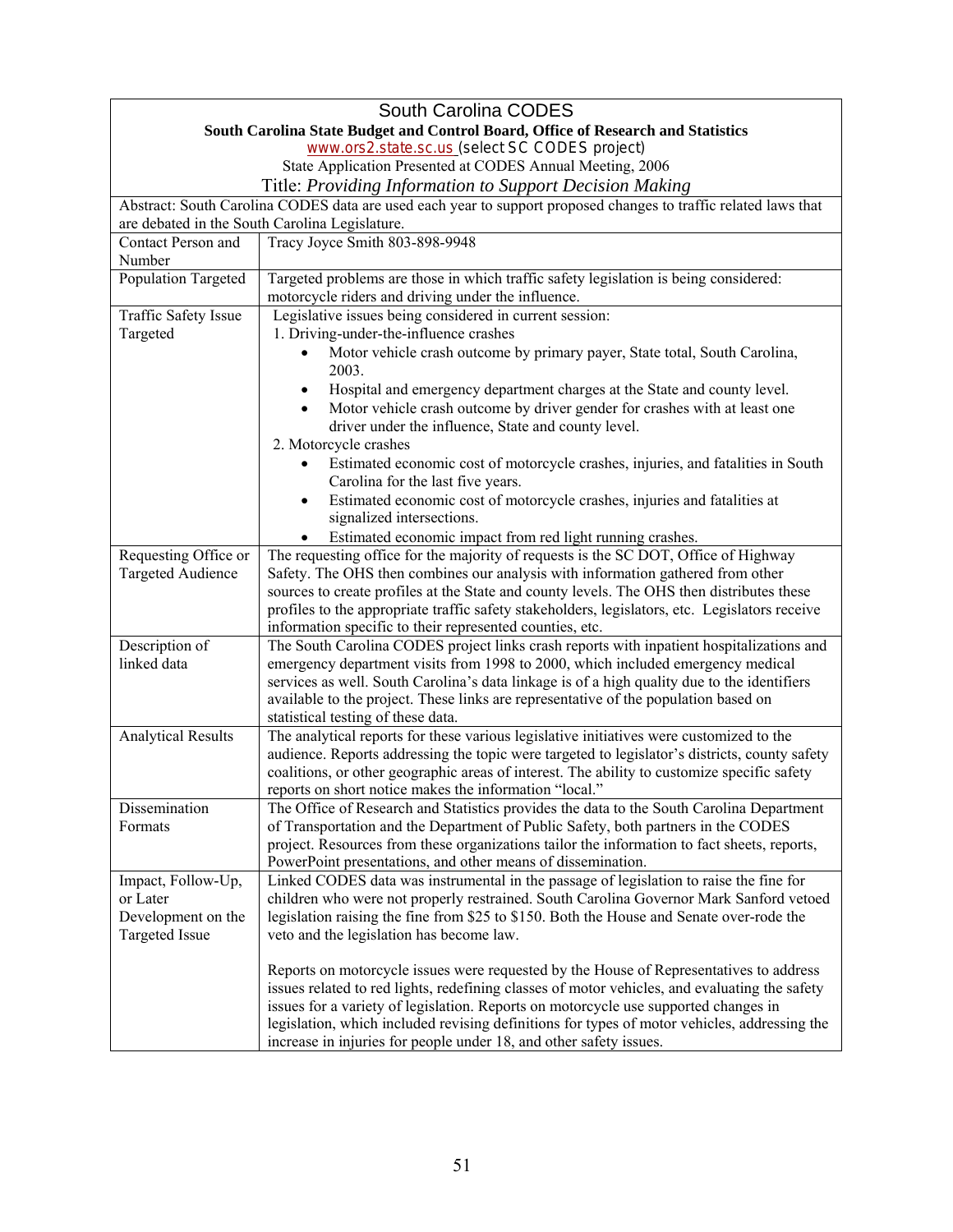## South Carolina CODES

**South Carolina State Budget and Control Board, Office of Research and Statistics**

www.ors2.state.sc.us (select SC CODES project)

State Application Presented at CODES Annual Meeting, 2006

Title: *Providing Information to Support Decision Making*

Abstract: South Carolina CODES data are used each year to support proposed changes to traffic related laws that are debated in the South Carolina Legislature.

| | |
|---|---|
| Contact Person and Number | Tracy Joyce Smith 803-898-9948 |
| Population Targeted | Targeted problems are those in which traffic safety legislation is being considered: motorcycle riders and driving under the influence. |
| Traffic Safety Issue Targeted | Legislative issues being considered in current session:<br>1. Driving-under-the-influence crashes<br>• Motor vehicle crash outcome by primary payer, State total, South Carolina, 2003.<br>• Hospital and emergency department charges at the State and county level.<br>• Motor vehicle crash outcome by driver gender for crashes with at least one driver under the influence, State and county level.<br>2. Motorcycle crashes<br>• Estimated economic cost of motorcycle crashes, injuries, and fatalities in South Carolina for the last five years.<br>• Estimated economic cost of motorcycle crashes, injuries and fatalities at signalized intersections.<br>• Estimated economic impact from red light running crashes. |
| Requesting Office or Targeted Audience | The requesting office for the majority of requests is the SC DOT, Office of Highway Safety. The OHS then combines our analysis with information gathered from other sources to create profiles at the State and county levels. The OHS then distributes these profiles to the appropriate traffic safety stakeholders, legislators, etc. Legislators receive information specific to their represented counties, etc. |
| Description of linked data | The South Carolina CODES project links crash reports with inpatient hospitalizations and emergency department visits from 1998 to 2000, which included emergency medical services as well. South Carolina's data linkage is of a high quality due to the identifiers available to the project. These links are representative of the population based on statistical testing of these data. |
| Analytical Results | The analytical reports for these various legislative initiatives were customized to the audience. Reports addressing the topic were targeted to legislator's districts, county safety coalitions, or other geographic areas of interest. The ability to customize specific safety reports on short notice makes the information "local." |
| Dissemination Formats | The Office of Research and Statistics provides the data to the South Carolina Department of Transportation and the Department of Public Safety, both partners in the CODES project. Resources from these organizations tailor the information to fact sheets, reports, PowerPoint presentations, and other means of dissemination. |
| Impact, Follow-Up, or Later Development on the Targeted Issue | Linked CODES data was instrumental in the passage of legislation to raise the fine for children who were not properly restrained. South Carolina Governor Mark Sanford vetoed legislation raising the fine from $25 to $150. Both the House and Senate over-rode the veto and the legislation has become law.<br><br>Reports on motorcycle issues were requested by the House of Representatives to address issues related to red lights, redefining classes of motor vehicles, and evaluating the safety issues for a variety of legislation. Reports on motorcycle use supported changes in legislation, which included revising definitions for types of motor vehicles, addressing the increase in injuries for people under 18, and other safety issues. |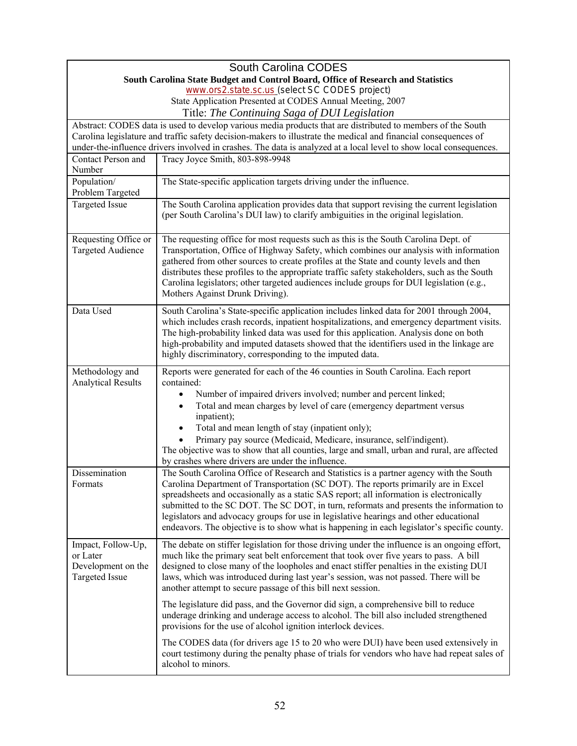| South Carolina CODES<br>**South Carolina State Budget and Control Board, Office of Research and Statistics**<br>www.ors2.state.sc.us (select SC CODES project)<br>State Application Presented at CODES Annual Meeting, 2007<br>Title: *The Continuing Saga of DUI Legislation* | |
|---|---|
| Abstract: CODES data is used to develop various media products that are distributed to members of the South Carolina legislature and traffic safety decision-makers to illustrate the medical and financial consequences of under-the-influence drivers involved in crashes. The data is analyzed at a local level to show local consequences. | |
| Contact Person and Number | Tracy Joyce Smith, 803-898-9948 |
| Population/ Problem Targeted | The State-specific application targets driving under the influence. |
| Targeted Issue | The South Carolina application provides data that support revising the current legislation (per South Carolina's DUI law) to clarify ambiguities in the original legislation. |
| Requesting Office or Targeted Audience | The requesting office for most requests such as this is the South Carolina Dept. of Transportation, Office of Highway Safety, which combines our analysis with information gathered from other sources to create profiles at the State and county levels and then distributes these profiles to the appropriate traffic safety stakeholders, such as the South Carolina legislators; other targeted audiences include groups for DUI legislation (e.g., Mothers Against Drunk Driving). |
| Data Used | South Carolina's State-specific application includes linked data for 2001 through 2004, which includes crash records, inpatient hospitalizations, and emergency department visits. The high-probability linked data was used for this application. Analysis done on both high-probability and imputed datasets showed that the identifiers used in the linkage are highly discriminatory, corresponding to the imputed data. |
| Methodology and Analytical Results | Reports were generated for each of the 46 counties in South Carolina. Each report contained:<br>• Number of impaired drivers involved; number and percent linked;<br>• Total and mean charges by level of care (emergency department versus inpatient);<br>• Total and mean length of stay (inpatient only);<br>• Primary pay source (Medicaid, Medicare, insurance, self/indigent).<br>The objective was to show that all counties, large and small, urban and rural, are affected by crashes where drivers are under the influence. |
| Dissemination Formats | The South Carolina Office of Research and Statistics is a partner agency with the South Carolina Department of Transportation (SC DOT). The reports primarily are in Excel spreadsheets and occasionally as a static SAS report; all information is electronically submitted to the SC DOT. The SC DOT, in turn, reformats and presents the information to legislators and advocacy groups for use in legislative hearings and other educational endeavors. The objective is to show what is happening in each legislator's specific county. |
| Impact, Follow-Up, or Later Development on the Targeted Issue | The debate on stiffer legislation for those driving under the influence is an ongoing effort, much like the primary seat belt enforcement that took over five years to pass. A bill designed to close many of the loopholes and enact stiffer penalties in the existing DUI laws, which was introduced during last year's session, was not passed. There will be another attempt to secure passage of this bill next session.<br><br>The legislature did pass, and the Governor did sign, a comprehensive bill to reduce underage drinking and underage access to alcohol. The bill also included strengthened provisions for the use of alcohol ignition interlock devices.<br><br>The CODES data (for drivers age 15 to 20 who were DUI) have been used extensively in court testimony during the penalty phase of trials for vendors who have had repeat sales of alcohol to minors. |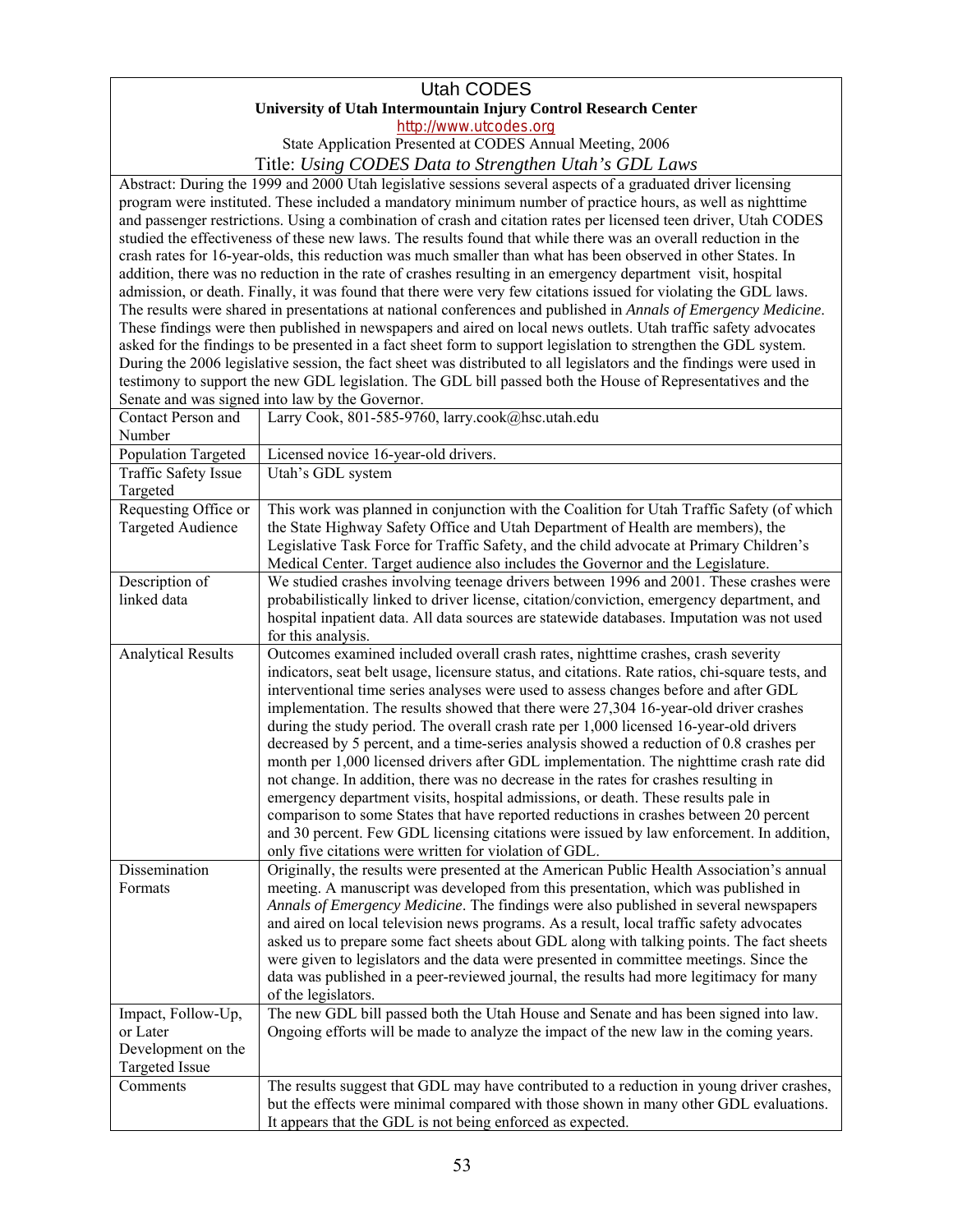# Utah CODES

**University of Utah Intermountain Injury Control Research Center**

http://www.utcodes.org

State Application Presented at CODES Annual Meeting, 2006

## Title: *Using CODES Data to Strengthen Utah's GDL Laws*

Abstract: During the 1999 and 2000 Utah legislative sessions several aspects of a graduated driver licensing program were instituted. These included a mandatory minimum number of practice hours, as well as nighttime and passenger restrictions. Using a combination of crash and citation rates per licensed teen driver, Utah CODES studied the effectiveness of these new laws. The results found that while there was an overall reduction in the crash rates for 16-year-olds, this reduction was much smaller than what has been observed in other States. In addition, there was no reduction in the rate of crashes resulting in an emergency department visit, hospital admission, or death. Finally, it was found that there were very few citations issued for violating the GDL laws. The results were shared in presentations at national conferences and published in *Annals of Emergency Medicine*. These findings were then published in newspapers and aired on local news outlets. Utah traffic safety advocates asked for the findings to be presented in a fact sheet form to support legislation to strengthen the GDL system. During the 2006 legislative session, the fact sheet was distributed to all legislators and the findings were used in testimony to support the new GDL legislation. The GDL bill passed both the House of Representatives and the Senate and was signed into law by the Governor.

| | |
|---|---|
| Contact Person and Number | Larry Cook, 801-585-9760, larry.cook@hsc.utah.edu |
| Population Targeted | Licensed novice 16-year-old drivers. |
| Traffic Safety Issue Targeted | Utah's GDL system |
| Requesting Office or Targeted Audience | This work was planned in conjunction with the Coalition for Utah Traffic Safety (of which the State Highway Safety Office and Utah Department of Health are members), the Legislative Task Force for Traffic Safety, and the child advocate at Primary Children's Medical Center. Target audience also includes the Governor and the Legislature. |
| Description of linked data | We studied crashes involving teenage drivers between 1996 and 2001. These crashes were probabilistically linked to driver license, citation/conviction, emergency department, and hospital inpatient data. All data sources are statewide databases. Imputation was not used for this analysis. |
| Analytical Results | Outcomes examined included overall crash rates, nighttime crashes, crash severity indicators, seat belt usage, licensure status, and citations. Rate ratios, chi-square tests, and interventional time series analyses were used to assess changes before and after GDL implementation. The results showed that there were 27,304 16-year-old driver crashes during the study period. The overall crash rate per 1,000 licensed 16-year-old drivers decreased by 5 percent, and a time-series analysis showed a reduction of 0.8 crashes per month per 1,000 licensed drivers after GDL implementation. The nighttime crash rate did not change. In addition, there was no decrease in the rates for crashes resulting in emergency department visits, hospital admissions, or death. These results pale in comparison to some States that have reported reductions in crashes between 20 percent and 30 percent. Few GDL licensing citations were issued by law enforcement. In addition, only five citations were written for violation of GDL. |
| Dissemination Formats | Originally, the results were presented at the American Public Health Association's annual meeting. A manuscript was developed from this presentation, which was published in *Annals of Emergency Medicine*. The findings were also published in several newspapers and aired on local television news programs. As a result, local traffic safety advocates asked us to prepare some fact sheets about GDL along with talking points. The fact sheets were given to legislators and the data were presented in committee meetings. Since the data was published in a peer-reviewed journal, the results had more legitimacy for many of the legislators. |
| Impact, Follow-Up, or Later Development on the Targeted Issue | The new GDL bill passed both the Utah House and Senate and has been signed into law. Ongoing efforts will be made to analyze the impact of the new law in the coming years. |
| Comments | The results suggest that GDL may have contributed to a reduction in young driver crashes, but the effects were minimal compared with those shown in many other GDL evaluations. It appears that the GDL is not being enforced as expected. |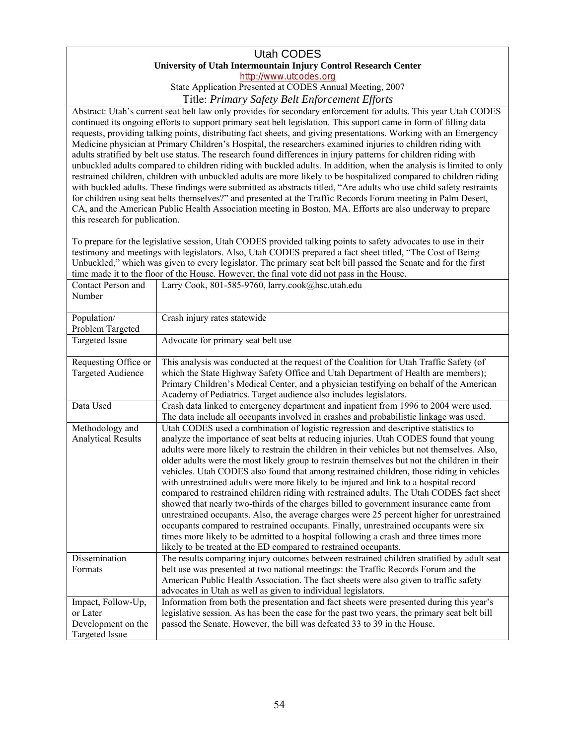# Utah CODES

**University of Utah Intermountain Injury Control Research Center**

http://www.utcodes.org

State Application Presented at CODES Annual Meeting, 2007

## Title: *Primary Safety Belt Enforcement Efforts*

Abstract: Utah's current seat belt law only provides for secondary enforcement for adults. This year Utah CODES continued its ongoing efforts to support primary seat belt legislation. This support came in form of filling data requests, providing talking points, distributing fact sheets, and giving presentations. Working with an Emergency Medicine physician at Primary Children's Hospital, the researchers examined injuries to children riding with adults stratified by belt use status. The research found differences in injury patterns for children riding with unbuckled adults compared to children riding with buckled adults. In addition, when the analysis is limited to only restrained children, children with unbuckled adults are more likely to be hospitalized compared to children riding with buckled adults. These findings were submitted as abstracts titled, "Are adults who use child safety restraints for children using seat belts themselves?" and presented at the Traffic Records Forum meeting in Palm Desert, CA, and the American Public Health Association meeting in Boston, MA. Efforts are also underway to prepare this research for publication.

To prepare for the legislative session, Utah CODES provided talking points to safety advocates to use in their testimony and meetings with legislators. Also, Utah CODES prepared a fact sheet titled, "The Cost of Being Unbuckled," which was given to every legislator. The primary seat belt bill passed the Senate and for the first time made it to the floor of the House. However, the final vote did not pass in the House.

| | |
|---|---|
| Contact Person and Number | Larry Cook, 801-585-9760, larry.cook@hsc.utah.edu |
| Population/ Problem Targeted | Crash injury rates statewide |
| Targeted Issue | Advocate for primary seat belt use |
| Requesting Office or Targeted Audience | This analysis was conducted at the request of the Coalition for Utah Traffic Safety (of which the State Highway Safety Office and Utah Department of Health are members); Primary Children's Medical Center, and a physician testifying on behalf of the American Academy of Pediatrics. Target audience also includes legislators. |
| Data Used | Crash data linked to emergency department and inpatient from 1996 to 2004 were used. The data include all occupants involved in crashes and probabilistic linkage was used. |
| Methodology and Analytical Results | Utah CODES used a combination of logistic regression and descriptive statistics to analyze the importance of seat belts at reducing injuries. Utah CODES found that young adults were more likely to restrain the children in their vehicles but not themselves. Also, older adults were the most likely group to restrain themselves but not the children in their vehicles. Utah CODES also found that among restrained children, those riding in vehicles with unrestrained adults were more likely to be injured and link to a hospital record compared to restrained children riding with restrained adults. The Utah CODES fact sheet showed that nearly two-thirds of the charges billed to government insurance came from unrestrained occupants. Also, the average charges were 25 percent higher for unrestrained occupants compared to restrained occupants. Finally, unrestrained occupants were six times more likely to be admitted to a hospital following a crash and three times more likely to be treated at the ED compared to restrained occupants. |
| Dissemination Formats | The results comparing injury outcomes between restrained children stratified by adult seat belt use was presented at two national meetings: the Traffic Records Forum and the American Public Health Association. The fact sheets were also given to traffic safety advocates in Utah as well as given to individual legislators. |
| Impact, Follow-Up, or Later Development on the Targeted Issue | Information from both the presentation and fact sheets were presented during this year's legislative session. As has been the case for the past two years, the primary seat belt bill passed the Senate. However, the bill was defeated 33 to 39 in the House. |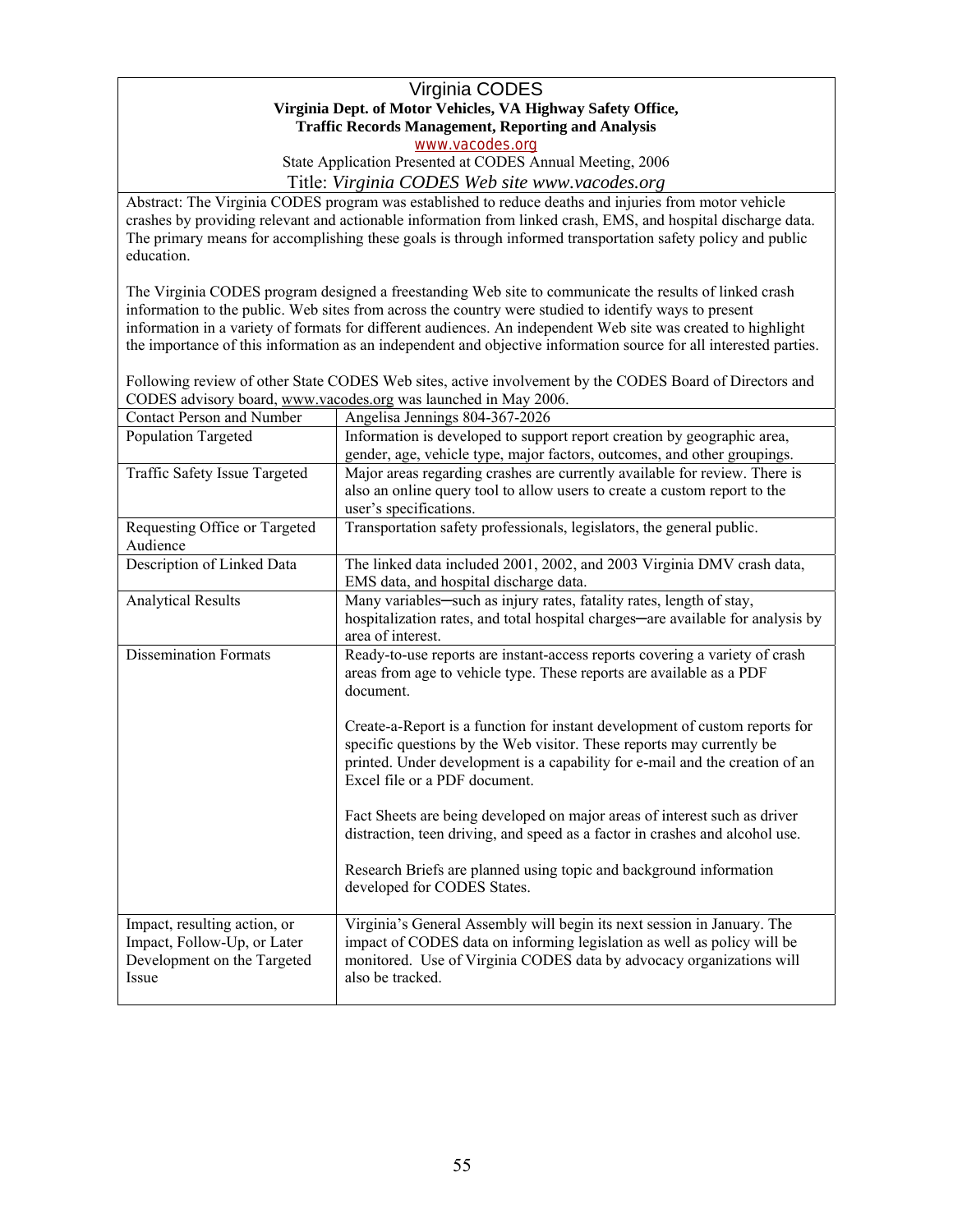# Virginia CODES

**Virginia Dept. of Motor Vehicles, VA Highway Safety Office, Traffic Records Management, Reporting and Analysis**

www.vacodes.org

State Application Presented at CODES Annual Meeting, 2006

## Title: *Virginia CODES Web site www.vacodes.org*

Abstract: The Virginia CODES program was established to reduce deaths and injuries from motor vehicle crashes by providing relevant and actionable information from linked crash, EMS, and hospital discharge data. The primary means for accomplishing these goals is through informed transportation safety policy and public education.

The Virginia CODES program designed a freestanding Web site to communicate the results of linked crash information to the public. Web sites from across the country were studied to identify ways to present information in a variety of formats for different audiences. An independent Web site was created to highlight the importance of this information as an independent and objective information source for all interested parties.

Following review of other State CODES Web sites, active involvement by the CODES Board of Directors and CODES advisory board, www.vacodes.org was launched in May 2006.

| | |
|---|---|
| Contact Person and Number | Angelisa Jennings 804-367-2026 |
| Population Targeted | Information is developed to support report creation by geographic area, gender, age, vehicle type, major factors, outcomes, and other groupings. |
| Traffic Safety Issue Targeted | Major areas regarding crashes are currently available for review. There is also an online query tool to allow users to create a custom report to the user's specifications. |
| Requesting Office or Targeted Audience | Transportation safety professionals, legislators, the general public. |
| Description of Linked Data | The linked data included 2001, 2002, and 2003 Virginia DMV crash data, EMS data, and hospital discharge data. |
| Analytical Results | Many variables─such as injury rates, fatality rates, length of stay, hospitalization rates, and total hospital charges─are available for analysis by area of interest. |
| Dissemination Formats | Ready-to-use reports are instant-access reports covering a variety of crash areas from age to vehicle type. These reports are available as a PDF document.<br><br>Create-a-Report is a function for instant development of custom reports for specific questions by the Web visitor. These reports may currently be printed. Under development is a capability for e-mail and the creation of an Excel file or a PDF document.<br><br>Fact Sheets are being developed on major areas of interest such as driver distraction, teen driving, and speed as a factor in crashes and alcohol use.<br><br>Research Briefs are planned using topic and background information developed for CODES States. |
| Impact, resulting action, or Impact, Follow-Up, or Later Development on the Targeted Issue | Virginia's General Assembly will begin its next session in January. The impact of CODES data on informing legislation as well as policy will be monitored. Use of Virginia CODES data by advocacy organizations will also be tracked. |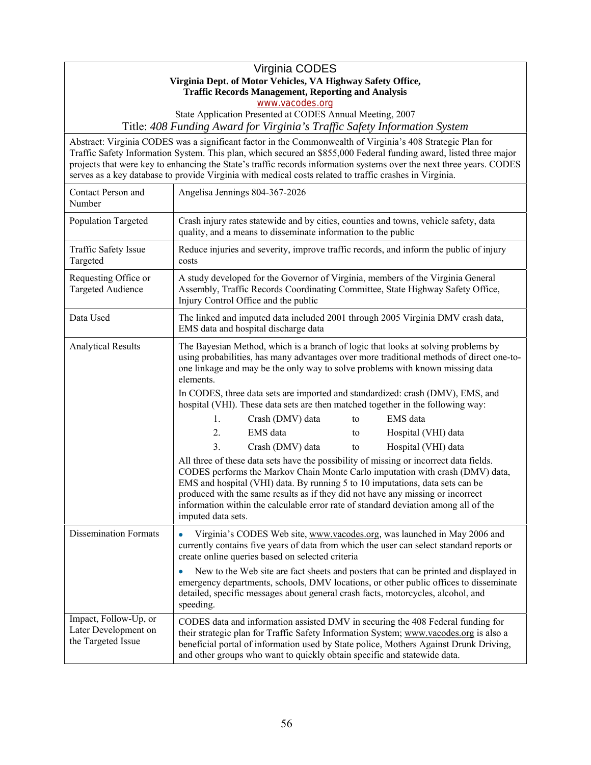# Virginia CODES

**Virginia Dept. of Motor Vehicles, VA Highway Safety Office, Traffic Records Management, Reporting and Analysis**

www.vacodes.org

State Application Presented at CODES Annual Meeting, 2007

## Title: *408 Funding Award for Virginia's Traffic Safety Information System*

Abstract: Virginia CODES was a significant factor in the Commonwealth of Virginia's 408 Strategic Plan for Traffic Safety Information System. This plan, which secured an $855,000 Federal funding award, listed three major projects that were key to enhancing the State's traffic records information systems over the next three years. CODES serves as a key database to provide Virginia with medical costs related to traffic crashes in Virginia.

| | |
|---|---|
| Contact Person and Number | Angelisa Jennings 804-367-2026 |
| Population Targeted | Crash injury rates statewide and by cities, counties and towns, vehicle safety, data quality, and a means to disseminate information to the public |
| Traffic Safety Issue Targeted | Reduce injuries and severity, improve traffic records, and inform the public of injury costs |
| Requesting Office or Targeted Audience | A study developed for the Governor of Virginia, members of the Virginia General Assembly, Traffic Records Coordinating Committee, State Highway Safety Office, Injury Control Office and the public |
| Data Used | The linked and imputed data included 2001 through 2005 Virginia DMV crash data, EMS data and hospital discharge data |
| Analytical Results | The Bayesian Method, which is a branch of logic that looks at solving problems by using probabilities, has many advantages over more traditional methods of direct one-to-one linkage and may be the only way to solve problems with known missing data elements.<br><br>In CODES, three data sets are imported and standardized: crash (DMV), EMS, and hospital (VHI). These data sets are then matched together in the following way:<br>1. Crash (DMV) data to EMS data<br>2. EMS data to Hospital (VHI) data<br>3. Crash (DMV) data to Hospital (VHI) data<br><br>All three of these data sets have the possibility of missing or incorrect data fields. CODES performs the Markov Chain Monte Carlo imputation with crash (DMV) data, EMS and hospital (VHI) data. By running 5 to 10 imputations, data sets can be produced with the same results as if they did not have any missing or incorrect information within the calculable error rate of standard deviation among all of the imputed data sets. |
| Dissemination Formats | • Virginia's CODES Web site, www.vacodes.org, was launched in May 2006 and currently contains five years of data from which the user can select standard reports or create online queries based on selected criteria<br><br>• New to the Web site are fact sheets and posters that can be printed and displayed in emergency departments, schools, DMV locations, or other public offices to disseminate detailed, specific messages about general crash facts, motorcycles, alcohol, and speeding. |
| Impact, Follow-Up, or Later Development on the Targeted Issue | CODES data and information assisted DMV in securing the 408 Federal funding for their strategic plan for Traffic Safety Information System; www.vacodes.org is also a beneficial portal of information used by State police, Mothers Against Drunk Driving, and other groups who want to quickly obtain specific and statewide data. |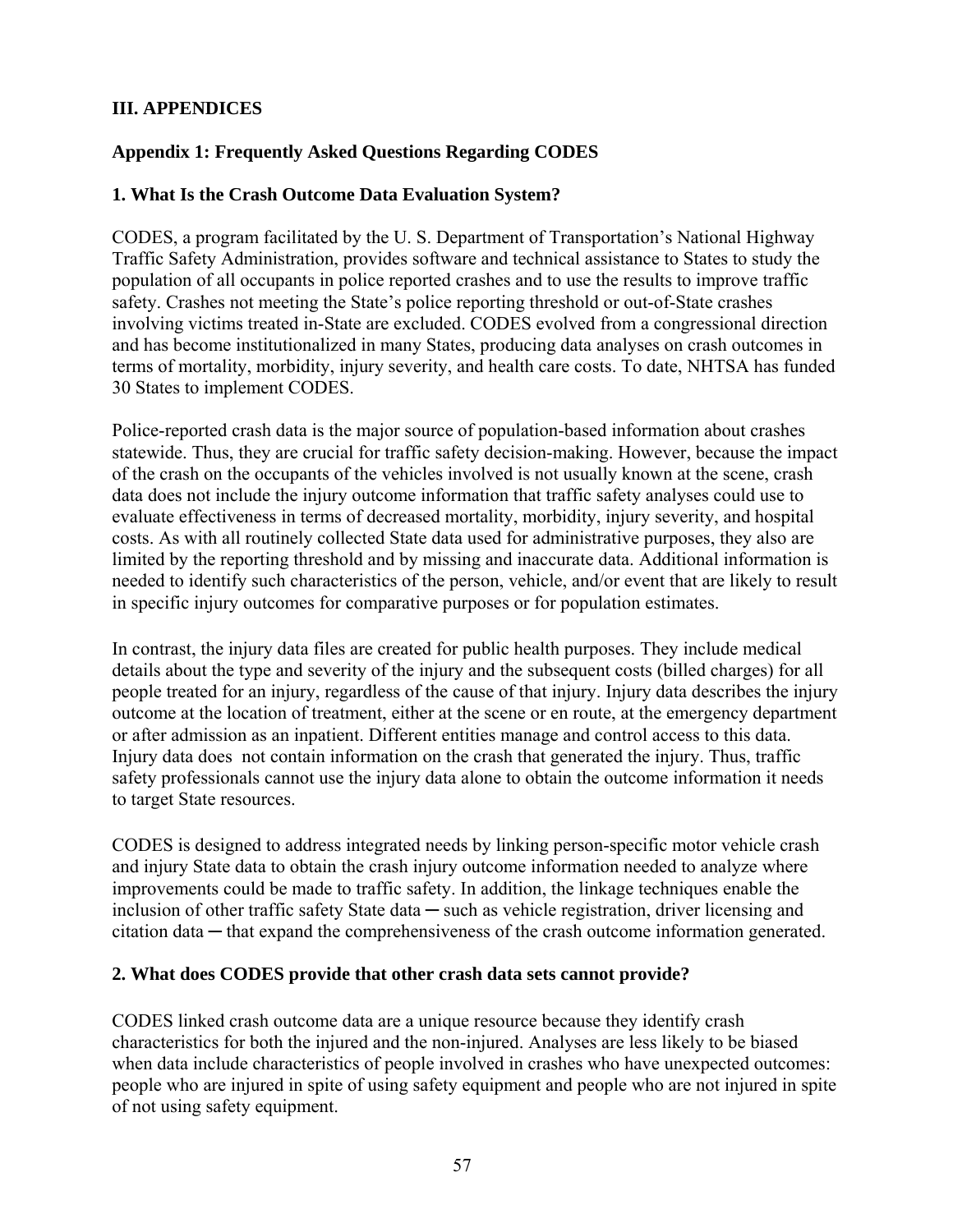## III. APPENDICES

### Appendix 1: Frequently Asked Questions Regarding CODES

#### 1. What Is the Crash Outcome Data Evaluation System?

CODES, a program facilitated by the U. S. Department of Transportation's National Highway Traffic Safety Administration, provides software and technical assistance to States to study the population of all occupants in police reported crashes and to use the results to improve traffic safety. Crashes not meeting the State's police reporting threshold or out-of-State crashes involving victims treated in-State are excluded. CODES evolved from a congressional direction and has become institutionalized in many States, producing data analyses on crash outcomes in terms of mortality, morbidity, injury severity, and health care costs. To date, NHTSA has funded 30 States to implement CODES.

Police-reported crash data is the major source of population-based information about crashes statewide. Thus, they are crucial for traffic safety decision-making. However, because the impact of the crash on the occupants of the vehicles involved is not usually known at the scene, crash data does not include the injury outcome information that traffic safety analyses could use to evaluate effectiveness in terms of decreased mortality, morbidity, injury severity, and hospital costs. As with all routinely collected State data used for administrative purposes, they also are limited by the reporting threshold and by missing and inaccurate data. Additional information is needed to identify such characteristics of the person, vehicle, and/or event that are likely to result in specific injury outcomes for comparative purposes or for population estimates.

In contrast, the injury data files are created for public health purposes. They include medical details about the type and severity of the injury and the subsequent costs (billed charges) for all people treated for an injury, regardless of the cause of that injury. Injury data describes the injury outcome at the location of treatment, either at the scene or en route, at the emergency department or after admission as an inpatient. Different entities manage and control access to this data. Injury data does not contain information on the crash that generated the injury. Thus, traffic safety professionals cannot use the injury data alone to obtain the outcome information it needs to target State resources.

CODES is designed to address integrated needs by linking person-specific motor vehicle crash and injury State data to obtain the crash injury outcome information needed to analyze where improvements could be made to traffic safety. In addition, the linkage techniques enable the inclusion of other traffic safety State data ─ such as vehicle registration, driver licensing and citation data ─ that expand the comprehensiveness of the crash outcome information generated.

#### 2. What does CODES provide that other crash data sets cannot provide?

CODES linked crash outcome data are a unique resource because they identify crash characteristics for both the injured and the non-injured. Analyses are less likely to be biased when data include characteristics of people involved in crashes who have unexpected outcomes: people who are injured in spite of using safety equipment and people who are not injured in spite of not using safety equipment.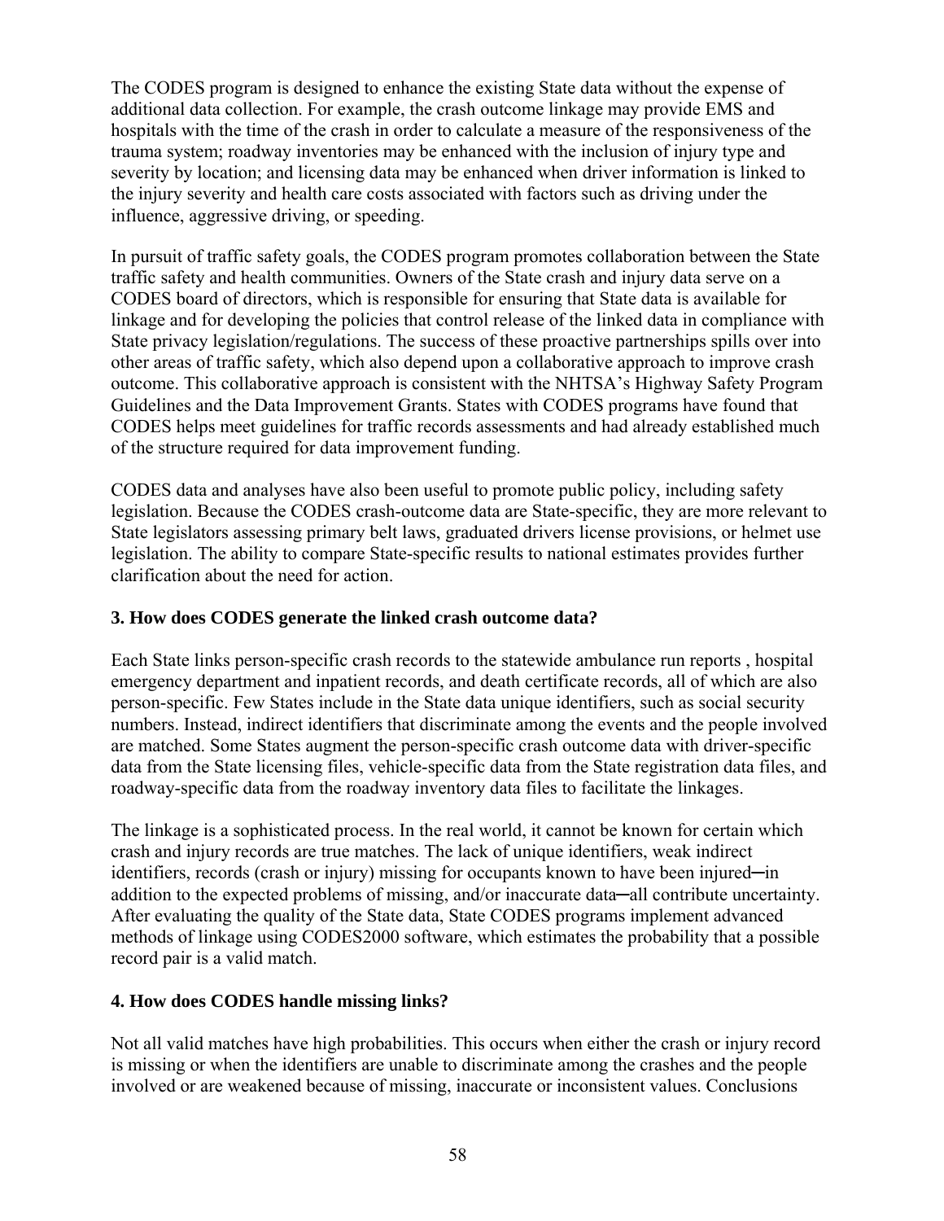The CODES program is designed to enhance the existing State data without the expense of additional data collection. For example, the crash outcome linkage may provide EMS and hospitals with the time of the crash in order to calculate a measure of the responsiveness of the trauma system; roadway inventories may be enhanced with the inclusion of injury type and severity by location; and licensing data may be enhanced when driver information is linked to the injury severity and health care costs associated with factors such as driving under the influence, aggressive driving, or speeding.

In pursuit of traffic safety goals, the CODES program promotes collaboration between the State traffic safety and health communities. Owners of the State crash and injury data serve on a CODES board of directors, which is responsible for ensuring that State data is available for linkage and for developing the policies that control release of the linked data in compliance with State privacy legislation/regulations. The success of these proactive partnerships spills over into other areas of traffic safety, which also depend upon a collaborative approach to improve crash outcome. This collaborative approach is consistent with the NHTSA's Highway Safety Program Guidelines and the Data Improvement Grants. States with CODES programs have found that CODES helps meet guidelines for traffic records assessments and had already established much of the structure required for data improvement funding.

CODES data and analyses have also been useful to promote public policy, including safety legislation. Because the CODES crash-outcome data are State-specific, they are more relevant to State legislators assessing primary belt laws, graduated drivers license provisions, or helmet use legislation. The ability to compare State-specific results to national estimates provides further clarification about the need for action.

### 3. How does CODES generate the linked crash outcome data?

Each State links person-specific crash records to the statewide ambulance run reports , hospital emergency department and inpatient records, and death certificate records, all of which are also person-specific. Few States include in the State data unique identifiers, such as social security numbers. Instead, indirect identifiers that discriminate among the events and the people involved are matched. Some States augment the person-specific crash outcome data with driver-specific data from the State licensing files, vehicle-specific data from the State registration data files, and roadway-specific data from the roadway inventory data files to facilitate the linkages.

The linkage is a sophisticated process. In the real world, it cannot be known for certain which crash and injury records are true matches. The lack of unique identifiers, weak indirect identifiers, records (crash or injury) missing for occupants known to have been injured─in addition to the expected problems of missing, and/or inaccurate data─all contribute uncertainty. After evaluating the quality of the State data, State CODES programs implement advanced methods of linkage using CODES2000 software, which estimates the probability that a possible record pair is a valid match.

### 4. How does CODES handle missing links?

Not all valid matches have high probabilities. This occurs when either the crash or injury record is missing or when the identifiers are unable to discriminate among the crashes and the people involved or are weakened because of missing, inaccurate or inconsistent values. Conclusions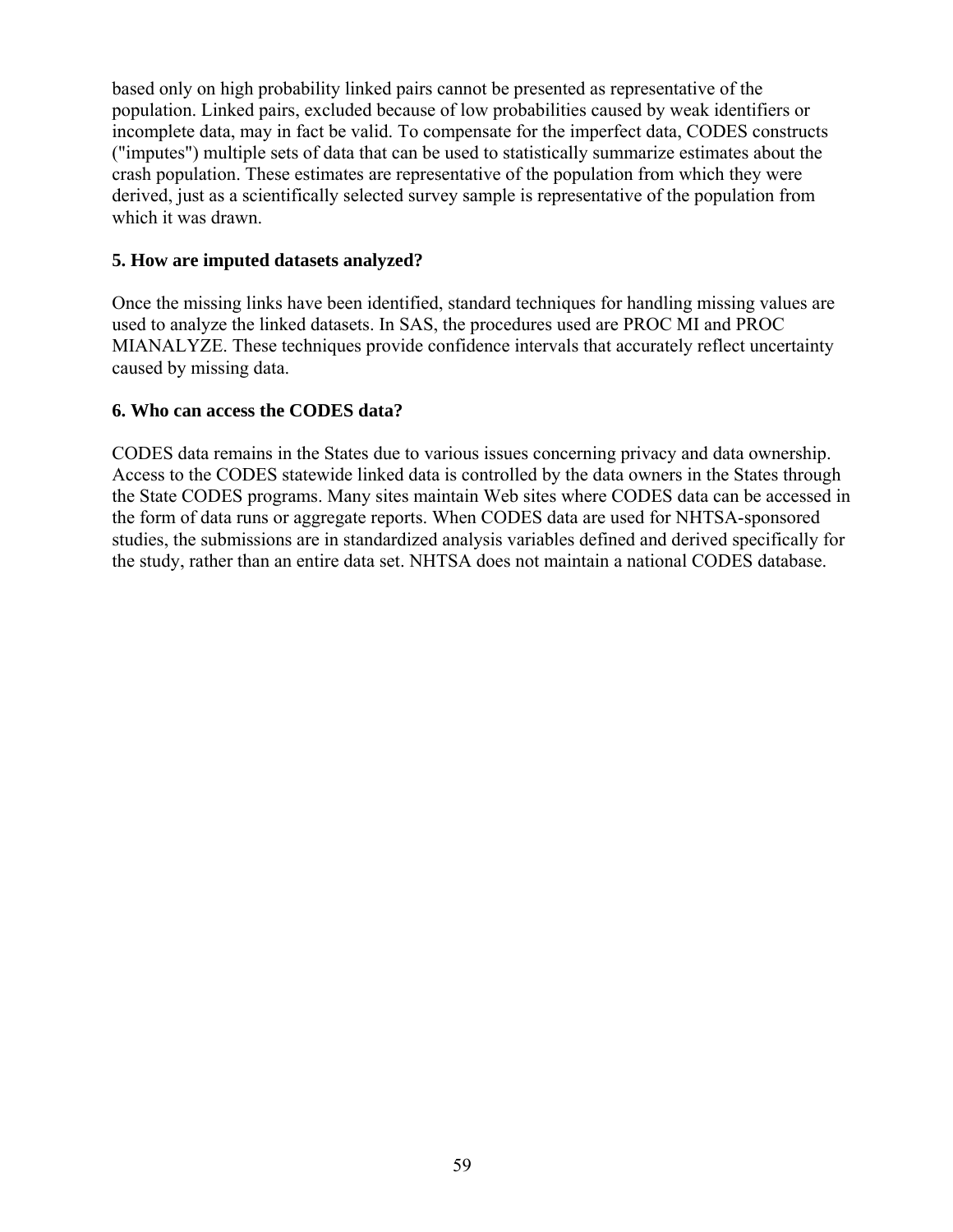based only on high probability linked pairs cannot be presented as representative of the population. Linked pairs, excluded because of low probabilities caused by weak identifiers or incomplete data, may in fact be valid. To compensate for the imperfect data, CODES constructs ("imputes") multiple sets of data that can be used to statistically summarize estimates about the crash population. These estimates are representative of the population from which they were derived, just as a scientifically selected survey sample is representative of the population from which it was drawn.

**5. How are imputed datasets analyzed?**

Once the missing links have been identified, standard techniques for handling missing values are used to analyze the linked datasets. In SAS, the procedures used are PROC MI and PROC MIANALYZE. These techniques provide confidence intervals that accurately reflect uncertainty caused by missing data.

**6. Who can access the CODES data?**

CODES data remains in the States due to various issues concerning privacy and data ownership. Access to the CODES statewide linked data is controlled by the data owners in the States through the State CODES programs. Many sites maintain Web sites where CODES data can be accessed in the form of data runs or aggregate reports. When CODES data are used for NHTSA-sponsored studies, the submissions are in standardized analysis variables defined and derived specifically for the study, rather than an entire data set. NHTSA does not maintain a national CODES database.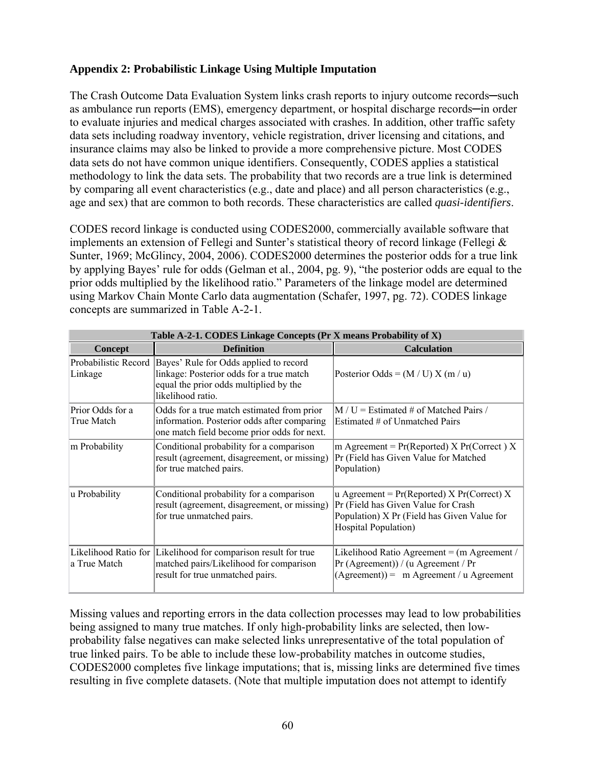### Appendix 2: Probabilistic Linkage Using Multiple Imputation

The Crash Outcome Data Evaluation System links crash reports to injury outcome records─such as ambulance run reports (EMS), emergency department, or hospital discharge records─in order to evaluate injuries and medical charges associated with crashes. In addition, other traffic safety data sets including roadway inventory, vehicle registration, driver licensing and citations, and insurance claims may also be linked to provide a more comprehensive picture. Most CODES data sets do not have common unique identifiers. Consequently, CODES applies a statistical methodology to link the data sets. The probability that two records are a true link is determined by comparing all event characteristics (e.g., date and place) and all person characteristics (e.g., age and sex) that are common to both records. These characteristics are called *quasi-identifiers*.

CODES record linkage is conducted using CODES2000, commercially available software that implements an extension of Fellegi and Sunter's statistical theory of record linkage (Fellegi & Sunter, 1969; McGlincy, 2004, 2006). CODES2000 determines the posterior odds for a true link by applying Bayes' rule for odds (Gelman et al., 2004, pg. 9), "the posterior odds are equal to the prior odds multiplied by the likelihood ratio." Parameters of the linkage model are determined using Markov Chain Monte Carlo data augmentation (Schafer, 1997, pg. 72). CODES linkage concepts are summarized in Table A-2-1.

**Table A-2-1. CODES Linkage Concepts (Pr X means Probability of X)**

| Concept | Definition | Calculation |
|---|---|---|
| Probabilistic Record Linkage | Bayes' Rule for Odds applied to record linkage: Posterior odds for a true match equal the prior odds multiplied by the likelihood ratio. | Posterior Odds = (M / U) X (m / u) |
| Prior Odds for a True Match | Odds for a true match estimated from prior information. Posterior odds after comparing one match field become prior odds for next. | M / U = Estimated # of Matched Pairs / Estimated # of Unmatched Pairs |
| m Probability | Conditional probability for a comparison result (agreement, disagreement, or missing) for true matched pairs. | m Agreement = Pr(Reported) X Pr(Correct ) X Pr (Field has Given Value for Matched Population) |
| u Probability | Conditional probability for a comparison result (agreement, disagreement, or missing) for true unmatched pairs. | u Agreement = Pr(Reported) X Pr(Correct) X Pr (Field has Given Value for Crash Population) X Pr (Field has Given Value for Hospital Population) |
| Likelihood Ratio for a True Match | Likelihood for comparison result for true matched pairs/Likelihood for comparison result for true unmatched pairs. | Likelihood Ratio Agreement = (m Agreement / Pr (Agreement)) / (u Agreement / Pr (Agreement)) = m Agreement / u Agreement |

Missing values and reporting errors in the data collection processes may lead to low probabilities being assigned to many true matches. If only high-probability links are selected, then low-probability false negatives can make selected links unrepresentative of the total population of true linked pairs. To be able to include these low-probability matches in outcome studies, CODES2000 completes five linkage imputations; that is, missing links are determined five times resulting in five complete datasets. (Note that multiple imputation does not attempt to identify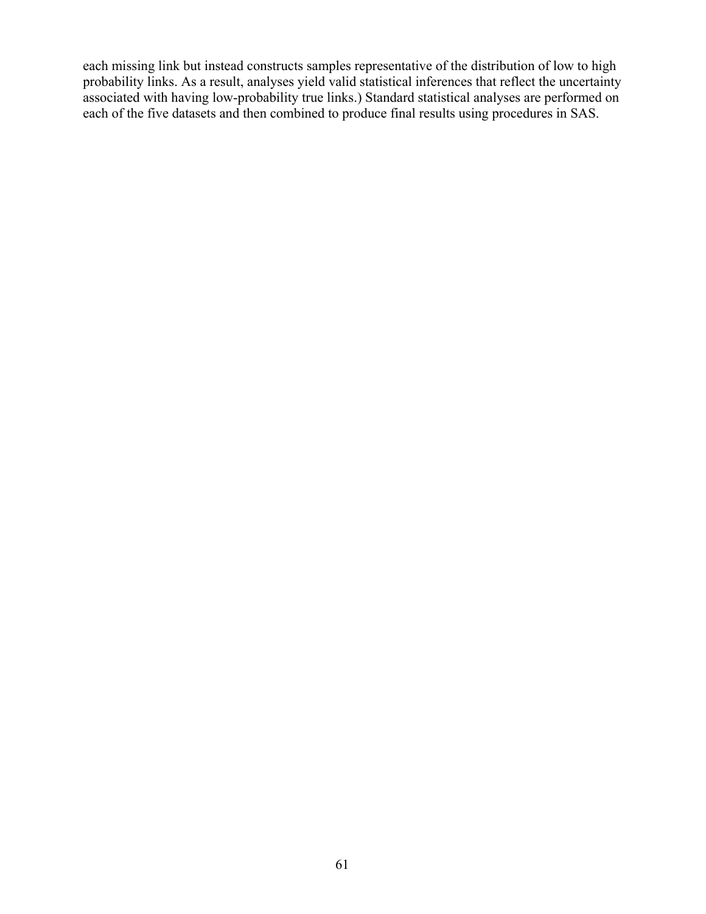each missing link but instead constructs samples representative of the distribution of low to high probability links. As a result, analyses yield valid statistical inferences that reflect the uncertainty associated with having low-probability true links.) Standard statistical analyses are performed on each of the five datasets and then combined to produce final results using procedures in SAS.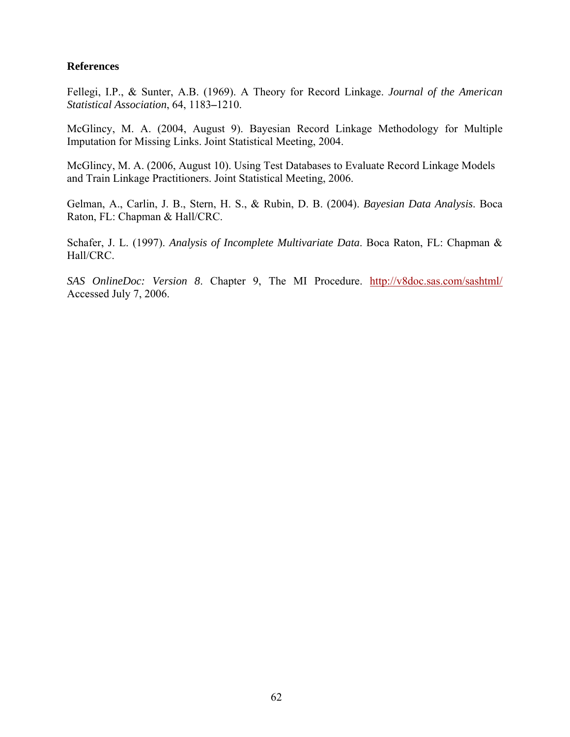## References

Fellegi, I.P., & Sunter, A.B. (1969). A Theory for Record Linkage. *Journal of the American Statistical Association*, 64, 1183–1210.

McGlincy, M. A. (2004, August 9). Bayesian Record Linkage Methodology for Multiple Imputation for Missing Links. Joint Statistical Meeting, 2004.

McGlincy, M. A. (2006, August 10). Using Test Databases to Evaluate Record Linkage Models and Train Linkage Practitioners. Joint Statistical Meeting, 2006.

Gelman, A., Carlin, J. B., Stern, H. S., & Rubin, D. B. (2004). *Bayesian Data Analysis*. Boca Raton, FL: Chapman & Hall/CRC.

Schafer, J. L. (1997). *Analysis of Incomplete Multivariate Data*. Boca Raton, FL: Chapman & Hall/CRC.

*SAS OnlineDoc: Version 8*. Chapter 9, The MI Procedure. http://v8doc.sas.com/sashtml/ Accessed July 7, 2006.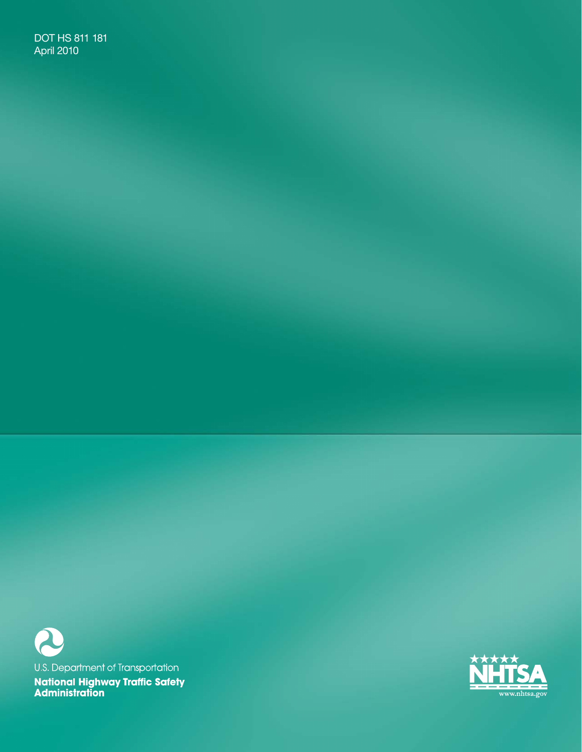DOT HS 811 181
April 2010

U.S. Department of Transportation

**National Highway Traffic Safety Administration**

NHTSA

www.nhtsa.gov